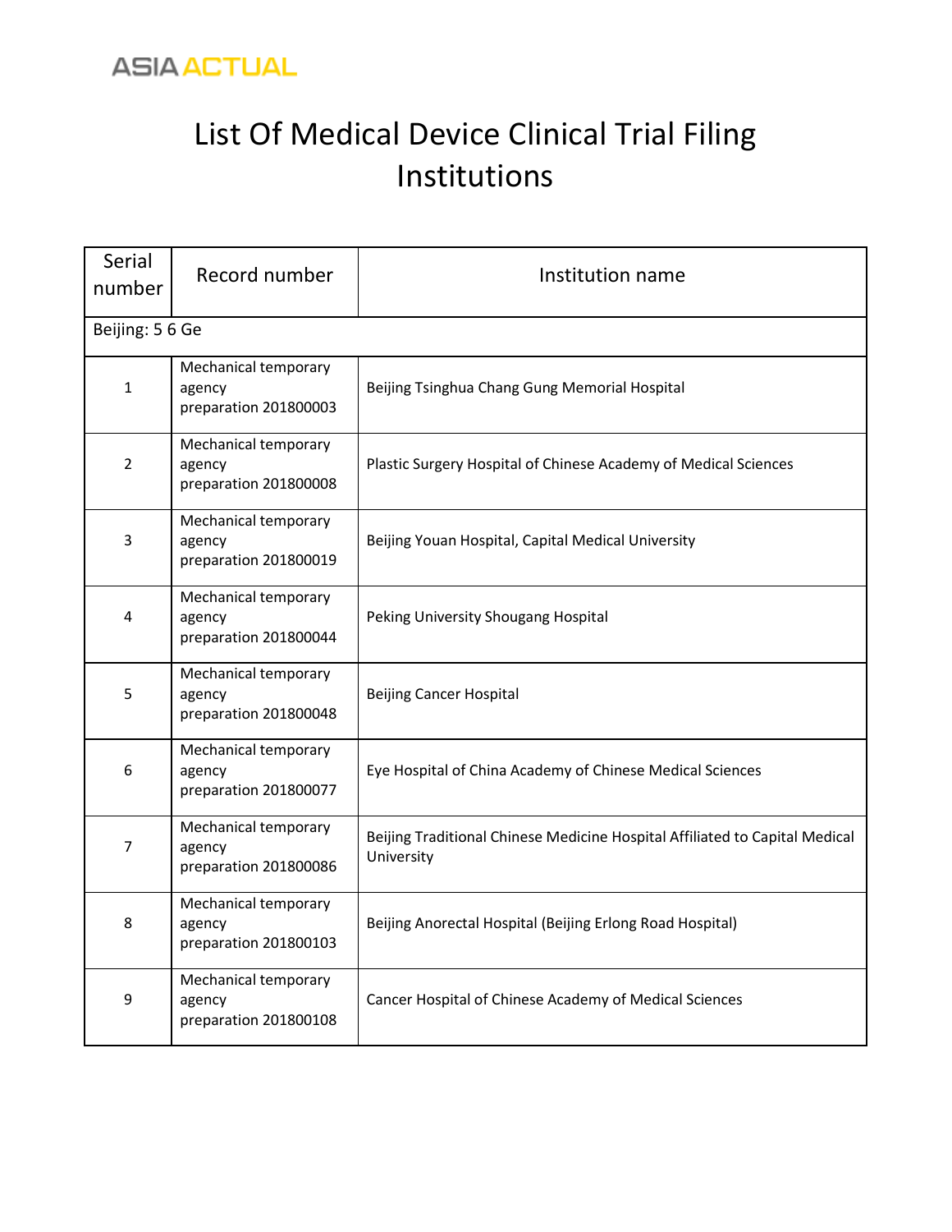# List Of Medical Device Clinical Trial Filing Institutions

| Serial number | Record number | Institution name |
|---|---|---|
| Beijing: 5 6 Ge | | |
| 1 | Mechanical temporary agency preparation 201800003 | Beijing Tsinghua Chang Gung Memorial Hospital |
| 2 | Mechanical temporary agency preparation 201800008 | Plastic Surgery Hospital of Chinese Academy of Medical Sciences |
| 3 | Mechanical temporary agency preparation 201800019 | Beijing Youan Hospital, Capital Medical University |
| 4 | Mechanical temporary agency preparation 201800044 | Peking University Shougang Hospital |
| 5 | Mechanical temporary agency preparation 201800048 | Beijing Cancer Hospital |
| 6 | Mechanical temporary agency preparation 201800077 | Eye Hospital of China Academy of Chinese Medical Sciences |
| 7 | Mechanical temporary agency preparation 201800086 | Beijing Traditional Chinese Medicine Hospital Affiliated to Capital Medical University |
| 8 | Mechanical temporary agency preparation 201800103 | Beijing Anorectal Hospital (Beijing Erlong Road Hospital) |
| 9 | Mechanical temporary agency preparation 201800108 | Cancer Hospital of Chinese Academy of Medical Sciences |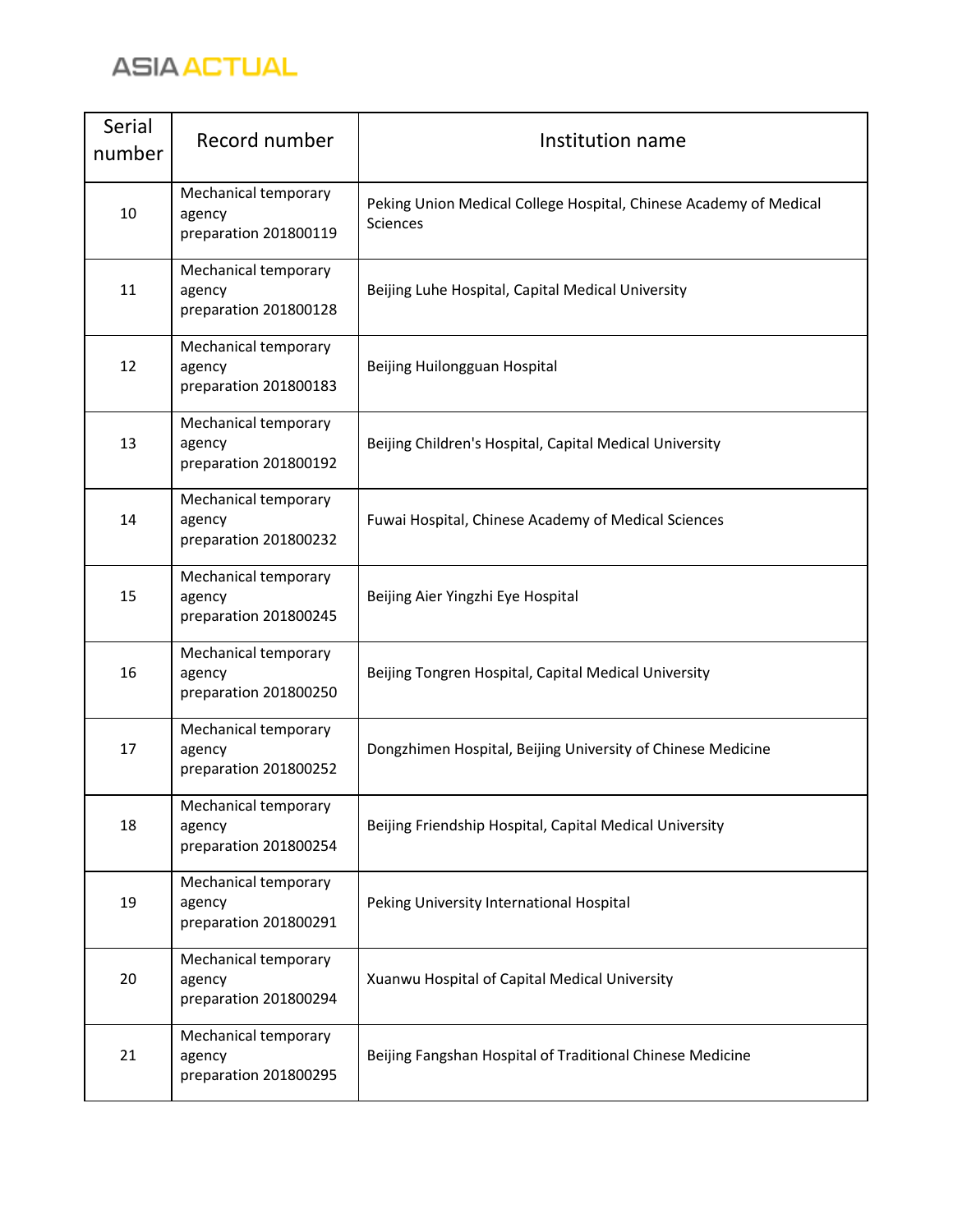| Serial number | Record number | Institution name |
|---|---|---|
| 10 | Mechanical temporary agency preparation 201800119 | Peking Union Medical College Hospital, Chinese Academy of Medical Sciences |
| 11 | Mechanical temporary agency preparation 201800128 | Beijing Luhe Hospital, Capital Medical University |
| 12 | Mechanical temporary agency preparation 201800183 | Beijing Huilongguan Hospital |
| 13 | Mechanical temporary agency preparation 201800192 | Beijing Children's Hospital, Capital Medical University |
| 14 | Mechanical temporary agency preparation 201800232 | Fuwai Hospital, Chinese Academy of Medical Sciences |
| 15 | Mechanical temporary agency preparation 201800245 | Beijing Aier Yingzhi Eye Hospital |
| 16 | Mechanical temporary agency preparation 201800250 | Beijing Tongren Hospital, Capital Medical University |
| 17 | Mechanical temporary agency preparation 201800252 | Dongzhimen Hospital, Beijing University of Chinese Medicine |
| 18 | Mechanical temporary agency preparation 201800254 | Beijing Friendship Hospital, Capital Medical University |
| 19 | Mechanical temporary agency preparation 201800291 | Peking University International Hospital |
| 20 | Mechanical temporary agency preparation 201800294 | Xuanwu Hospital of Capital Medical University |
| 21 | Mechanical temporary agency preparation 201800295 | Beijing Fangshan Hospital of Traditional Chinese Medicine |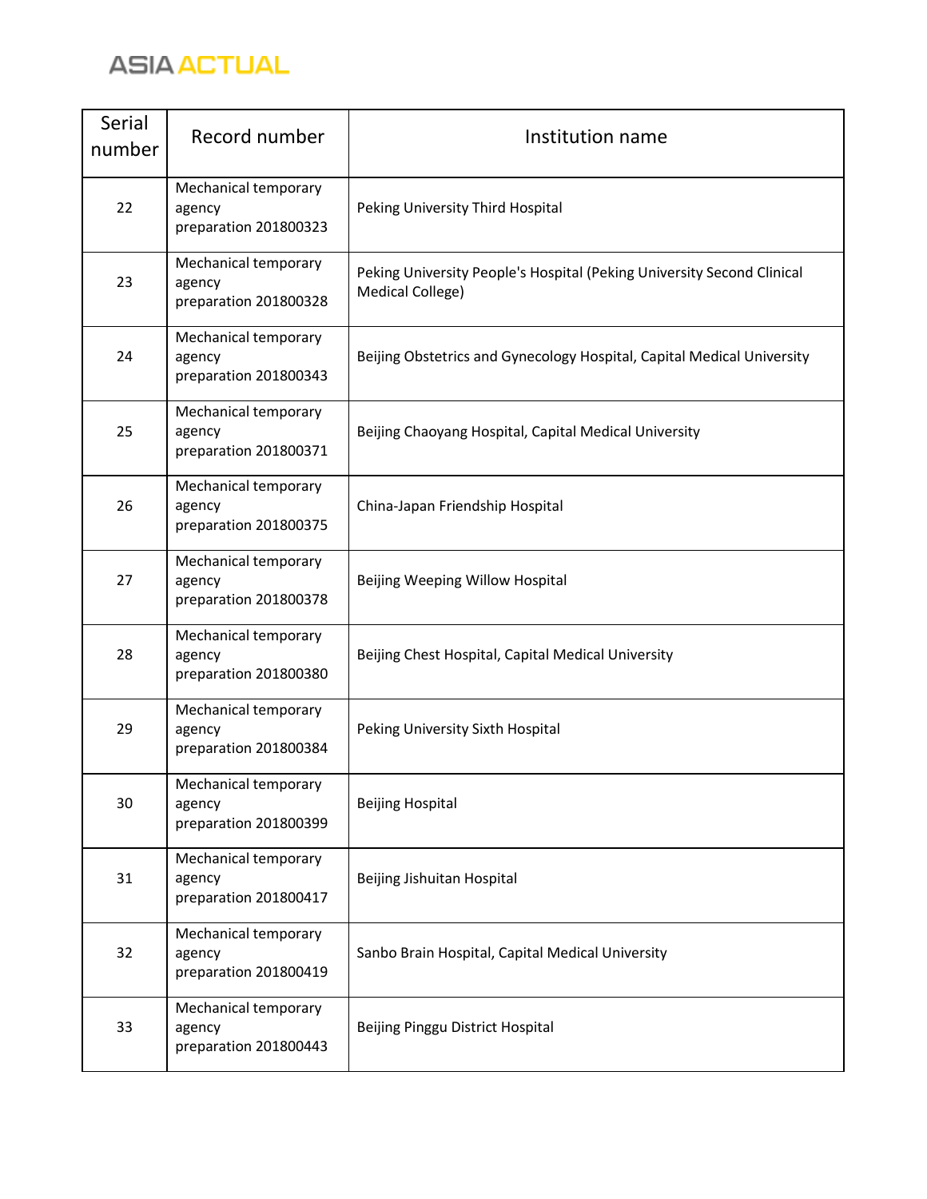| Serial number | Record number | Institution name |
|---|---|---|
| 22 | Mechanical temporary agency preparation 201800323 | Peking University Third Hospital |
| 23 | Mechanical temporary agency preparation 201800328 | Peking University People's Hospital (Peking University Second Clinical Medical College) |
| 24 | Mechanical temporary agency preparation 201800343 | Beijing Obstetrics and Gynecology Hospital, Capital Medical University |
| 25 | Mechanical temporary agency preparation 201800371 | Beijing Chaoyang Hospital, Capital Medical University |
| 26 | Mechanical temporary agency preparation 201800375 | China-Japan Friendship Hospital |
| 27 | Mechanical temporary agency preparation 201800378 | Beijing Weeping Willow Hospital |
| 28 | Mechanical temporary agency preparation 201800380 | Beijing Chest Hospital, Capital Medical University |
| 29 | Mechanical temporary agency preparation 201800384 | Peking University Sixth Hospital |
| 30 | Mechanical temporary agency preparation 201800399 | Beijing Hospital |
| 31 | Mechanical temporary agency preparation 201800417 | Beijing Jishuitan Hospital |
| 32 | Mechanical temporary agency preparation 201800419 | Sanbo Brain Hospital, Capital Medical University |
| 33 | Mechanical temporary agency preparation 201800443 | Beijing Pinggu District Hospital |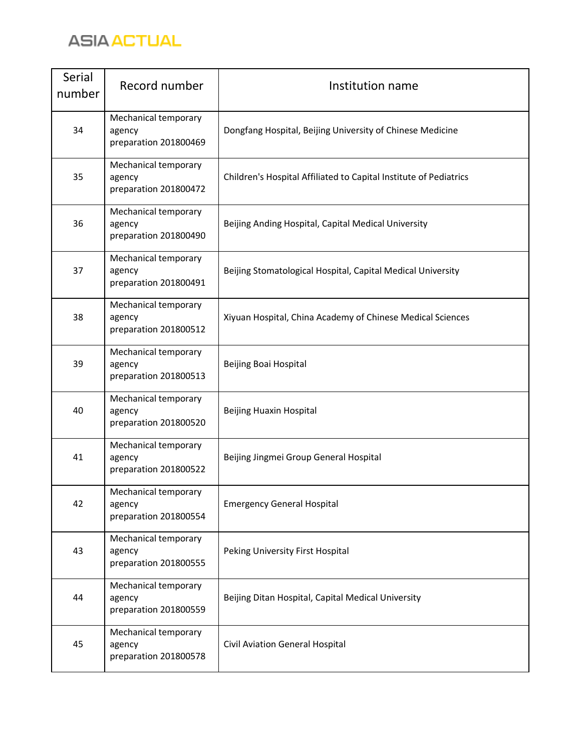| Serial number | Record number | Institution name |
|---|---|---|
| 34 | Mechanical temporary agency preparation 201800469 | Dongfang Hospital, Beijing University of Chinese Medicine |
| 35 | Mechanical temporary agency preparation 201800472 | Children's Hospital Affiliated to Capital Institute of Pediatrics |
| 36 | Mechanical temporary agency preparation 201800490 | Beijing Anding Hospital, Capital Medical University |
| 37 | Mechanical temporary agency preparation 201800491 | Beijing Stomatological Hospital, Capital Medical University |
| 38 | Mechanical temporary agency preparation 201800512 | Xiyuan Hospital, China Academy of Chinese Medical Sciences |
| 39 | Mechanical temporary agency preparation 201800513 | Beijing Boai Hospital |
| 40 | Mechanical temporary agency preparation 201800520 | Beijing Huaxin Hospital |
| 41 | Mechanical temporary agency preparation 201800522 | Beijing Jingmei Group General Hospital |
| 42 | Mechanical temporary agency preparation 201800554 | Emergency General Hospital |
| 43 | Mechanical temporary agency preparation 201800555 | Peking University First Hospital |
| 44 | Mechanical temporary agency preparation 201800559 | Beijing Ditan Hospital, Capital Medical University |
| 45 | Mechanical temporary agency preparation 201800578 | Civil Aviation General Hospital |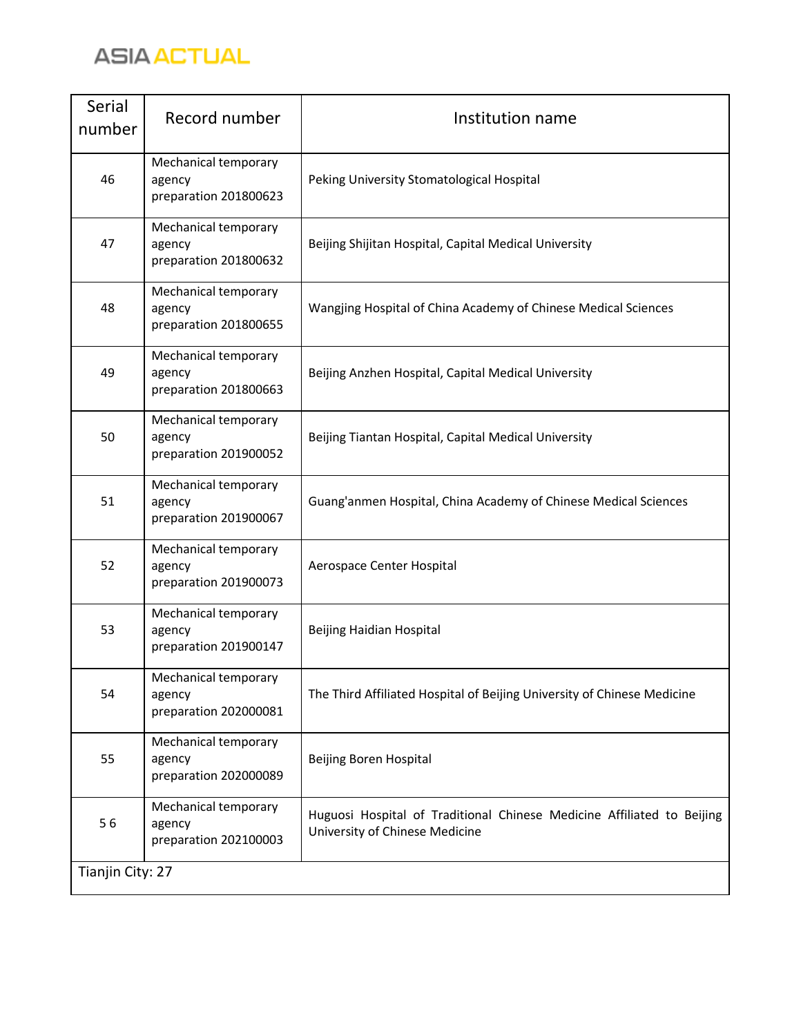| Serial number | Record number | Institution name |
|---|---|---|
| 46 | Mechanical temporary agency preparation 201800623 | Peking University Stomatological Hospital |
| 47 | Mechanical temporary agency preparation 201800632 | Beijing Shijitan Hospital, Capital Medical University |
| 48 | Mechanical temporary agency preparation 201800655 | Wangjing Hospital of China Academy of Chinese Medical Sciences |
| 49 | Mechanical temporary agency preparation 201800663 | Beijing Anzhen Hospital, Capital Medical University |
| 50 | Mechanical temporary agency preparation 201900052 | Beijing Tiantan Hospital, Capital Medical University |
| 51 | Mechanical temporary agency preparation 201900067 | Guang'anmen Hospital, China Academy of Chinese Medical Sciences |
| 52 | Mechanical temporary agency preparation 201900073 | Aerospace Center Hospital |
| 53 | Mechanical temporary agency preparation 201900147 | Beijing Haidian Hospital |
| 54 | Mechanical temporary agency preparation 202000081 | The Third Affiliated Hospital of Beijing University of Chinese Medicine |
| 55 | Mechanical temporary agency preparation 202000089 | Beijing Boren Hospital |
| 5 6 | Mechanical temporary agency preparation 202100003 | Huguosi Hospital of Traditional Chinese Medicine Affiliated to Beijing University of Chinese Medicine |
| Tianjin City: 27 | | |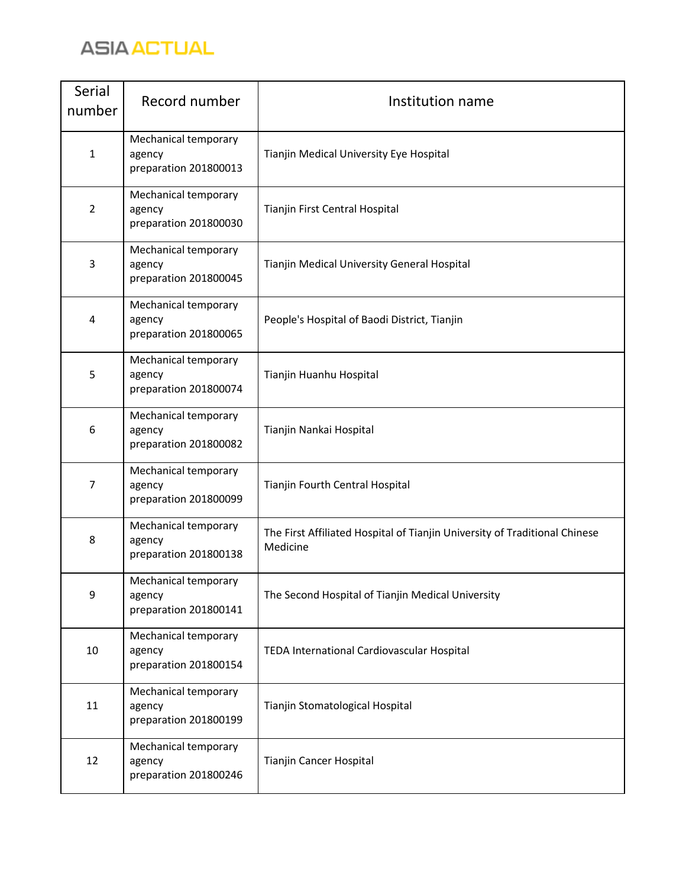| Serial number | Record number | Institution name |
| --- | --- | --- |
| 1 | Mechanical temporary agency preparation 201800013 | Tianjin Medical University Eye Hospital |
| 2 | Mechanical temporary agency preparation 201800030 | Tianjin First Central Hospital |
| 3 | Mechanical temporary agency preparation 201800045 | Tianjin Medical University General Hospital |
| 4 | Mechanical temporary agency preparation 201800065 | People's Hospital of Baodi District, Tianjin |
| 5 | Mechanical temporary agency preparation 201800074 | Tianjin Huanhu Hospital |
| 6 | Mechanical temporary agency preparation 201800082 | Tianjin Nankai Hospital |
| 7 | Mechanical temporary agency preparation 201800099 | Tianjin Fourth Central Hospital |
| 8 | Mechanical temporary agency preparation 201800138 | The First Affiliated Hospital of Tianjin University of Traditional Chinese Medicine |
| 9 | Mechanical temporary agency preparation 201800141 | The Second Hospital of Tianjin Medical University |
| 10 | Mechanical temporary agency preparation 201800154 | TEDA International Cardiovascular Hospital |
| 11 | Mechanical temporary agency preparation 201800199 | Tianjin Stomatological Hospital |
| 12 | Mechanical temporary agency preparation 201800246 | Tianjin Cancer Hospital |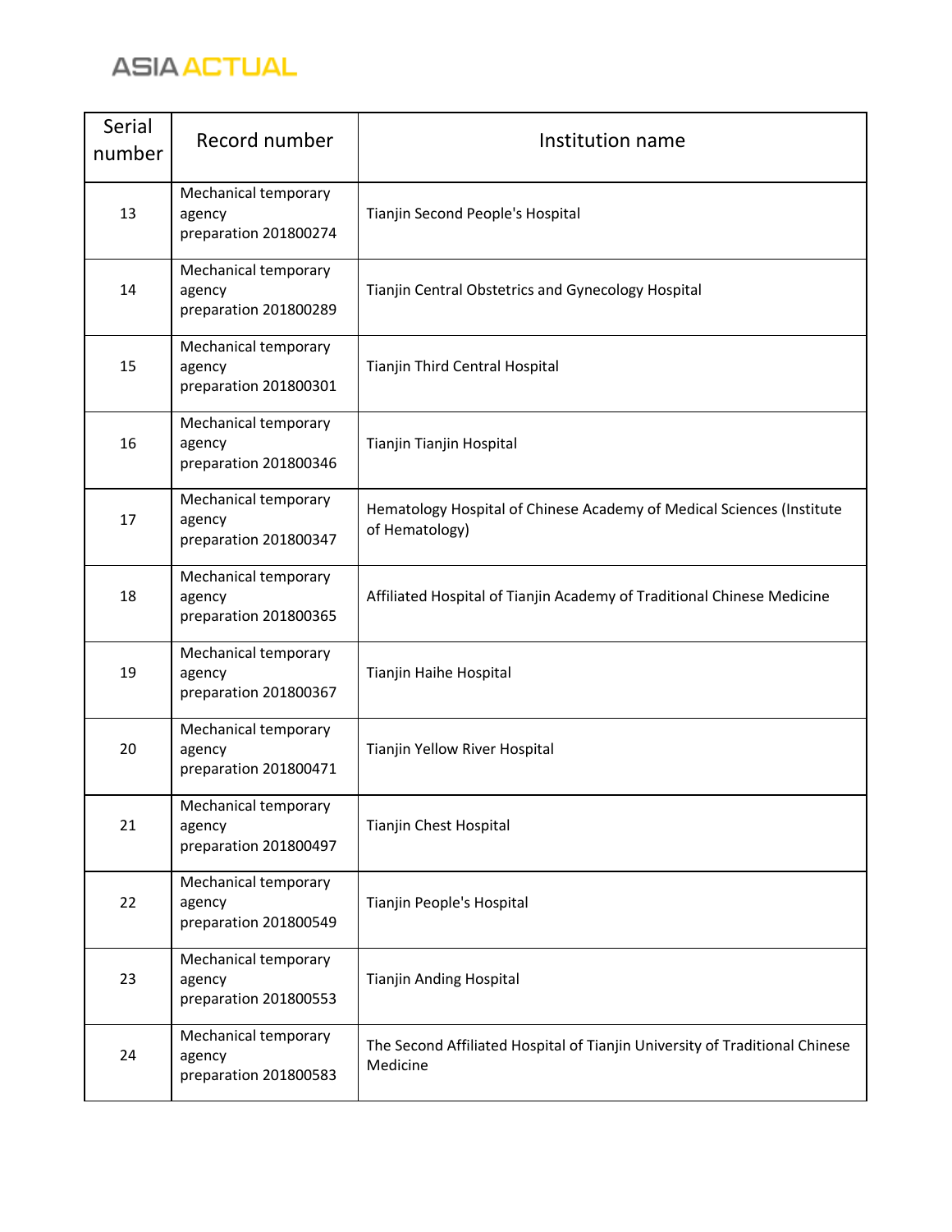| Serial number | Record number | Institution name |
| --- | --- | --- |
| 13 | Mechanical temporary agency preparation 201800274 | Tianjin Second People's Hospital |
| 14 | Mechanical temporary agency preparation 201800289 | Tianjin Central Obstetrics and Gynecology Hospital |
| 15 | Mechanical temporary agency preparation 201800301 | Tianjin Third Central Hospital |
| 16 | Mechanical temporary agency preparation 201800346 | Tianjin Tianjin Hospital |
| 17 | Mechanical temporary agency preparation 201800347 | Hematology Hospital of Chinese Academy of Medical Sciences (Institute of Hematology) |
| 18 | Mechanical temporary agency preparation 201800365 | Affiliated Hospital of Tianjin Academy of Traditional Chinese Medicine |
| 19 | Mechanical temporary agency preparation 201800367 | Tianjin Haihe Hospital |
| 20 | Mechanical temporary agency preparation 201800471 | Tianjin Yellow River Hospital |
| 21 | Mechanical temporary agency preparation 201800497 | Tianjin Chest Hospital |
| 22 | Mechanical temporary agency preparation 201800549 | Tianjin People's Hospital |
| 23 | Mechanical temporary agency preparation 201800553 | Tianjin Anding Hospital |
| 24 | Mechanical temporary agency preparation 201800583 | The Second Affiliated Hospital of Tianjin University of Traditional Chinese Medicine |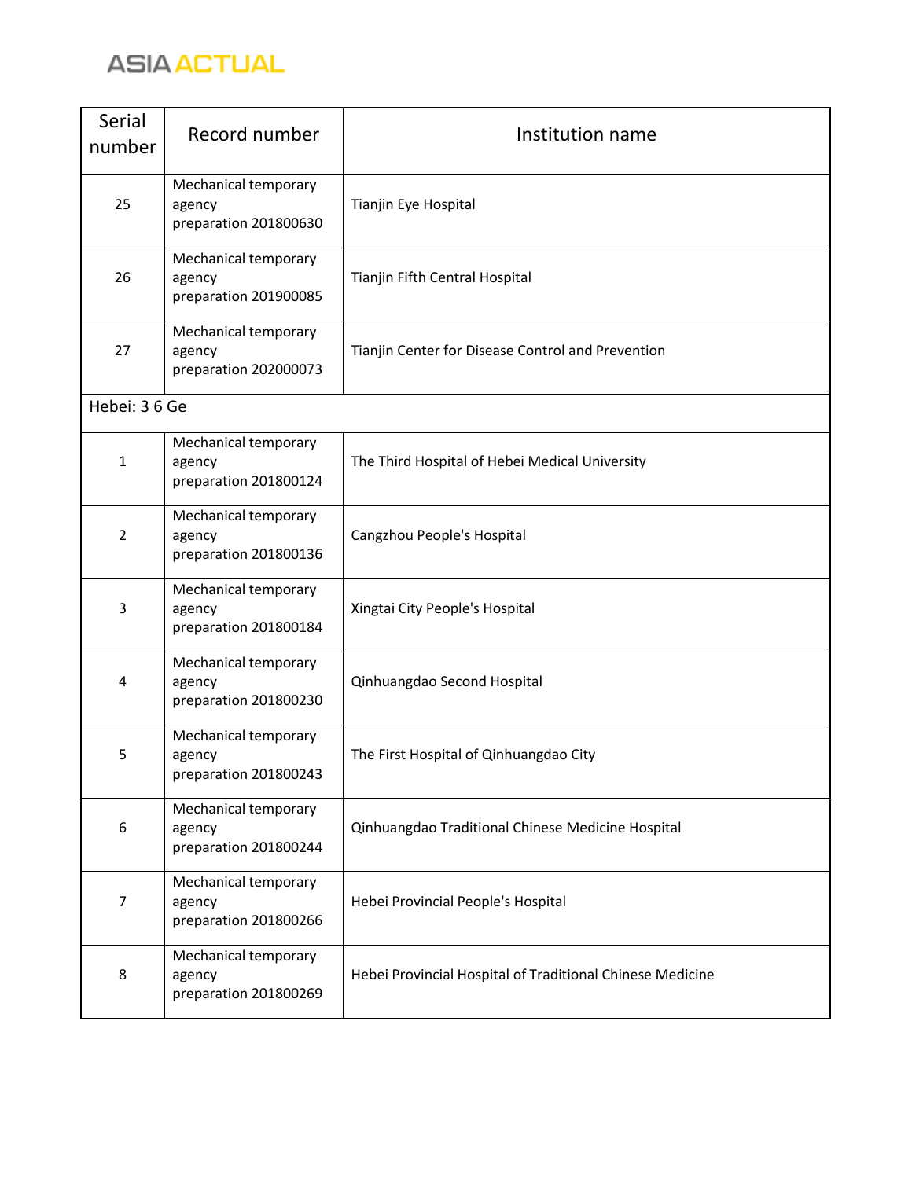| Serial number | Record number | Institution name |
| --- | --- | --- |
| 25 | Mechanical temporary agency preparation 201800630 | Tianjin Eye Hospital |
| 26 | Mechanical temporary agency preparation 201900085 | Tianjin Fifth Central Hospital |
| 27 | Mechanical temporary agency preparation 202000073 | Tianjin Center for Disease Control and Prevention |
| Hebei: 3 6 Ge | | |
| 1 | Mechanical temporary agency preparation 201800124 | The Third Hospital of Hebei Medical University |
| 2 | Mechanical temporary agency preparation 201800136 | Cangzhou People's Hospital |
| 3 | Mechanical temporary agency preparation 201800184 | Xingtai City People's Hospital |
| 4 | Mechanical temporary agency preparation 201800230 | Qinhuangdao Second Hospital |
| 5 | Mechanical temporary agency preparation 201800243 | The First Hospital of Qinhuangdao City |
| 6 | Mechanical temporary agency preparation 201800244 | Qinhuangdao Traditional Chinese Medicine Hospital |
| 7 | Mechanical temporary agency preparation 201800266 | Hebei Provincial People's Hospital |
| 8 | Mechanical temporary agency preparation 201800269 | Hebei Provincial Hospital of Traditional Chinese Medicine |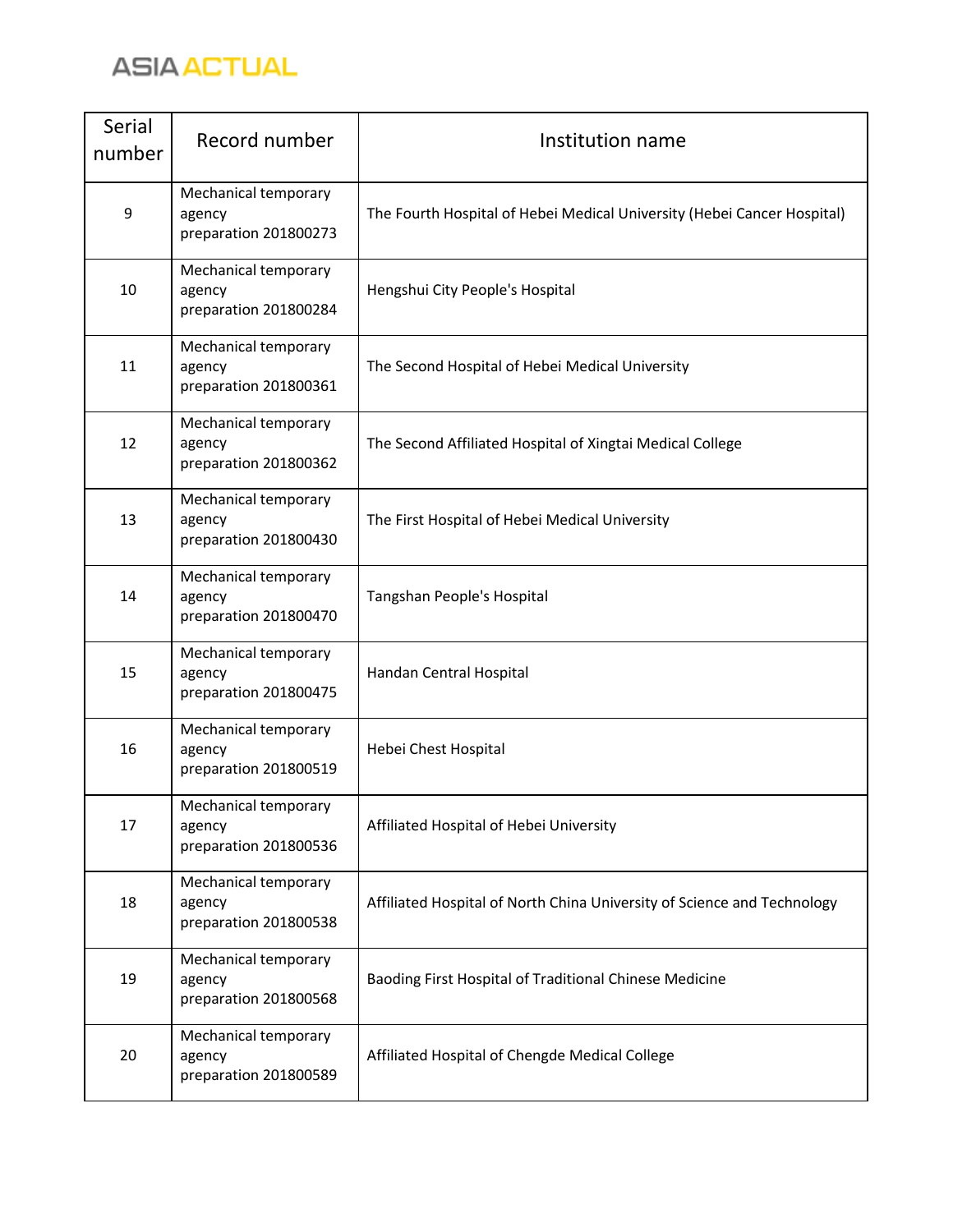| Serial number | Record number | Institution name |
|---|---|---|
| 9 | Mechanical temporary agency preparation 201800273 | The Fourth Hospital of Hebei Medical University (Hebei Cancer Hospital) |
| 10 | Mechanical temporary agency preparation 201800284 | Hengshui City People's Hospital |
| 11 | Mechanical temporary agency preparation 201800361 | The Second Hospital of Hebei Medical University |
| 12 | Mechanical temporary agency preparation 201800362 | The Second Affiliated Hospital of Xingtai Medical College |
| 13 | Mechanical temporary agency preparation 201800430 | The First Hospital of Hebei Medical University |
| 14 | Mechanical temporary agency preparation 201800470 | Tangshan People's Hospital |
| 15 | Mechanical temporary agency preparation 201800475 | Handan Central Hospital |
| 16 | Mechanical temporary agency preparation 201800519 | Hebei Chest Hospital |
| 17 | Mechanical temporary agency preparation 201800536 | Affiliated Hospital of Hebei University |
| 18 | Mechanical temporary agency preparation 201800538 | Affiliated Hospital of North China University of Science and Technology |
| 19 | Mechanical temporary agency preparation 201800568 | Baoding First Hospital of Traditional Chinese Medicine |
| 20 | Mechanical temporary agency preparation 201800589 | Affiliated Hospital of Chengde Medical College |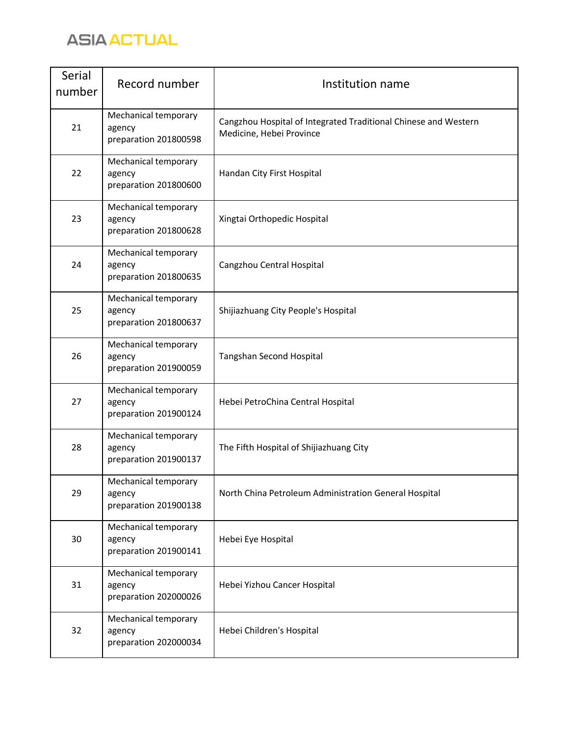| Serial number | Record number | Institution name |
|---|---|---|
| 21 | Mechanical temporary agency preparation 201800598 | Cangzhou Hospital of Integrated Traditional Chinese and Western Medicine, Hebei Province |
| 22 | Mechanical temporary agency preparation 201800600 | Handan City First Hospital |
| 23 | Mechanical temporary agency preparation 201800628 | Xingtai Orthopedic Hospital |
| 24 | Mechanical temporary agency preparation 201800635 | Cangzhou Central Hospital |
| 25 | Mechanical temporary agency preparation 201800637 | Shijiazhuang City People's Hospital |
| 26 | Mechanical temporary agency preparation 201900059 | Tangshan Second Hospital |
| 27 | Mechanical temporary agency preparation 201900124 | Hebei PetroChina Central Hospital |
| 28 | Mechanical temporary agency preparation 201900137 | The Fifth Hospital of Shijiazhuang City |
| 29 | Mechanical temporary agency preparation 201900138 | North China Petroleum Administration General Hospital |
| 30 | Mechanical temporary agency preparation 201900141 | Hebei Eye Hospital |
| 31 | Mechanical temporary agency preparation 202000026 | Hebei Yizhou Cancer Hospital |
| 32 | Mechanical temporary agency preparation 202000034 | Hebei Children's Hospital |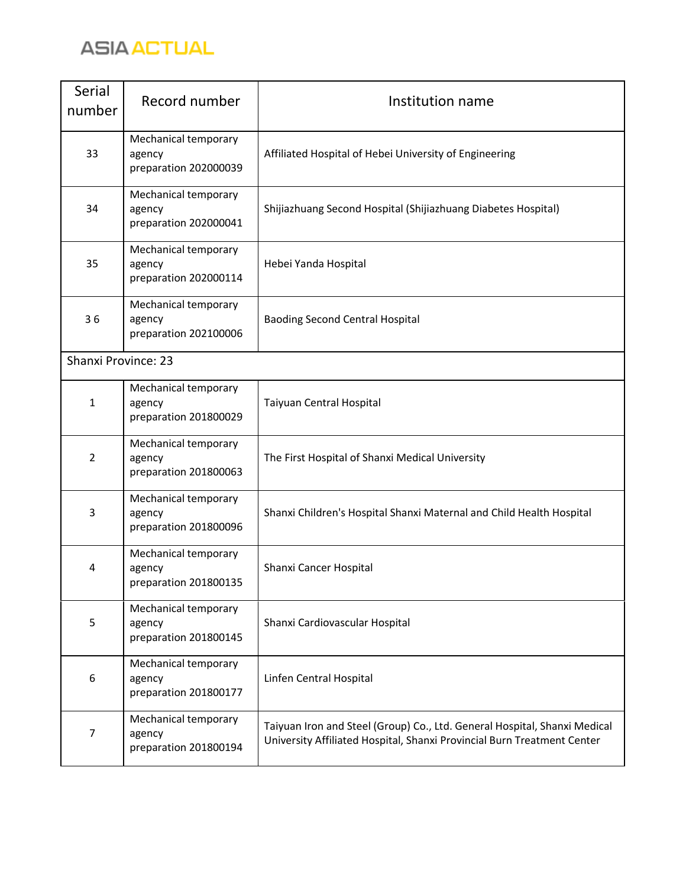| Serial number | Record number | Institution name |
|---|---|---|
| 33 | Mechanical temporary agency preparation 202000039 | Affiliated Hospital of Hebei University of Engineering |
| 34 | Mechanical temporary agency preparation 202000041 | Shijiazhuang Second Hospital (Shijiazhuang Diabetes Hospital) |
| 35 | Mechanical temporary agency preparation 202000114 | Hebei Yanda Hospital |
| 3 6 | Mechanical temporary agency preparation 202100006 | Baoding Second Central Hospital |
| Shanxi Province: 23 | | |
| 1 | Mechanical temporary agency preparation 201800029 | Taiyuan Central Hospital |
| 2 | Mechanical temporary agency preparation 201800063 | The First Hospital of Shanxi Medical University |
| 3 | Mechanical temporary agency preparation 201800096 | Shanxi Children's Hospital Shanxi Maternal and Child Health Hospital |
| 4 | Mechanical temporary agency preparation 201800135 | Shanxi Cancer Hospital |
| 5 | Mechanical temporary agency preparation 201800145 | Shanxi Cardiovascular Hospital |
| 6 | Mechanical temporary agency preparation 201800177 | Linfen Central Hospital |
| 7 | Mechanical temporary agency preparation 201800194 | Taiyuan Iron and Steel (Group) Co., Ltd. General Hospital, Shanxi Medical University Affiliated Hospital, Shanxi Provincial Burn Treatment Center |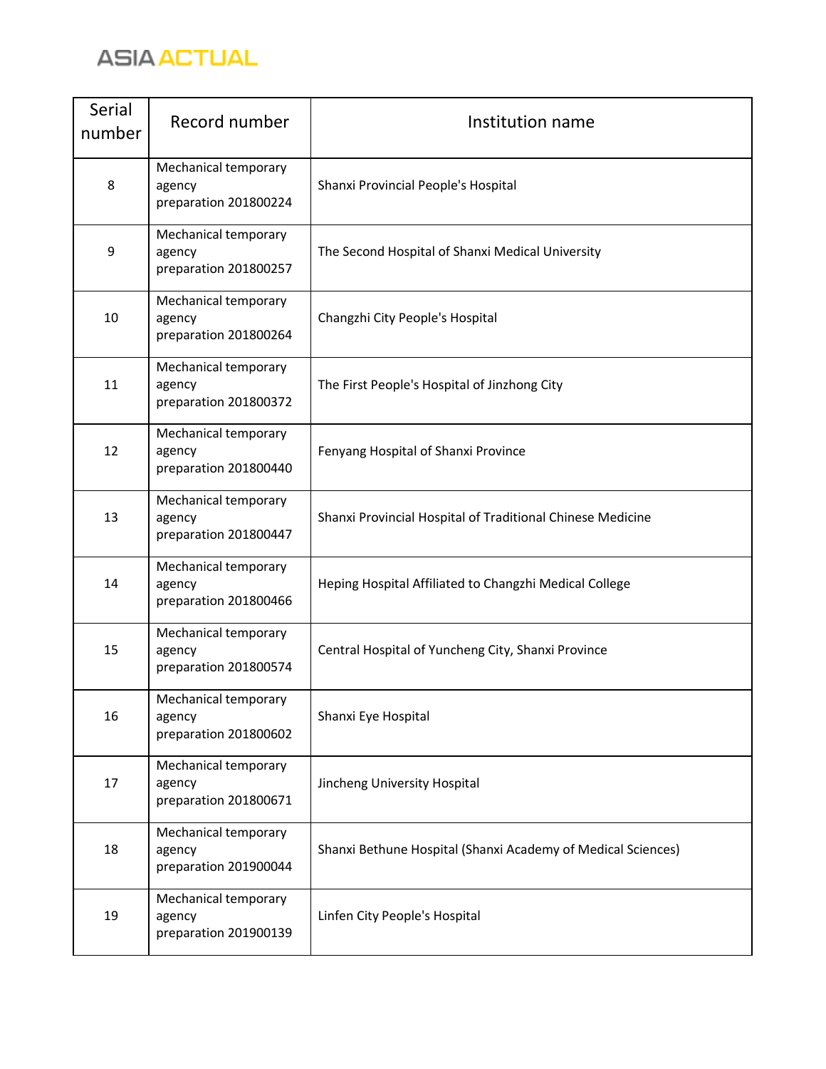| Serial number | Record number | Institution name |
| --- | --- | --- |
| 8 | Mechanical temporary agency preparation 201800224 | Shanxi Provincial People's Hospital |
| 9 | Mechanical temporary agency preparation 201800257 | The Second Hospital of Shanxi Medical University |
| 10 | Mechanical temporary agency preparation 201800264 | Changzhi City People's Hospital |
| 11 | Mechanical temporary agency preparation 201800372 | The First People's Hospital of Jinzhong City |
| 12 | Mechanical temporary agency preparation 201800440 | Fenyang Hospital of Shanxi Province |
| 13 | Mechanical temporary agency preparation 201800447 | Shanxi Provincial Hospital of Traditional Chinese Medicine |
| 14 | Mechanical temporary agency preparation 201800466 | Heping Hospital Affiliated to Changzhi Medical College |
| 15 | Mechanical temporary agency preparation 201800574 | Central Hospital of Yuncheng City, Shanxi Province |
| 16 | Mechanical temporary agency preparation 201800602 | Shanxi Eye Hospital |
| 17 | Mechanical temporary agency preparation 201800671 | Jincheng University Hospital |
| 18 | Mechanical temporary agency preparation 201900044 | Shanxi Bethune Hospital (Shanxi Academy of Medical Sciences) |
| 19 | Mechanical temporary agency preparation 201900139 | Linfen City People's Hospital |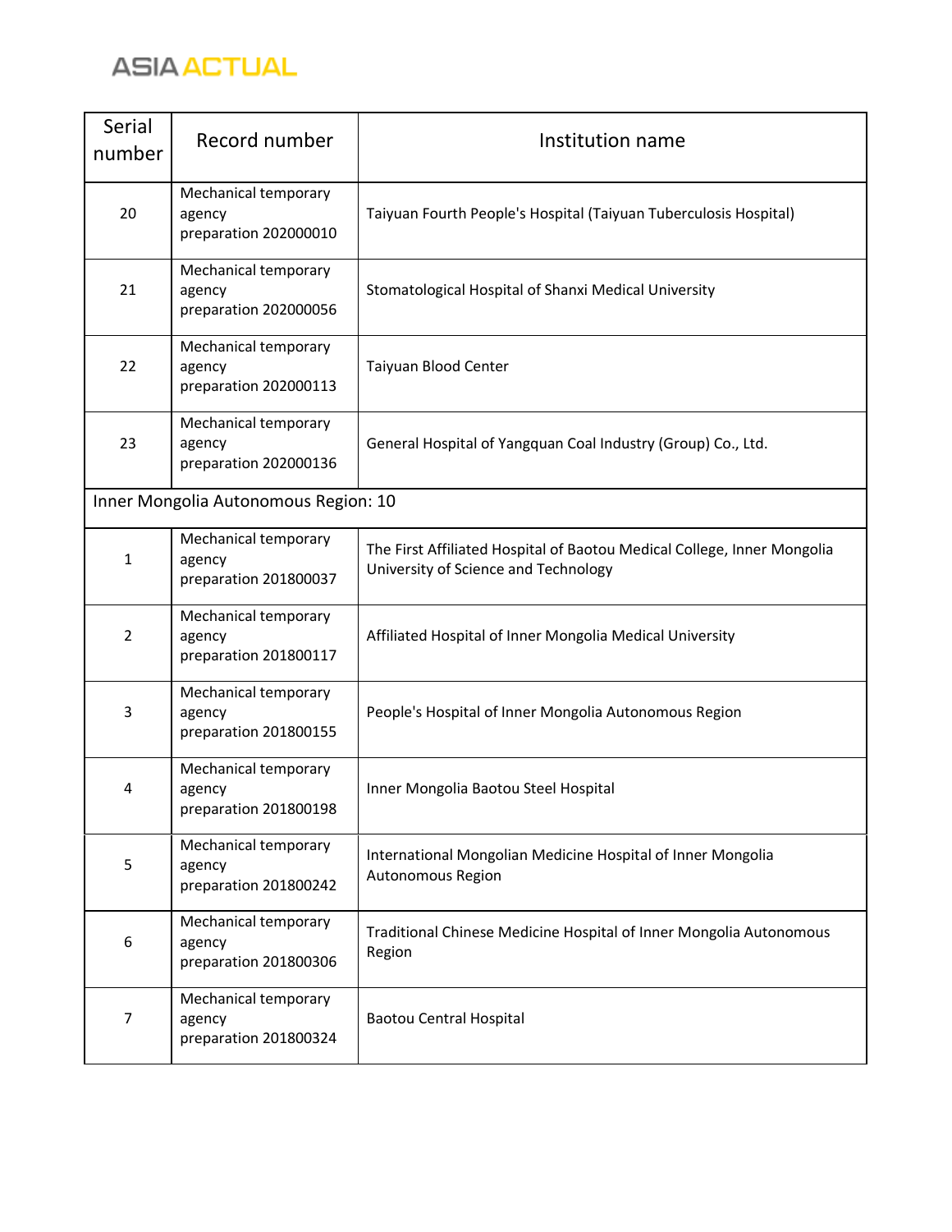| Serial number | Record number | Institution name |
| --- | --- | --- |
| 20 | Mechanical temporary agency preparation 202000010 | Taiyuan Fourth People's Hospital (Taiyuan Tuberculosis Hospital) |
| 21 | Mechanical temporary agency preparation 202000056 | Stomatological Hospital of Shanxi Medical University |
| 22 | Mechanical temporary agency preparation 202000113 | Taiyuan Blood Center |
| 23 | Mechanical temporary agency preparation 202000136 | General Hospital of Yangquan Coal Industry (Group) Co., Ltd. |
| Inner Mongolia Autonomous Region: 10 | | |
| 1 | Mechanical temporary agency preparation 201800037 | The First Affiliated Hospital of Baotou Medical College, Inner Mongolia University of Science and Technology |
| 2 | Mechanical temporary agency preparation 201800117 | Affiliated Hospital of Inner Mongolia Medical University |
| 3 | Mechanical temporary agency preparation 201800155 | People's Hospital of Inner Mongolia Autonomous Region |
| 4 | Mechanical temporary agency preparation 201800198 | Inner Mongolia Baotou Steel Hospital |
| 5 | Mechanical temporary agency preparation 201800242 | International Mongolian Medicine Hospital of Inner Mongolia Autonomous Region |
| 6 | Mechanical temporary agency preparation 201800306 | Traditional Chinese Medicine Hospital of Inner Mongolia Autonomous Region |
| 7 | Mechanical temporary agency preparation 201800324 | Baotou Central Hospital |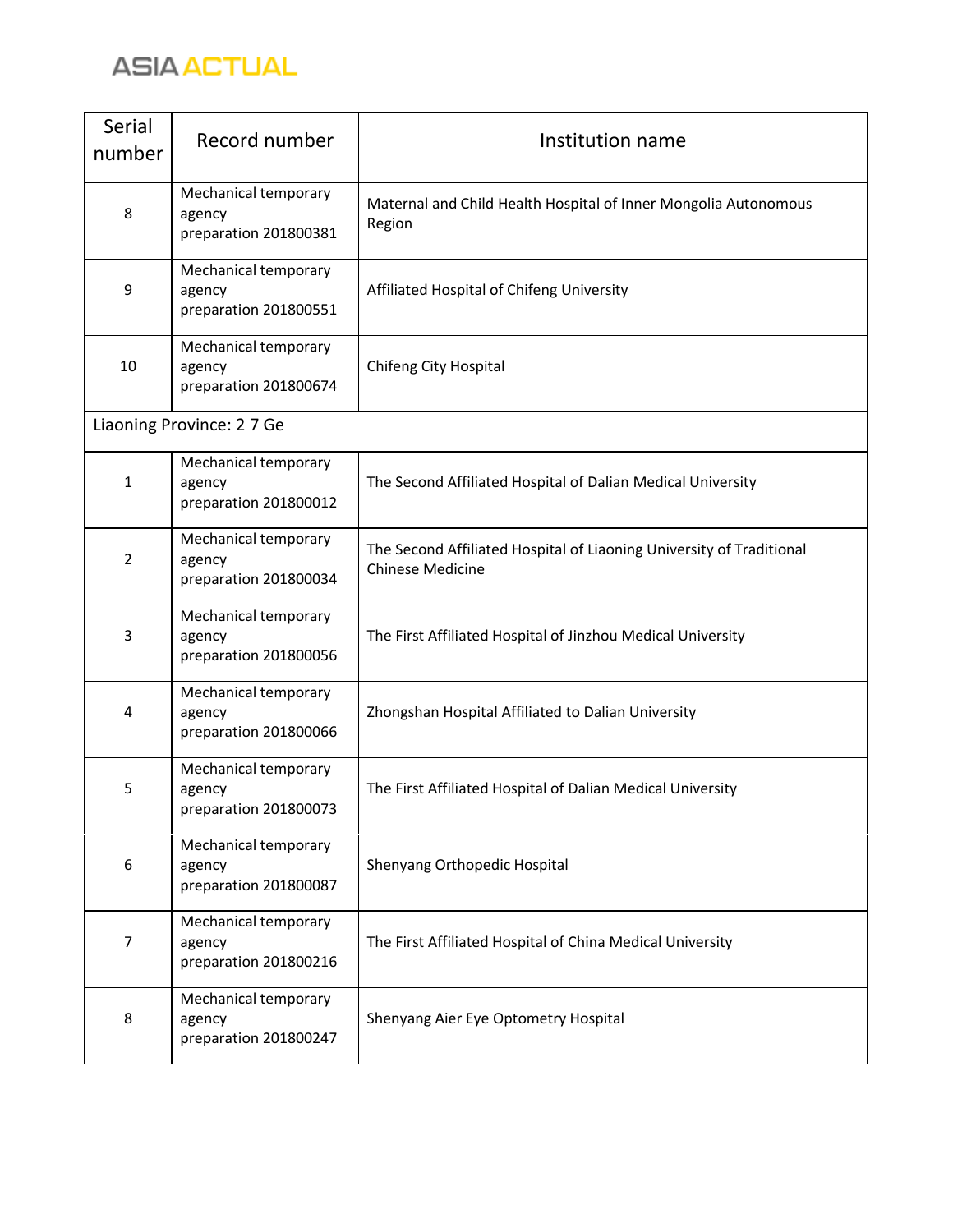| Serial number | Record number | Institution name |
|---|---|---|
| 8 | Mechanical temporary agency preparation 201800381 | Maternal and Child Health Hospital of Inner Mongolia Autonomous Region |
| 9 | Mechanical temporary agency preparation 201800551 | Affiliated Hospital of Chifeng University |
| 10 | Mechanical temporary agency preparation 201800674 | Chifeng City Hospital |
| Liaoning Province: 2 7 Ge | | |
| 1 | Mechanical temporary agency preparation 201800012 | The Second Affiliated Hospital of Dalian Medical University |
| 2 | Mechanical temporary agency preparation 201800034 | The Second Affiliated Hospital of Liaoning University of Traditional Chinese Medicine |
| 3 | Mechanical temporary agency preparation 201800056 | The First Affiliated Hospital of Jinzhou Medical University |
| 4 | Mechanical temporary agency preparation 201800066 | Zhongshan Hospital Affiliated to Dalian University |
| 5 | Mechanical temporary agency preparation 201800073 | The First Affiliated Hospital of Dalian Medical University |
| 6 | Mechanical temporary agency preparation 201800087 | Shenyang Orthopedic Hospital |
| 7 | Mechanical temporary agency preparation 201800216 | The First Affiliated Hospital of China Medical University |
| 8 | Mechanical temporary agency preparation 201800247 | Shenyang Aier Eye Optometry Hospital |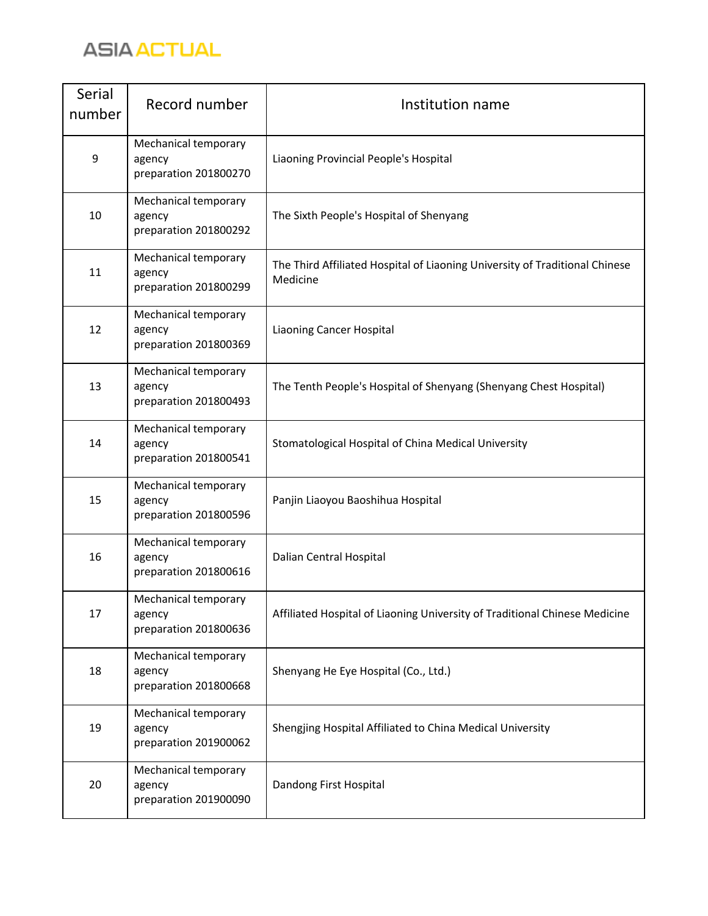| Serial number | Record number | Institution name |
|---|---|---|
| 9 | Mechanical temporary agency preparation 201800270 | Liaoning Provincial People's Hospital |
| 10 | Mechanical temporary agency preparation 201800292 | The Sixth People's Hospital of Shenyang |
| 11 | Mechanical temporary agency preparation 201800299 | The Third Affiliated Hospital of Liaoning University of Traditional Chinese Medicine |
| 12 | Mechanical temporary agency preparation 201800369 | Liaoning Cancer Hospital |
| 13 | Mechanical temporary agency preparation 201800493 | The Tenth People's Hospital of Shenyang (Shenyang Chest Hospital) |
| 14 | Mechanical temporary agency preparation 201800541 | Stomatological Hospital of China Medical University |
| 15 | Mechanical temporary agency preparation 201800596 | Panjin Liaoyou Baoshihua Hospital |
| 16 | Mechanical temporary agency preparation 201800616 | Dalian Central Hospital |
| 17 | Mechanical temporary agency preparation 201800636 | Affiliated Hospital of Liaoning University of Traditional Chinese Medicine |
| 18 | Mechanical temporary agency preparation 201800668 | Shenyang He Eye Hospital (Co., Ltd.) |
| 19 | Mechanical temporary agency preparation 201900062 | Shengjing Hospital Affiliated to China Medical University |
| 20 | Mechanical temporary agency preparation 201900090 | Dandong First Hospital |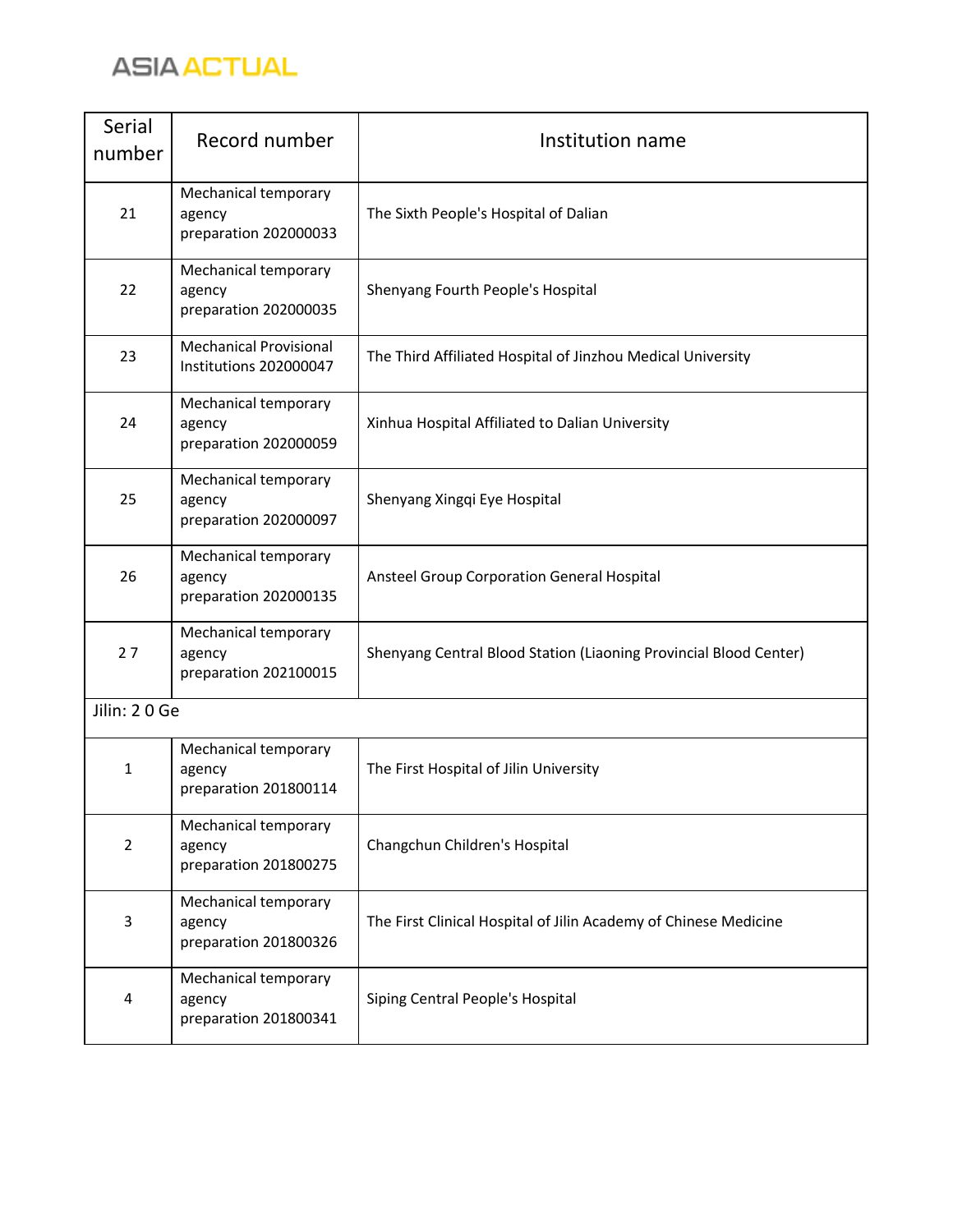| Serial number | Record number | Institution name |
| --- | --- | --- |
| 21 | Mechanical temporary agency preparation 202000033 | The Sixth People's Hospital of Dalian |
| 22 | Mechanical temporary agency preparation 202000035 | Shenyang Fourth People's Hospital |
| 23 | Mechanical Provisional Institutions 202000047 | The Third Affiliated Hospital of Jinzhou Medical University |
| 24 | Mechanical temporary agency preparation 202000059 | Xinhua Hospital Affiliated to Dalian University |
| 25 | Mechanical temporary agency preparation 202000097 | Shenyang Xingqi Eye Hospital |
| 26 | Mechanical temporary agency preparation 202000135 | Ansteel Group Corporation General Hospital |
| 2 7 | Mechanical temporary agency preparation 202100015 | Shenyang Central Blood Station (Liaoning Provincial Blood Center) |
| Jilin: 2 0 Ge | | |
| 1 | Mechanical temporary agency preparation 201800114 | The First Hospital of Jilin University |
| 2 | Mechanical temporary agency preparation 201800275 | Changchun Children's Hospital |
| 3 | Mechanical temporary agency preparation 201800326 | The First Clinical Hospital of Jilin Academy of Chinese Medicine |
| 4 | Mechanical temporary agency preparation 201800341 | Siping Central People's Hospital |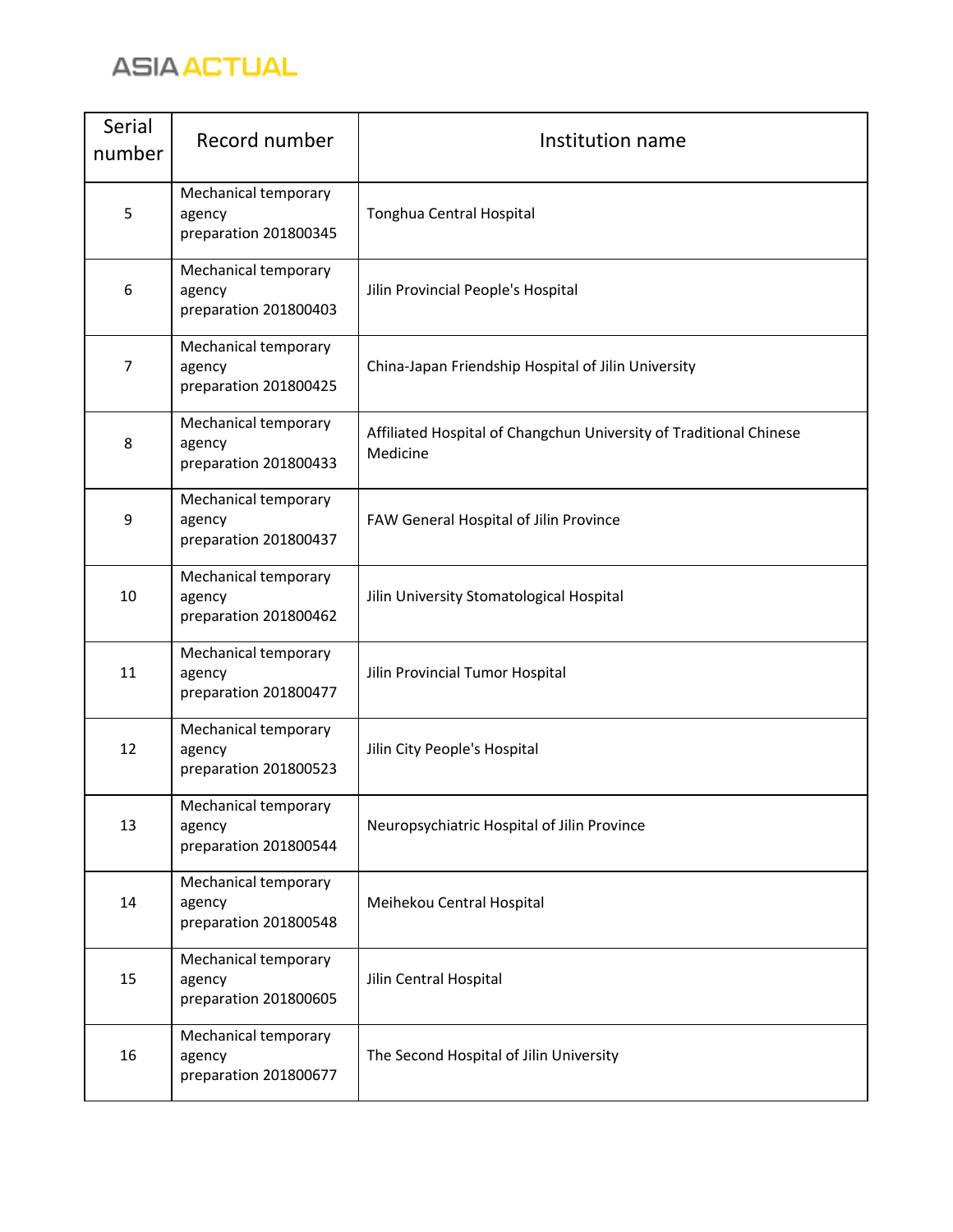| Serial number | Record number | Institution name |
|---|---|---|
| 5 | Mechanical temporary agency preparation 201800345 | Tonghua Central Hospital |
| 6 | Mechanical temporary agency preparation 201800403 | Jilin Provincial People's Hospital |
| 7 | Mechanical temporary agency preparation 201800425 | China-Japan Friendship Hospital of Jilin University |
| 8 | Mechanical temporary agency preparation 201800433 | Affiliated Hospital of Changchun University of Traditional Chinese Medicine |
| 9 | Mechanical temporary agency preparation 201800437 | FAW General Hospital of Jilin Province |
| 10 | Mechanical temporary agency preparation 201800462 | Jilin University Stomatological Hospital |
| 11 | Mechanical temporary agency preparation 201800477 | Jilin Provincial Tumor Hospital |
| 12 | Mechanical temporary agency preparation 201800523 | Jilin City People's Hospital |
| 13 | Mechanical temporary agency preparation 201800544 | Neuropsychiatric Hospital of Jilin Province |
| 14 | Mechanical temporary agency preparation 201800548 | Meihekou Central Hospital |
| 15 | Mechanical temporary agency preparation 201800605 | Jilin Central Hospital |
| 16 | Mechanical temporary agency preparation 201800677 | The Second Hospital of Jilin University |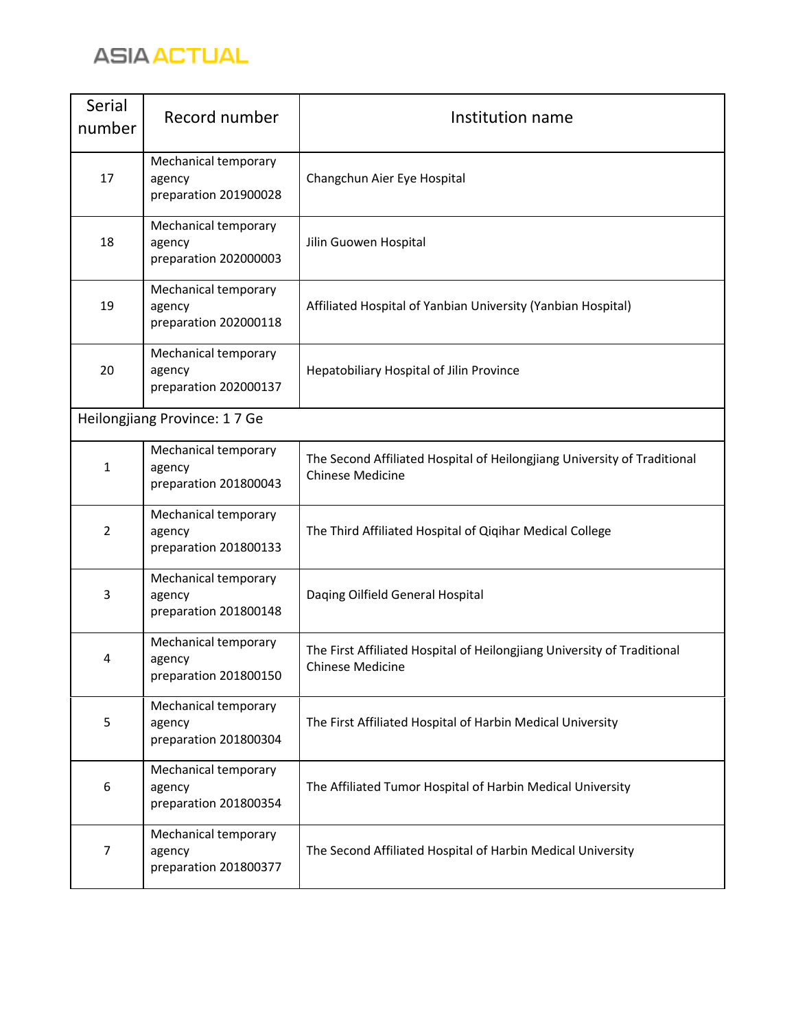| Serial number | Record number | Institution name |
| --- | --- | --- |
| 17 | Mechanical temporary agency preparation 201900028 | Changchun Aier Eye Hospital |
| 18 | Mechanical temporary agency preparation 202000003 | Jilin Guowen Hospital |
| 19 | Mechanical temporary agency preparation 202000118 | Affiliated Hospital of Yanbian University (Yanbian Hospital) |
| 20 | Mechanical temporary agency preparation 202000137 | Hepatobiliary Hospital of Jilin Province |
| Heilongjiang Province: 1 7 Ge | | |
| 1 | Mechanical temporary agency preparation 201800043 | The Second Affiliated Hospital of Heilongjiang University of Traditional Chinese Medicine |
| 2 | Mechanical temporary agency preparation 201800133 | The Third Affiliated Hospital of Qiqihar Medical College |
| 3 | Mechanical temporary agency preparation 201800148 | Daqing Oilfield General Hospital |
| 4 | Mechanical temporary agency preparation 201800150 | The First Affiliated Hospital of Heilongjiang University of Traditional Chinese Medicine |
| 5 | Mechanical temporary agency preparation 201800304 | The First Affiliated Hospital of Harbin Medical University |
| 6 | Mechanical temporary agency preparation 201800354 | The Affiliated Tumor Hospital of Harbin Medical University |
| 7 | Mechanical temporary agency preparation 201800377 | The Second Affiliated Hospital of Harbin Medical University |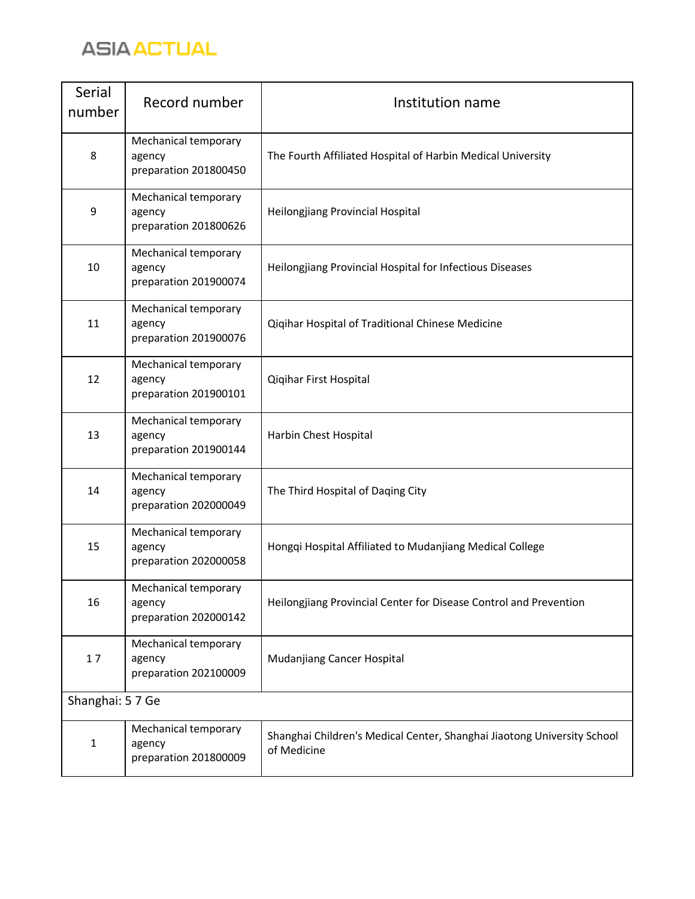| Serial number | Record number | Institution name |
| --- | --- | --- |
| 8 | Mechanical temporary agency preparation 201800450 | The Fourth Affiliated Hospital of Harbin Medical University |
| 9 | Mechanical temporary agency preparation 201800626 | Heilongjiang Provincial Hospital |
| 10 | Mechanical temporary agency preparation 201900074 | Heilongjiang Provincial Hospital for Infectious Diseases |
| 11 | Mechanical temporary agency preparation 201900076 | Qiqihar Hospital of Traditional Chinese Medicine |
| 12 | Mechanical temporary agency preparation 201900101 | Qiqihar First Hospital |
| 13 | Mechanical temporary agency preparation 201900144 | Harbin Chest Hospital |
| 14 | Mechanical temporary agency preparation 202000049 | The Third Hospital of Daqing City |
| 15 | Mechanical temporary agency preparation 202000058 | Hongqi Hospital Affiliated to Mudanjiang Medical College |
| 16 | Mechanical temporary agency preparation 202000142 | Heilongjiang Provincial Center for Disease Control and Prevention |
| 1 7 | Mechanical temporary agency preparation 202100009 | Mudanjiang Cancer Hospital |
| Shanghai: 5 7 Ge | | |
| 1 | Mechanical temporary agency preparation 201800009 | Shanghai Children's Medical Center, Shanghai Jiaotong University School of Medicine |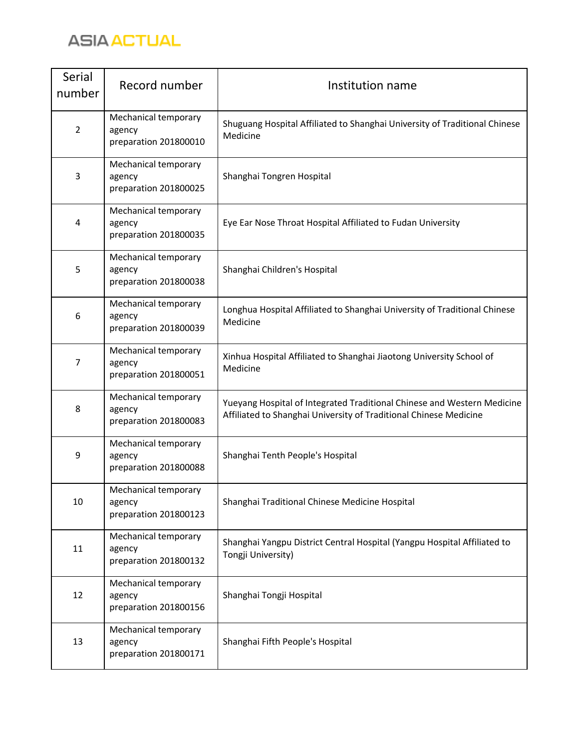| Serial number | Record number | Institution name |
|---|---|---|
| 2 | Mechanical temporary agency preparation 201800010 | Shuguang Hospital Affiliated to Shanghai University of Traditional Chinese Medicine |
| 3 | Mechanical temporary agency preparation 201800025 | Shanghai Tongren Hospital |
| 4 | Mechanical temporary agency preparation 201800035 | Eye Ear Nose Throat Hospital Affiliated to Fudan University |
| 5 | Mechanical temporary agency preparation 201800038 | Shanghai Children's Hospital |
| 6 | Mechanical temporary agency preparation 201800039 | Longhua Hospital Affiliated to Shanghai University of Traditional Chinese Medicine |
| 7 | Mechanical temporary agency preparation 201800051 | Xinhua Hospital Affiliated to Shanghai Jiaotong University School of Medicine |
| 8 | Mechanical temporary agency preparation 201800083 | Yueyang Hospital of Integrated Traditional Chinese and Western Medicine Affiliated to Shanghai University of Traditional Chinese Medicine |
| 9 | Mechanical temporary agency preparation 201800088 | Shanghai Tenth People's Hospital |
| 10 | Mechanical temporary agency preparation 201800123 | Shanghai Traditional Chinese Medicine Hospital |
| 11 | Mechanical temporary agency preparation 201800132 | Shanghai Yangpu District Central Hospital (Yangpu Hospital Affiliated to Tongji University) |
| 12 | Mechanical temporary agency preparation 201800156 | Shanghai Tongji Hospital |
| 13 | Mechanical temporary agency preparation 201800171 | Shanghai Fifth People's Hospital |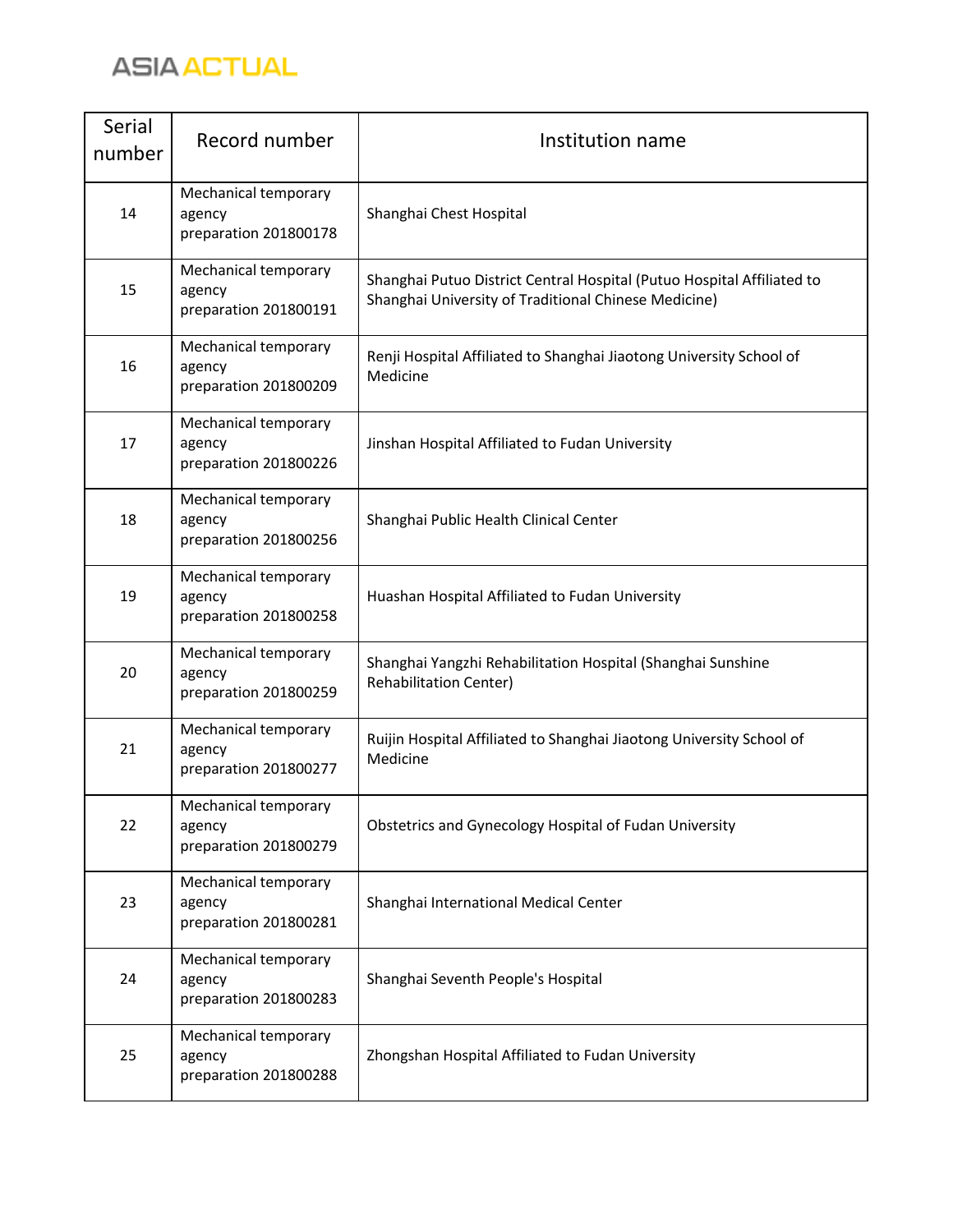| Serial number | Record number | Institution name |
| --- | --- | --- |
| 14 | Mechanical temporary agency preparation 201800178 | Shanghai Chest Hospital |
| 15 | Mechanical temporary agency preparation 201800191 | Shanghai Putuo District Central Hospital (Putuo Hospital Affiliated to Shanghai University of Traditional Chinese Medicine) |
| 16 | Mechanical temporary agency preparation 201800209 | Renji Hospital Affiliated to Shanghai Jiaotong University School of Medicine |
| 17 | Mechanical temporary agency preparation 201800226 | Jinshan Hospital Affiliated to Fudan University |
| 18 | Mechanical temporary agency preparation 201800256 | Shanghai Public Health Clinical Center |
| 19 | Mechanical temporary agency preparation 201800258 | Huashan Hospital Affiliated to Fudan University |
| 20 | Mechanical temporary agency preparation 201800259 | Shanghai Yangzhi Rehabilitation Hospital (Shanghai Sunshine Rehabilitation Center) |
| 21 | Mechanical temporary agency preparation 201800277 | Ruijin Hospital Affiliated to Shanghai Jiaotong University School of Medicine |
| 22 | Mechanical temporary agency preparation 201800279 | Obstetrics and Gynecology Hospital of Fudan University |
| 23 | Mechanical temporary agency preparation 201800281 | Shanghai International Medical Center |
| 24 | Mechanical temporary agency preparation 201800283 | Shanghai Seventh People's Hospital |
| 25 | Mechanical temporary agency preparation 201800288 | Zhongshan Hospital Affiliated to Fudan University |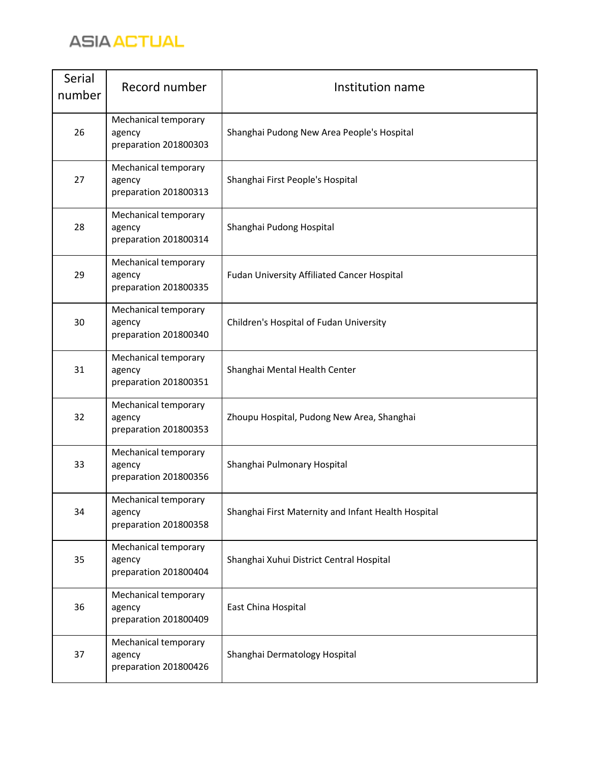| Serial number | Record number | Institution name |
| --- | --- | --- |
| 26 | Mechanical temporary agency preparation 201800303 | Shanghai Pudong New Area People's Hospital |
| 27 | Mechanical temporary agency preparation 201800313 | Shanghai First People's Hospital |
| 28 | Mechanical temporary agency preparation 201800314 | Shanghai Pudong Hospital |
| 29 | Mechanical temporary agency preparation 201800335 | Fudan University Affiliated Cancer Hospital |
| 30 | Mechanical temporary agency preparation 201800340 | Children's Hospital of Fudan University |
| 31 | Mechanical temporary agency preparation 201800351 | Shanghai Mental Health Center |
| 32 | Mechanical temporary agency preparation 201800353 | Zhoupu Hospital, Pudong New Area, Shanghai |
| 33 | Mechanical temporary agency preparation 201800356 | Shanghai Pulmonary Hospital |
| 34 | Mechanical temporary agency preparation 201800358 | Shanghai First Maternity and Infant Health Hospital |
| 35 | Mechanical temporary agency preparation 201800404 | Shanghai Xuhui District Central Hospital |
| 36 | Mechanical temporary agency preparation 201800409 | East China Hospital |
| 37 | Mechanical temporary agency preparation 201800426 | Shanghai Dermatology Hospital |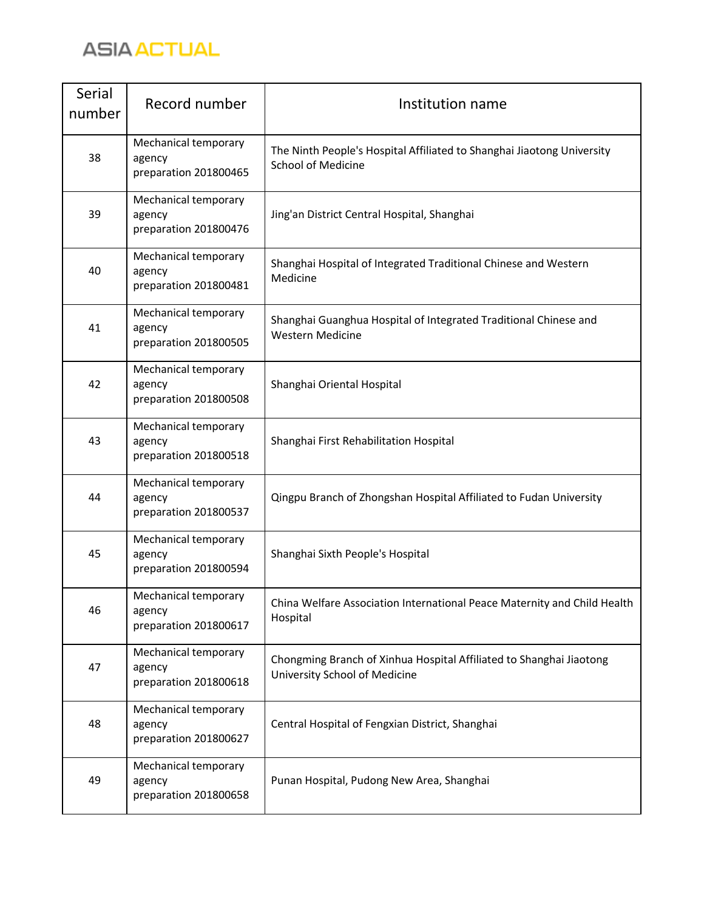| Serial number | Record number | Institution name |
|---|---|---|
| 38 | Mechanical temporary agency preparation 201800465 | The Ninth People's Hospital Affiliated to Shanghai Jiaotong University School of Medicine |
| 39 | Mechanical temporary agency preparation 201800476 | Jing'an District Central Hospital, Shanghai |
| 40 | Mechanical temporary agency preparation 201800481 | Shanghai Hospital of Integrated Traditional Chinese and Western Medicine |
| 41 | Mechanical temporary agency preparation 201800505 | Shanghai Guanghua Hospital of Integrated Traditional Chinese and Western Medicine |
| 42 | Mechanical temporary agency preparation 201800508 | Shanghai Oriental Hospital |
| 43 | Mechanical temporary agency preparation 201800518 | Shanghai First Rehabilitation Hospital |
| 44 | Mechanical temporary agency preparation 201800537 | Qingpu Branch of Zhongshan Hospital Affiliated to Fudan University |
| 45 | Mechanical temporary agency preparation 201800594 | Shanghai Sixth People's Hospital |
| 46 | Mechanical temporary agency preparation 201800617 | China Welfare Association International Peace Maternity and Child Health Hospital |
| 47 | Mechanical temporary agency preparation 201800618 | Chongming Branch of Xinhua Hospital Affiliated to Shanghai Jiaotong University School of Medicine |
| 48 | Mechanical temporary agency preparation 201800627 | Central Hospital of Fengxian District, Shanghai |
| 49 | Mechanical temporary agency preparation 201800658 | Punan Hospital, Pudong New Area, Shanghai |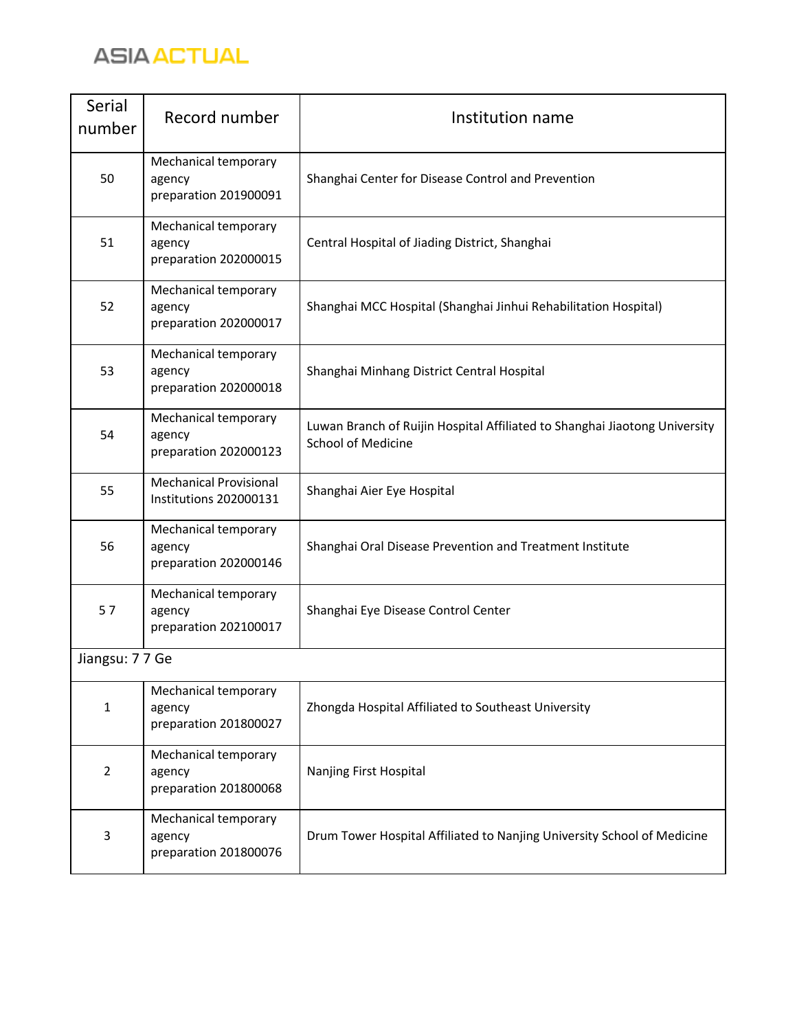| Serial number | Record number | Institution name |
|---|---|---|
| 50 | Mechanical temporary agency preparation 201900091 | Shanghai Center for Disease Control and Prevention |
| 51 | Mechanical temporary agency preparation 202000015 | Central Hospital of Jiading District, Shanghai |
| 52 | Mechanical temporary agency preparation 202000017 | Shanghai MCC Hospital (Shanghai Jinhui Rehabilitation Hospital) |
| 53 | Mechanical temporary agency preparation 202000018 | Shanghai Minhang District Central Hospital |
| 54 | Mechanical temporary agency preparation 202000123 | Luwan Branch of Ruijin Hospital Affiliated to Shanghai Jiaotong University School of Medicine |
| 55 | Mechanical Provisional Institutions 202000131 | Shanghai Aier Eye Hospital |
| 56 | Mechanical temporary agency preparation 202000146 | Shanghai Oral Disease Prevention and Treatment Institute |
| 5 7 | Mechanical temporary agency preparation 202100017 | Shanghai Eye Disease Control Center |
| Jiangsu: 7 7 Ge | | |
| 1 | Mechanical temporary agency preparation 201800027 | Zhongda Hospital Affiliated to Southeast University |
| 2 | Mechanical temporary agency preparation 201800068 | Nanjing First Hospital |
| 3 | Mechanical temporary agency preparation 201800076 | Drum Tower Hospital Affiliated to Nanjing University School of Medicine |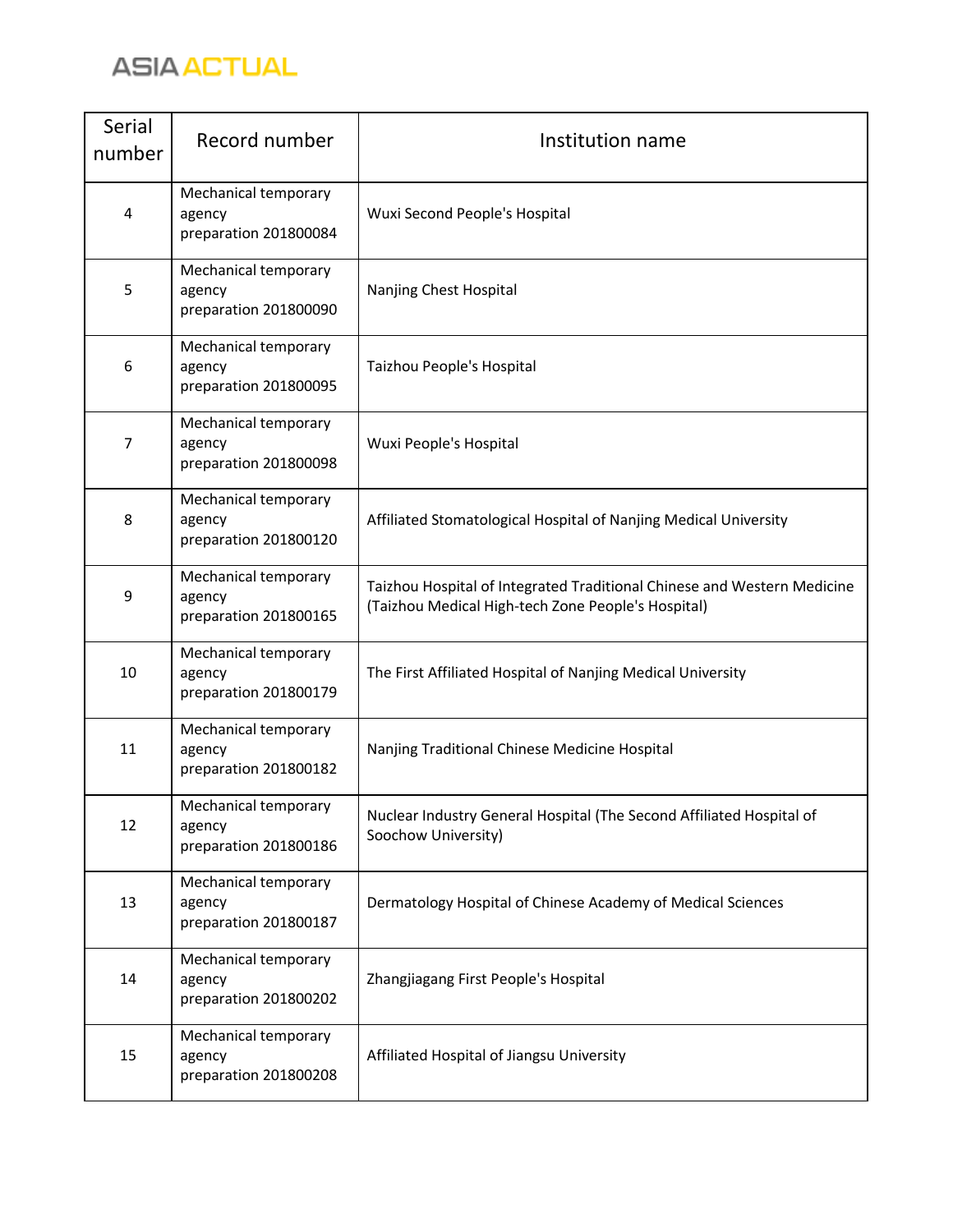| Serial number | Record number | Institution name |
| --- | --- | --- |
| 4 | Mechanical temporary agency preparation 201800084 | Wuxi Second People's Hospital |
| 5 | Mechanical temporary agency preparation 201800090 | Nanjing Chest Hospital |
| 6 | Mechanical temporary agency preparation 201800095 | Taizhou People's Hospital |
| 7 | Mechanical temporary agency preparation 201800098 | Wuxi People's Hospital |
| 8 | Mechanical temporary agency preparation 201800120 | Affiliated Stomatological Hospital of Nanjing Medical University |
| 9 | Mechanical temporary agency preparation 201800165 | Taizhou Hospital of Integrated Traditional Chinese and Western Medicine (Taizhou Medical High-tech Zone People's Hospital) |
| 10 | Mechanical temporary agency preparation 201800179 | The First Affiliated Hospital of Nanjing Medical University |
| 11 | Mechanical temporary agency preparation 201800182 | Nanjing Traditional Chinese Medicine Hospital |
| 12 | Mechanical temporary agency preparation 201800186 | Nuclear Industry General Hospital (The Second Affiliated Hospital of Soochow University) |
| 13 | Mechanical temporary agency preparation 201800187 | Dermatology Hospital of Chinese Academy of Medical Sciences |
| 14 | Mechanical temporary agency preparation 201800202 | Zhangjiagang First People's Hospital |
| 15 | Mechanical temporary agency preparation 201800208 | Affiliated Hospital of Jiangsu University |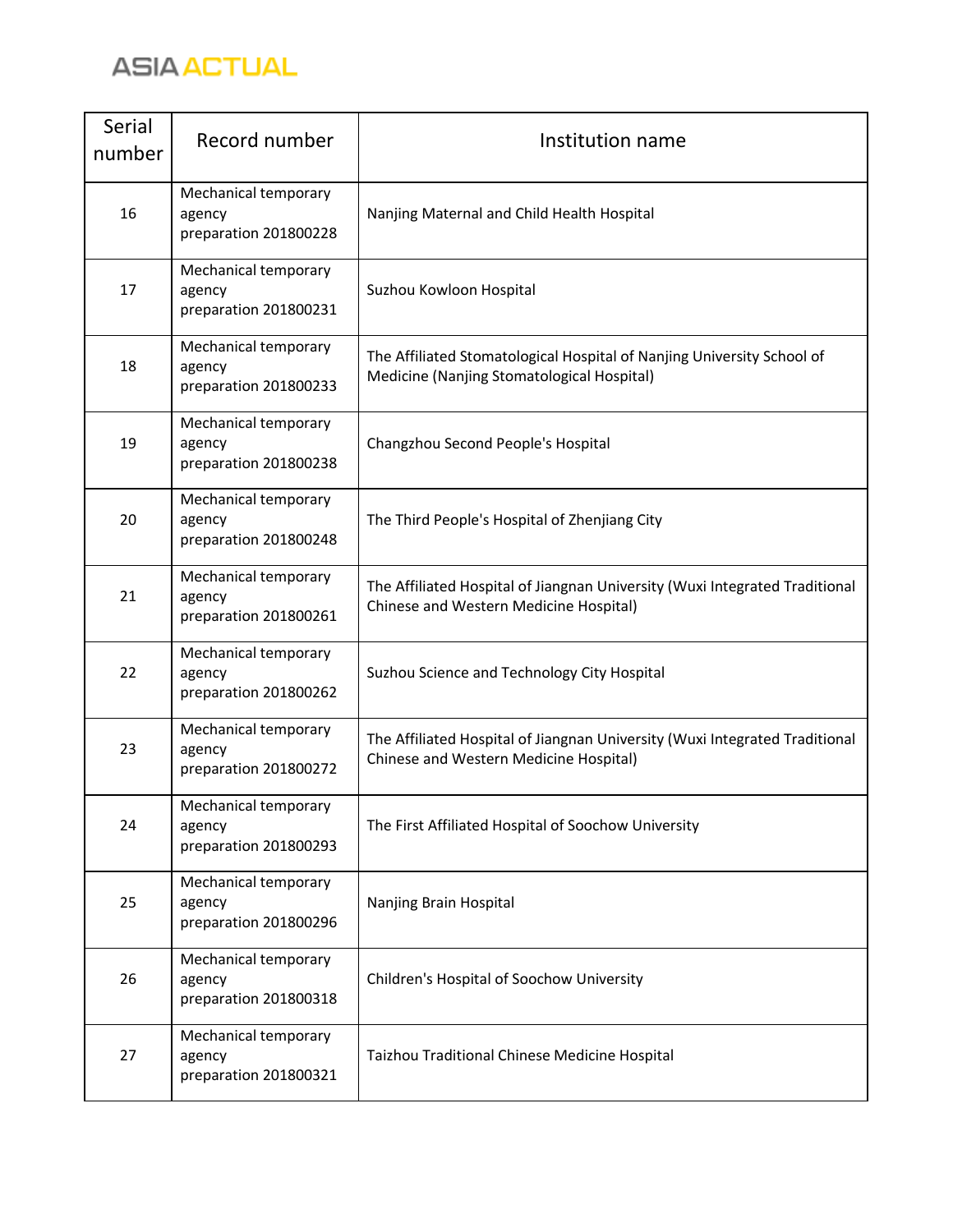| Serial number | Record number | Institution name |
|---|---|---|
| 16 | Mechanical temporary agency preparation 201800228 | Nanjing Maternal and Child Health Hospital |
| 17 | Mechanical temporary agency preparation 201800231 | Suzhou Kowloon Hospital |
| 18 | Mechanical temporary agency preparation 201800233 | The Affiliated Stomatological Hospital of Nanjing University School of Medicine (Nanjing Stomatological Hospital) |
| 19 | Mechanical temporary agency preparation 201800238 | Changzhou Second People's Hospital |
| 20 | Mechanical temporary agency preparation 201800248 | The Third People's Hospital of Zhenjiang City |
| 21 | Mechanical temporary agency preparation 201800261 | The Affiliated Hospital of Jiangnan University (Wuxi Integrated Traditional Chinese and Western Medicine Hospital) |
| 22 | Mechanical temporary agency preparation 201800262 | Suzhou Science and Technology City Hospital |
| 23 | Mechanical temporary agency preparation 201800272 | The Affiliated Hospital of Jiangnan University (Wuxi Integrated Traditional Chinese and Western Medicine Hospital) |
| 24 | Mechanical temporary agency preparation 201800293 | The First Affiliated Hospital of Soochow University |
| 25 | Mechanical temporary agency preparation 201800296 | Nanjing Brain Hospital |
| 26 | Mechanical temporary agency preparation 201800318 | Children's Hospital of Soochow University |
| 27 | Mechanical temporary agency preparation 201800321 | Taizhou Traditional Chinese Medicine Hospital |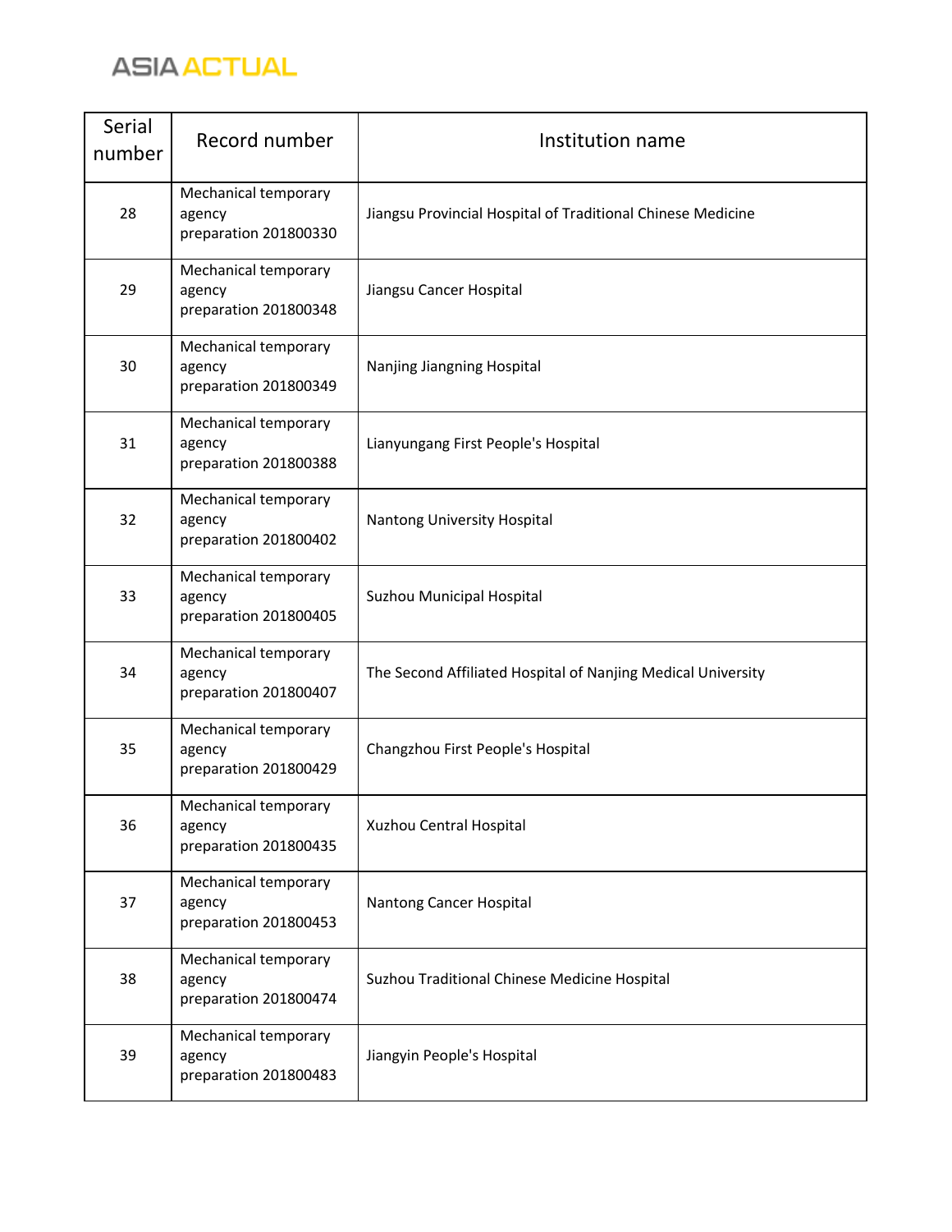| Serial number | Record number | Institution name |
|---|---|---|
| 28 | Mechanical temporary agency preparation 201800330 | Jiangsu Provincial Hospital of Traditional Chinese Medicine |
| 29 | Mechanical temporary agency preparation 201800348 | Jiangsu Cancer Hospital |
| 30 | Mechanical temporary agency preparation 201800349 | Nanjing Jiangning Hospital |
| 31 | Mechanical temporary agency preparation 201800388 | Lianyungang First People's Hospital |
| 32 | Mechanical temporary agency preparation 201800402 | Nantong University Hospital |
| 33 | Mechanical temporary agency preparation 201800405 | Suzhou Municipal Hospital |
| 34 | Mechanical temporary agency preparation 201800407 | The Second Affiliated Hospital of Nanjing Medical University |
| 35 | Mechanical temporary agency preparation 201800429 | Changzhou First People's Hospital |
| 36 | Mechanical temporary agency preparation 201800435 | Xuzhou Central Hospital |
| 37 | Mechanical temporary agency preparation 201800453 | Nantong Cancer Hospital |
| 38 | Mechanical temporary agency preparation 201800474 | Suzhou Traditional Chinese Medicine Hospital |
| 39 | Mechanical temporary agency preparation 201800483 | Jiangyin People's Hospital |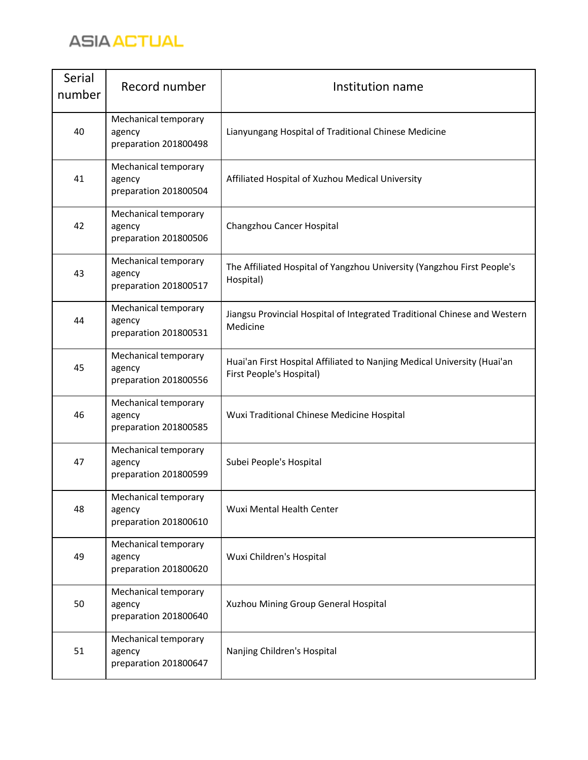| Serial number | Record number | Institution name |
| --- | --- | --- |
| 40 | Mechanical temporary agency preparation 201800498 | Lianyungang Hospital of Traditional Chinese Medicine |
| 41 | Mechanical temporary agency preparation 201800504 | Affiliated Hospital of Xuzhou Medical University |
| 42 | Mechanical temporary agency preparation 201800506 | Changzhou Cancer Hospital |
| 43 | Mechanical temporary agency preparation 201800517 | The Affiliated Hospital of Yangzhou University (Yangzhou First People's Hospital) |
| 44 | Mechanical temporary agency preparation 201800531 | Jiangsu Provincial Hospital of Integrated Traditional Chinese and Western Medicine |
| 45 | Mechanical temporary agency preparation 201800556 | Huai'an First Hospital Affiliated to Nanjing Medical University (Huai'an First People's Hospital) |
| 46 | Mechanical temporary agency preparation 201800585 | Wuxi Traditional Chinese Medicine Hospital |
| 47 | Mechanical temporary agency preparation 201800599 | Subei People's Hospital |
| 48 | Mechanical temporary agency preparation 201800610 | Wuxi Mental Health Center |
| 49 | Mechanical temporary agency preparation 201800620 | Wuxi Children's Hospital |
| 50 | Mechanical temporary agency preparation 201800640 | Xuzhou Mining Group General Hospital |
| 51 | Mechanical temporary agency preparation 201800647 | Nanjing Children's Hospital |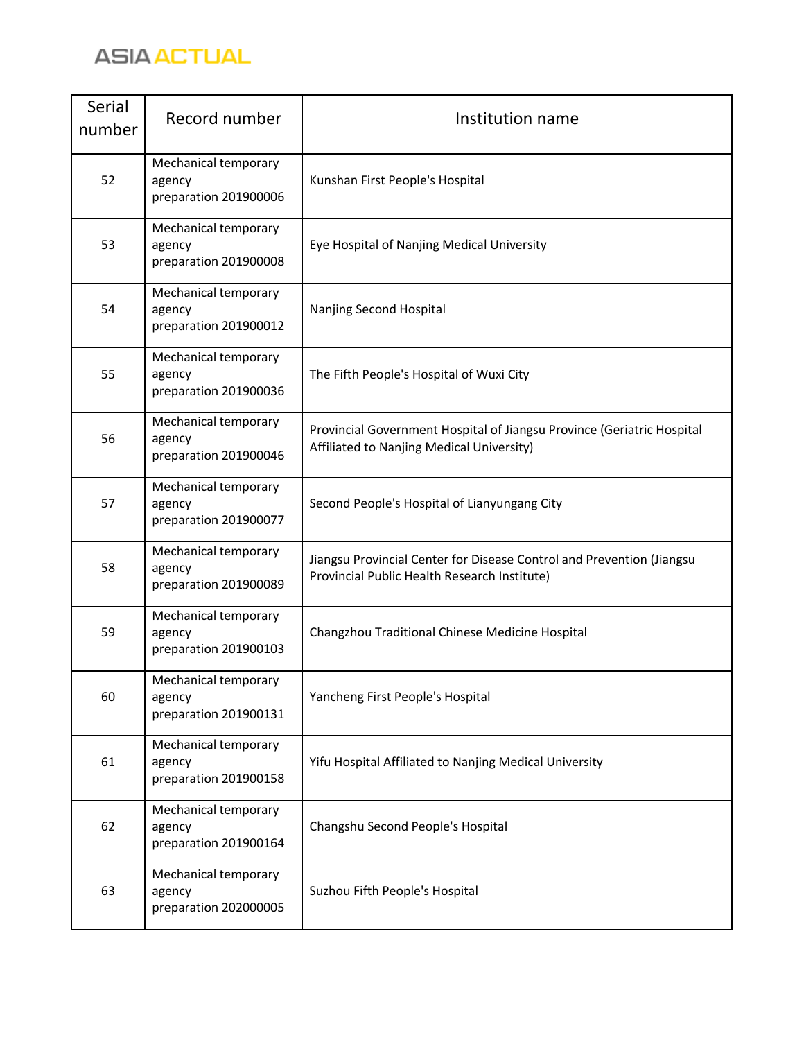| Serial number | Record number | Institution name |
|---|---|---|
| 52 | Mechanical temporary agency preparation 201900006 | Kunshan First People's Hospital |
| 53 | Mechanical temporary agency preparation 201900008 | Eye Hospital of Nanjing Medical University |
| 54 | Mechanical temporary agency preparation 201900012 | Nanjing Second Hospital |
| 55 | Mechanical temporary agency preparation 201900036 | The Fifth People's Hospital of Wuxi City |
| 56 | Mechanical temporary agency preparation 201900046 | Provincial Government Hospital of Jiangsu Province (Geriatric Hospital Affiliated to Nanjing Medical University) |
| 57 | Mechanical temporary agency preparation 201900077 | Second People's Hospital of Lianyungang City |
| 58 | Mechanical temporary agency preparation 201900089 | Jiangsu Provincial Center for Disease Control and Prevention (Jiangsu Provincial Public Health Research Institute) |
| 59 | Mechanical temporary agency preparation 201900103 | Changzhou Traditional Chinese Medicine Hospital |
| 60 | Mechanical temporary agency preparation 201900131 | Yancheng First People's Hospital |
| 61 | Mechanical temporary agency preparation 201900158 | Yifu Hospital Affiliated to Nanjing Medical University |
| 62 | Mechanical temporary agency preparation 201900164 | Changshu Second People's Hospital |
| 63 | Mechanical temporary agency preparation 202000005 | Suzhou Fifth People's Hospital |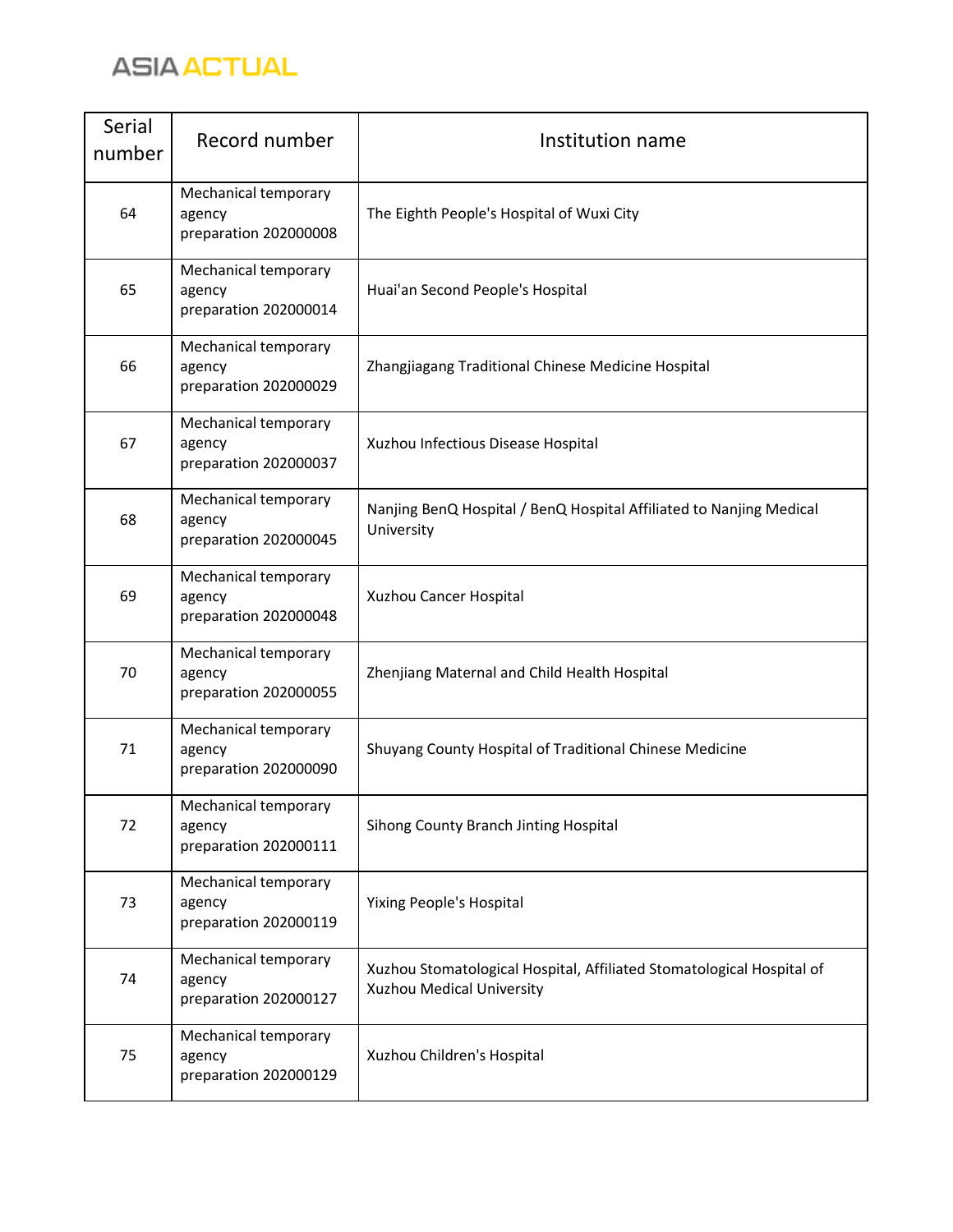| Serial number | Record number | Institution name |
| --- | --- | --- |
| 64 | Mechanical temporary agency preparation 202000008 | The Eighth People's Hospital of Wuxi City |
| 65 | Mechanical temporary agency preparation 202000014 | Huai'an Second People's Hospital |
| 66 | Mechanical temporary agency preparation 202000029 | Zhangjiagang Traditional Chinese Medicine Hospital |
| 67 | Mechanical temporary agency preparation 202000037 | Xuzhou Infectious Disease Hospital |
| 68 | Mechanical temporary agency preparation 202000045 | Nanjing BenQ Hospital / BenQ Hospital Affiliated to Nanjing Medical University |
| 69 | Mechanical temporary agency preparation 202000048 | Xuzhou Cancer Hospital |
| 70 | Mechanical temporary agency preparation 202000055 | Zhenjiang Maternal and Child Health Hospital |
| 71 | Mechanical temporary agency preparation 202000090 | Shuyang County Hospital of Traditional Chinese Medicine |
| 72 | Mechanical temporary agency preparation 202000111 | Sihong County Branch Jinting Hospital |
| 73 | Mechanical temporary agency preparation 202000119 | Yixing People's Hospital |
| 74 | Mechanical temporary agency preparation 202000127 | Xuzhou Stomatological Hospital, Affiliated Stomatological Hospital of Xuzhou Medical University |
| 75 | Mechanical temporary agency preparation 202000129 | Xuzhou Children's Hospital |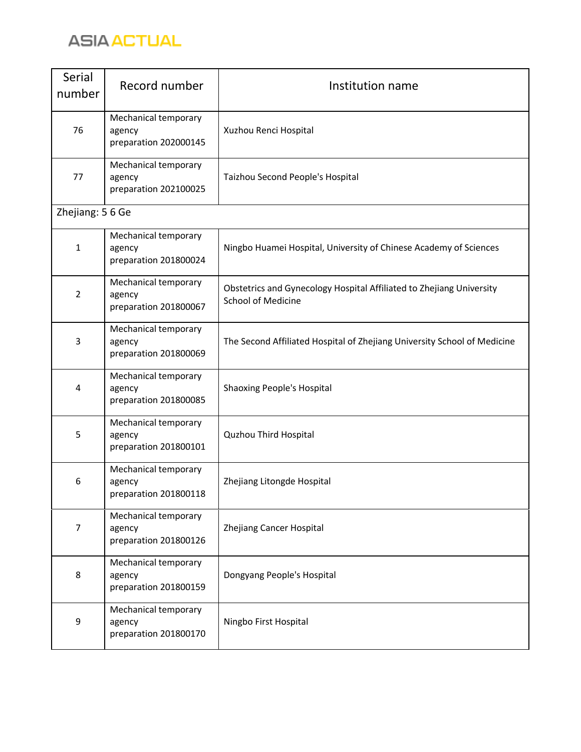| Serial number | Record number | Institution name |
|---|---|---|
| 76 | Mechanical temporary agency preparation 202000145 | Xuzhou Renci Hospital |
| 77 | Mechanical temporary agency preparation 202100025 | Taizhou Second People's Hospital |
| Zhejiang: 5 6 Ge | | |
| 1 | Mechanical temporary agency preparation 201800024 | Ningbo Huamei Hospital, University of Chinese Academy of Sciences |
| 2 | Mechanical temporary agency preparation 201800067 | Obstetrics and Gynecology Hospital Affiliated to Zhejiang University School of Medicine |
| 3 | Mechanical temporary agency preparation 201800069 | The Second Affiliated Hospital of Zhejiang University School of Medicine |
| 4 | Mechanical temporary agency preparation 201800085 | Shaoxing People's Hospital |
| 5 | Mechanical temporary agency preparation 201800101 | Quzhou Third Hospital |
| 6 | Mechanical temporary agency preparation 201800118 | Zhejiang Litongde Hospital |
| 7 | Mechanical temporary agency preparation 201800126 | Zhejiang Cancer Hospital |
| 8 | Mechanical temporary agency preparation 201800159 | Dongyang People's Hospital |
| 9 | Mechanical temporary agency preparation 201800170 | Ningbo First Hospital |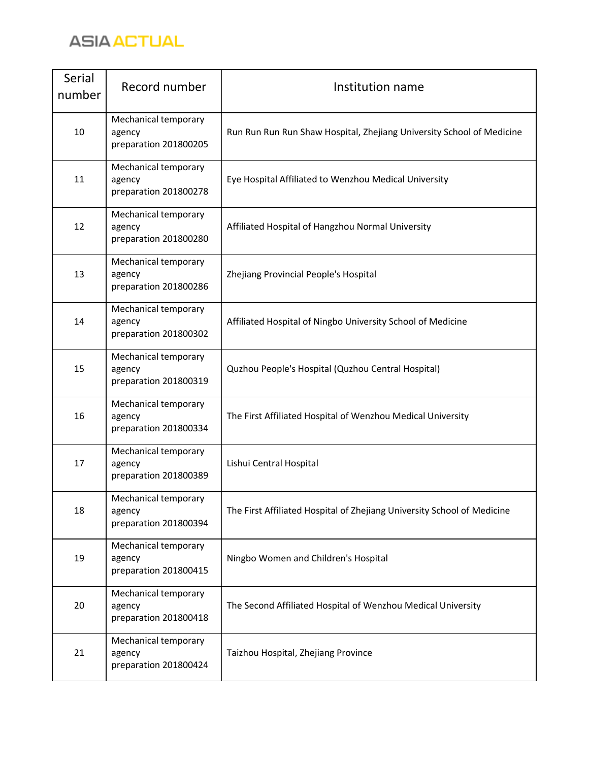| Serial number | Record number | Institution name |
| --- | --- | --- |
| 10 | Mechanical temporary agency preparation 201800205 | Run Run Run Run Shaw Hospital, Zhejiang University School of Medicine |
| 11 | Mechanical temporary agency preparation 201800278 | Eye Hospital Affiliated to Wenzhou Medical University |
| 12 | Mechanical temporary agency preparation 201800280 | Affiliated Hospital of Hangzhou Normal University |
| 13 | Mechanical temporary agency preparation 201800286 | Zhejiang Provincial People's Hospital |
| 14 | Mechanical temporary agency preparation 201800302 | Affiliated Hospital of Ningbo University School of Medicine |
| 15 | Mechanical temporary agency preparation 201800319 | Quzhou People's Hospital (Quzhou Central Hospital) |
| 16 | Mechanical temporary agency preparation 201800334 | The First Affiliated Hospital of Wenzhou Medical University |
| 17 | Mechanical temporary agency preparation 201800389 | Lishui Central Hospital |
| 18 | Mechanical temporary agency preparation 201800394 | The First Affiliated Hospital of Zhejiang University School of Medicine |
| 19 | Mechanical temporary agency preparation 201800415 | Ningbo Women and Children's Hospital |
| 20 | Mechanical temporary agency preparation 201800418 | The Second Affiliated Hospital of Wenzhou Medical University |
| 21 | Mechanical temporary agency preparation 201800424 | Taizhou Hospital, Zhejiang Province |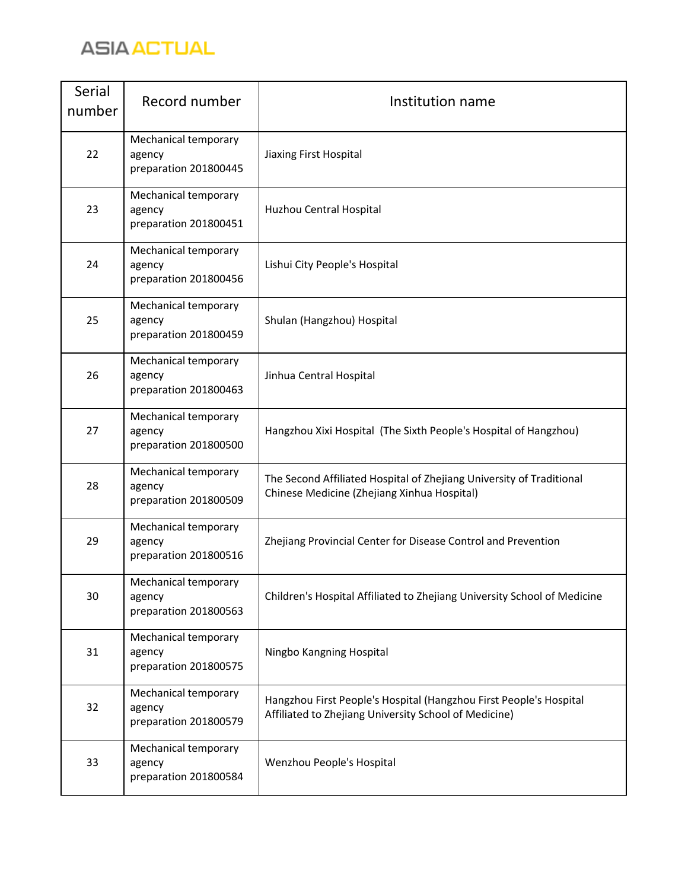| Serial number | Record number | Institution name |
|---|---|---|
| 22 | Mechanical temporary agency preparation 201800445 | Jiaxing First Hospital |
| 23 | Mechanical temporary agency preparation 201800451 | Huzhou Central Hospital |
| 24 | Mechanical temporary agency preparation 201800456 | Lishui City People's Hospital |
| 25 | Mechanical temporary agency preparation 201800459 | Shulan (Hangzhou) Hospital |
| 26 | Mechanical temporary agency preparation 201800463 | Jinhua Central Hospital |
| 27 | Mechanical temporary agency preparation 201800500 | Hangzhou Xixi Hospital (The Sixth People's Hospital of Hangzhou) |
| 28 | Mechanical temporary agency preparation 201800509 | The Second Affiliated Hospital of Zhejiang University of Traditional Chinese Medicine (Zhejiang Xinhua Hospital) |
| 29 | Mechanical temporary agency preparation 201800516 | Zhejiang Provincial Center for Disease Control and Prevention |
| 30 | Mechanical temporary agency preparation 201800563 | Children's Hospital Affiliated to Zhejiang University School of Medicine |
| 31 | Mechanical temporary agency preparation 201800575 | Ningbo Kangning Hospital |
| 32 | Mechanical temporary agency preparation 201800579 | Hangzhou First People's Hospital (Hangzhou First People's Hospital Affiliated to Zhejiang University School of Medicine) |
| 33 | Mechanical temporary agency preparation 201800584 | Wenzhou People's Hospital |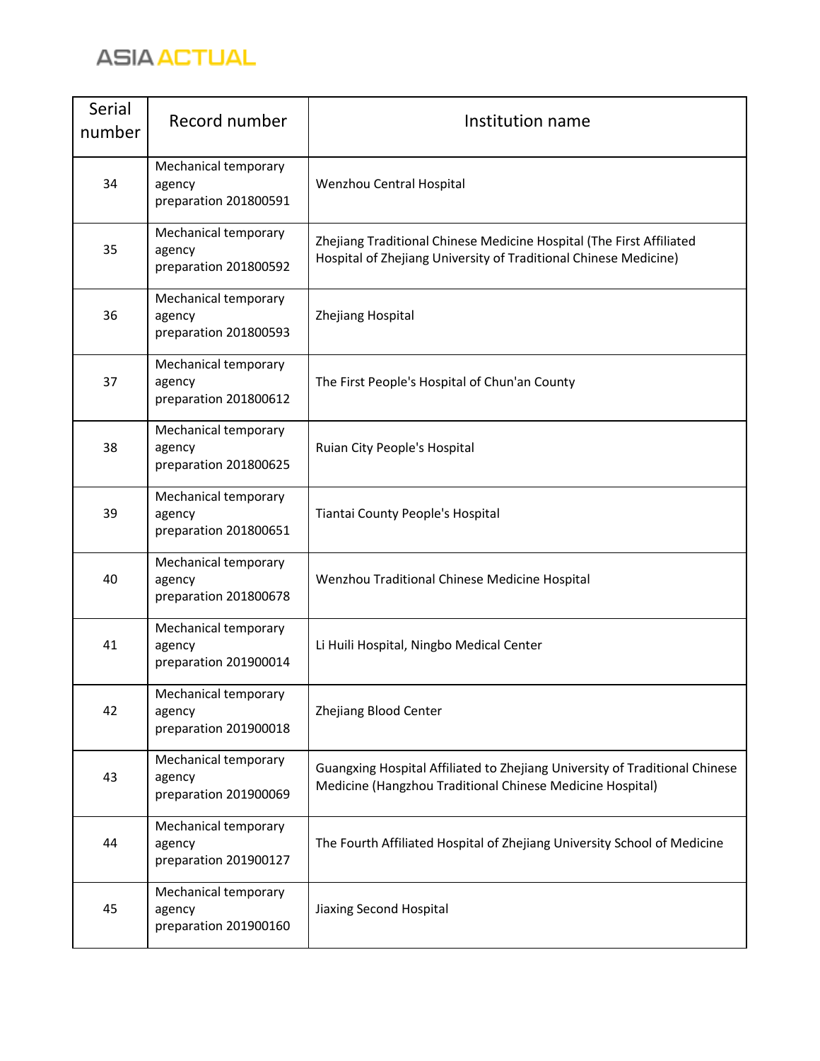| Serial number | Record number | Institution name |
| --- | --- | --- |
| 34 | Mechanical temporary agency preparation 201800591 | Wenzhou Central Hospital |
| 35 | Mechanical temporary agency preparation 201800592 | Zhejiang Traditional Chinese Medicine Hospital (The First Affiliated Hospital of Zhejiang University of Traditional Chinese Medicine) |
| 36 | Mechanical temporary agency preparation 201800593 | Zhejiang Hospital |
| 37 | Mechanical temporary agency preparation 201800612 | The First People's Hospital of Chun'an County |
| 38 | Mechanical temporary agency preparation 201800625 | Ruian City People's Hospital |
| 39 | Mechanical temporary agency preparation 201800651 | Tiantai County People's Hospital |
| 40 | Mechanical temporary agency preparation 201800678 | Wenzhou Traditional Chinese Medicine Hospital |
| 41 | Mechanical temporary agency preparation 201900014 | Li Huili Hospital, Ningbo Medical Center |
| 42 | Mechanical temporary agency preparation 201900018 | Zhejiang Blood Center |
| 43 | Mechanical temporary agency preparation 201900069 | Guangxing Hospital Affiliated to Zhejiang University of Traditional Chinese Medicine (Hangzhou Traditional Chinese Medicine Hospital) |
| 44 | Mechanical temporary agency preparation 201900127 | The Fourth Affiliated Hospital of Zhejiang University School of Medicine |
| 45 | Mechanical temporary agency preparation 201900160 | Jiaxing Second Hospital |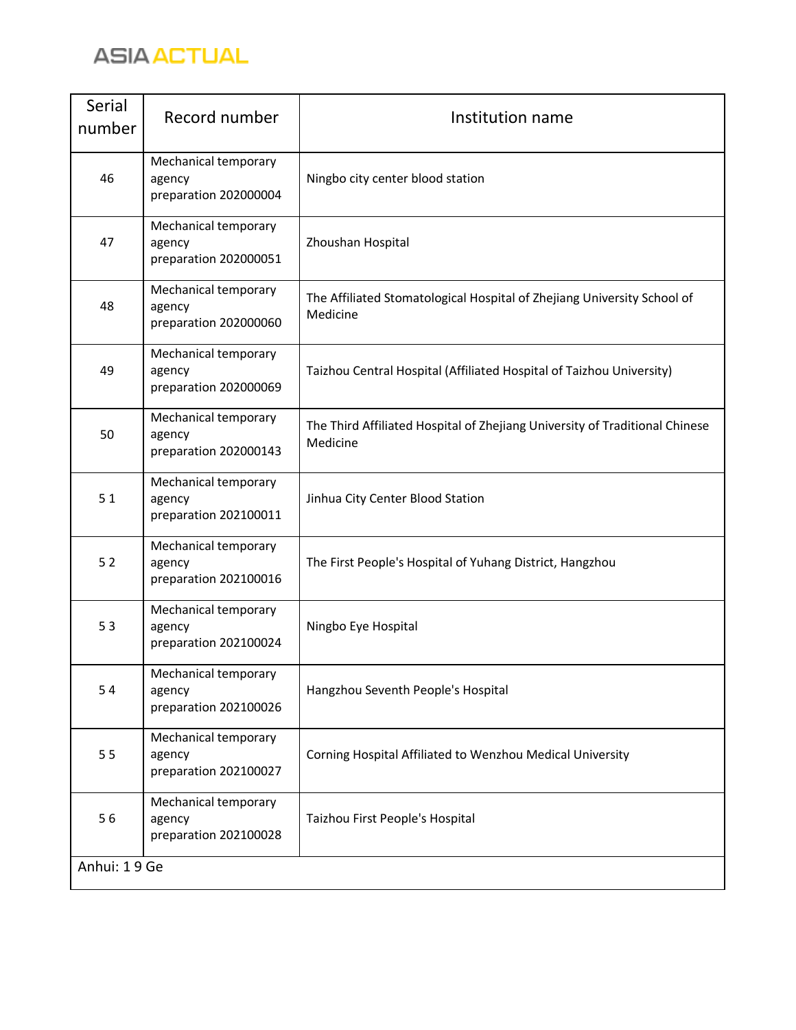| Serial number | Record number | Institution name |
|---|---|---|
| 46 | Mechanical temporary agency preparation 202000004 | Ningbo city center blood station |
| 47 | Mechanical temporary agency preparation 202000051 | Zhoushan Hospital |
| 48 | Mechanical temporary agency preparation 202000060 | The Affiliated Stomatological Hospital of Zhejiang University School of Medicine |
| 49 | Mechanical temporary agency preparation 202000069 | Taizhou Central Hospital (Affiliated Hospital of Taizhou University) |
| 50 | Mechanical temporary agency preparation 202000143 | The Third Affiliated Hospital of Zhejiang University of Traditional Chinese Medicine |
| 5 1 | Mechanical temporary agency preparation 202100011 | Jinhua City Center Blood Station |
| 5 2 | Mechanical temporary agency preparation 202100016 | The First People's Hospital of Yuhang District, Hangzhou |
| 5 3 | Mechanical temporary agency preparation 202100024 | Ningbo Eye Hospital |
| 5 4 | Mechanical temporary agency preparation 202100026 | Hangzhou Seventh People's Hospital |
| 5 5 | Mechanical temporary agency preparation 202100027 | Corning Hospital Affiliated to Wenzhou Medical University |
| 5 6 | Mechanical temporary agency preparation 202100028 | Taizhou First People's Hospital |
| Anhui: 1 9 Ge | | |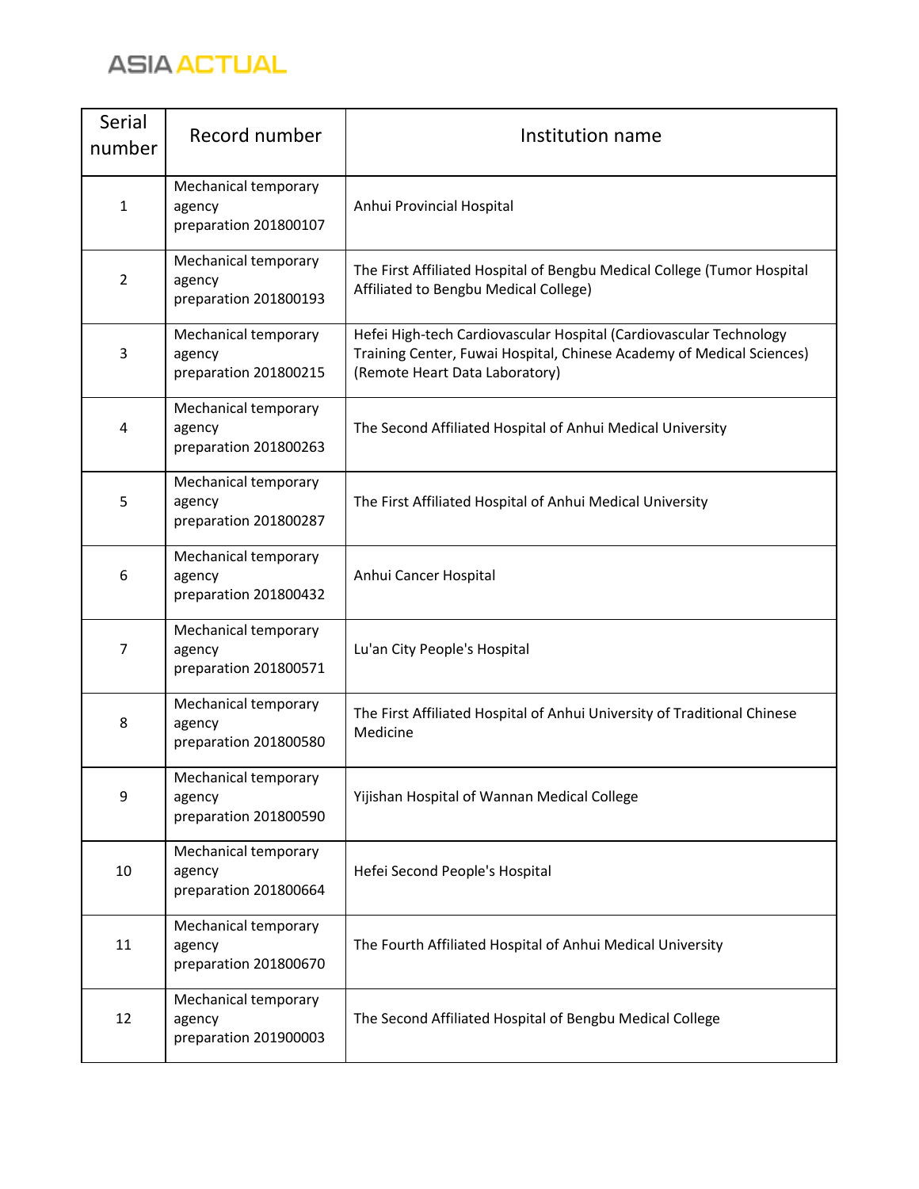| Serial number | Record number | Institution name |
| --- | --- | --- |
| 1 | Mechanical temporary agency preparation 201800107 | Anhui Provincial Hospital |
| 2 | Mechanical temporary agency preparation 201800193 | The First Affiliated Hospital of Bengbu Medical College (Tumor Hospital Affiliated to Bengbu Medical College) |
| 3 | Mechanical temporary agency preparation 201800215 | Hefei High-tech Cardiovascular Hospital (Cardiovascular Technology Training Center, Fuwai Hospital, Chinese Academy of Medical Sciences) (Remote Heart Data Laboratory) |
| 4 | Mechanical temporary agency preparation 201800263 | The Second Affiliated Hospital of Anhui Medical University |
| 5 | Mechanical temporary agency preparation 201800287 | The First Affiliated Hospital of Anhui Medical University |
| 6 | Mechanical temporary agency preparation 201800432 | Anhui Cancer Hospital |
| 7 | Mechanical temporary agency preparation 201800571 | Lu'an City People's Hospital |
| 8 | Mechanical temporary agency preparation 201800580 | The First Affiliated Hospital of Anhui University of Traditional Chinese Medicine |
| 9 | Mechanical temporary agency preparation 201800590 | Yijishan Hospital of Wannan Medical College |
| 10 | Mechanical temporary agency preparation 201800664 | Hefei Second People's Hospital |
| 11 | Mechanical temporary agency preparation 201800670 | The Fourth Affiliated Hospital of Anhui Medical University |
| 12 | Mechanical temporary agency preparation 201900003 | The Second Affiliated Hospital of Bengbu Medical College |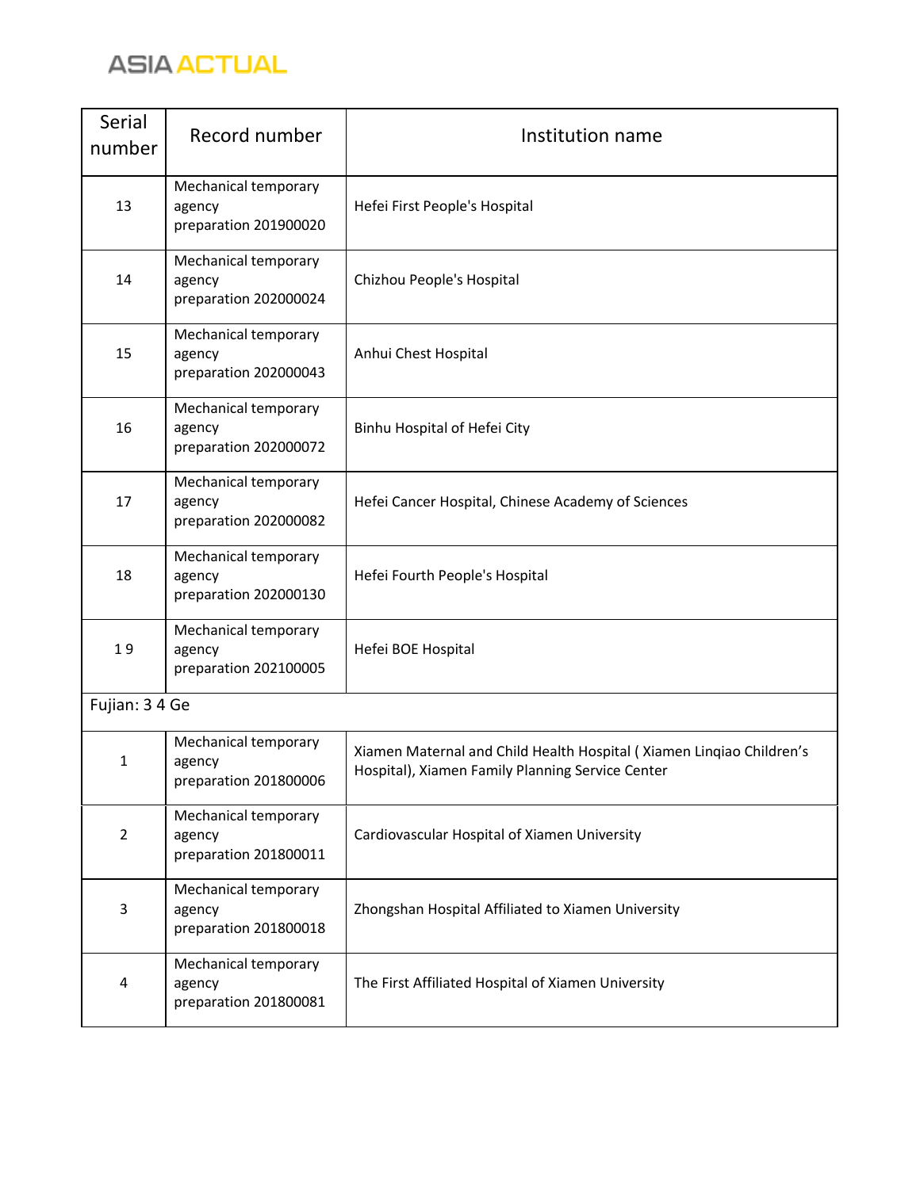| Serial number | Record number | Institution name |
|---|---|---|
| 13 | Mechanical temporary agency preparation 201900020 | Hefei First People's Hospital |
| 14 | Mechanical temporary agency preparation 202000024 | Chizhou People's Hospital |
| 15 | Mechanical temporary agency preparation 202000043 | Anhui Chest Hospital |
| 16 | Mechanical temporary agency preparation 202000072 | Binhu Hospital of Hefei City |
| 17 | Mechanical temporary agency preparation 202000082 | Hefei Cancer Hospital, Chinese Academy of Sciences |
| 18 | Mechanical temporary agency preparation 202000130 | Hefei Fourth People's Hospital |
| 1 9 | Mechanical temporary agency preparation 202100005 | Hefei BOE Hospital |
| Fujian: 3 4 Ge | | |
| 1 | Mechanical temporary agency preparation 201800006 | Xiamen Maternal and Child Health Hospital ( Xiamen Linqiao Children's Hospital), Xiamen Family Planning Service Center |
| 2 | Mechanical temporary agency preparation 201800011 | Cardiovascular Hospital of Xiamen University |
| 3 | Mechanical temporary agency preparation 201800018 | Zhongshan Hospital Affiliated to Xiamen University |
| 4 | Mechanical temporary agency preparation 201800081 | The First Affiliated Hospital of Xiamen University |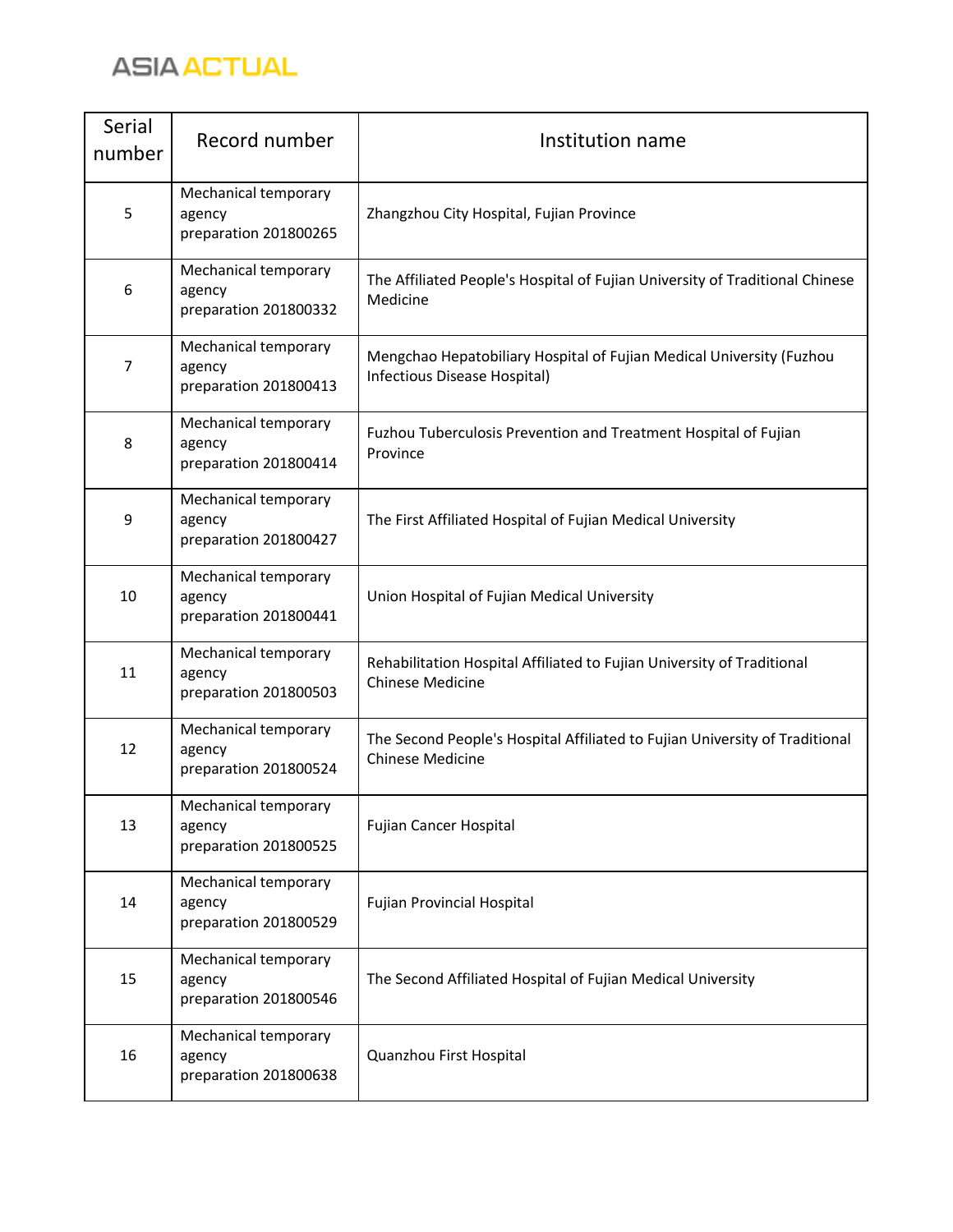| Serial number | Record number | Institution name |
| --- | --- | --- |
| 5 | Mechanical temporary agency preparation 201800265 | Zhangzhou City Hospital, Fujian Province |
| 6 | Mechanical temporary agency preparation 201800332 | The Affiliated People's Hospital of Fujian University of Traditional Chinese Medicine |
| 7 | Mechanical temporary agency preparation 201800413 | Mengchao Hepatobiliary Hospital of Fujian Medical University (Fuzhou Infectious Disease Hospital) |
| 8 | Mechanical temporary agency preparation 201800414 | Fuzhou Tuberculosis Prevention and Treatment Hospital of Fujian Province |
| 9 | Mechanical temporary agency preparation 201800427 | The First Affiliated Hospital of Fujian Medical University |
| 10 | Mechanical temporary agency preparation 201800441 | Union Hospital of Fujian Medical University |
| 11 | Mechanical temporary agency preparation 201800503 | Rehabilitation Hospital Affiliated to Fujian University of Traditional Chinese Medicine |
| 12 | Mechanical temporary agency preparation 201800524 | The Second People's Hospital Affiliated to Fujian University of Traditional Chinese Medicine |
| 13 | Mechanical temporary agency preparation 201800525 | Fujian Cancer Hospital |
| 14 | Mechanical temporary agency preparation 201800529 | Fujian Provincial Hospital |
| 15 | Mechanical temporary agency preparation 201800546 | The Second Affiliated Hospital of Fujian Medical University |
| 16 | Mechanical temporary agency preparation 201800638 | Quanzhou First Hospital |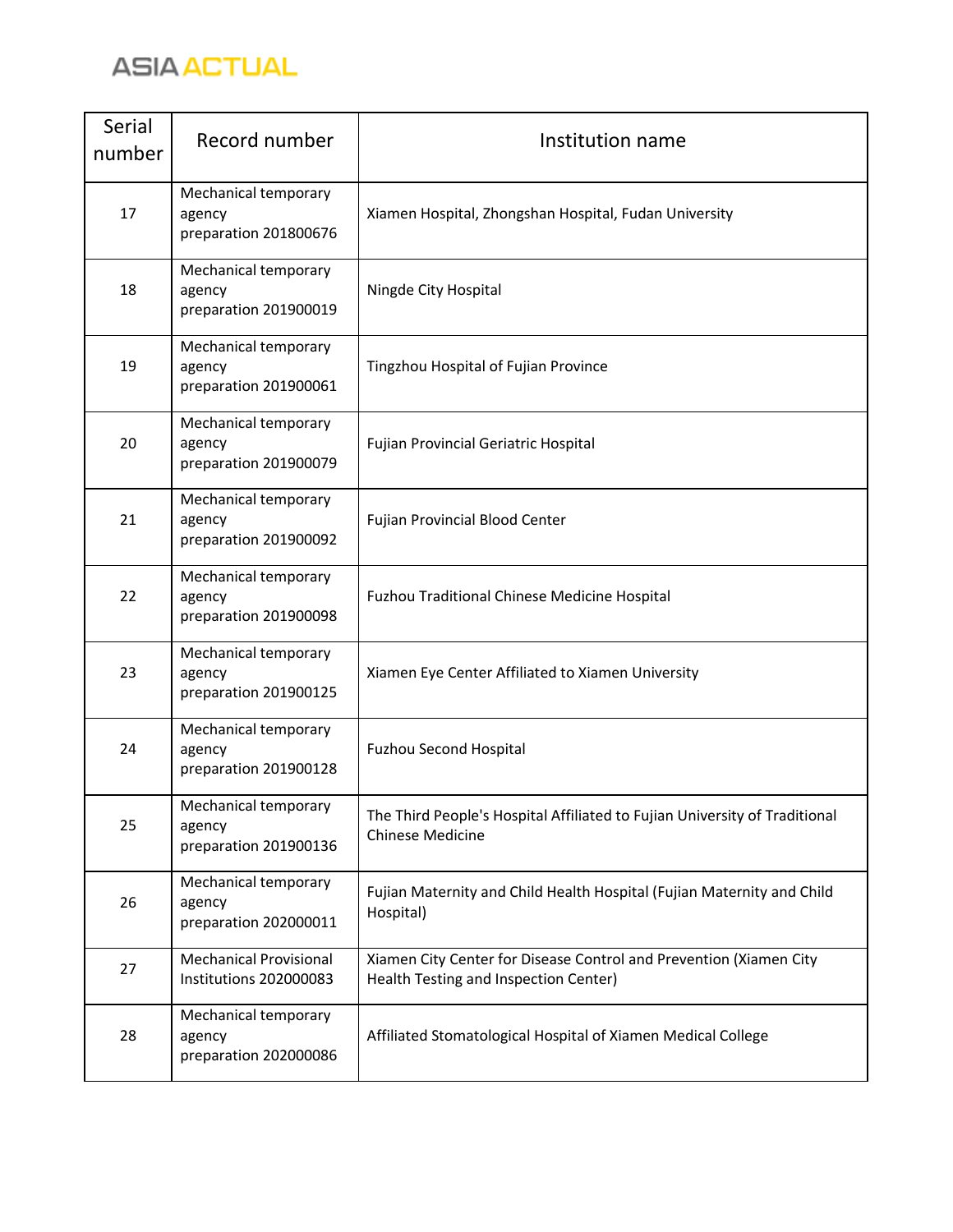| Serial number | Record number | Institution name |
|---|---|---|
| 17 | Mechanical temporary agency preparation 201800676 | Xiamen Hospital, Zhongshan Hospital, Fudan University |
| 18 | Mechanical temporary agency preparation 201900019 | Ningde City Hospital |
| 19 | Mechanical temporary agency preparation 201900061 | Tingzhou Hospital of Fujian Province |
| 20 | Mechanical temporary agency preparation 201900079 | Fujian Provincial Geriatric Hospital |
| 21 | Mechanical temporary agency preparation 201900092 | Fujian Provincial Blood Center |
| 22 | Mechanical temporary agency preparation 201900098 | Fuzhou Traditional Chinese Medicine Hospital |
| 23 | Mechanical temporary agency preparation 201900125 | Xiamen Eye Center Affiliated to Xiamen University |
| 24 | Mechanical temporary agency preparation 201900128 | Fuzhou Second Hospital |
| 25 | Mechanical temporary agency preparation 201900136 | The Third People's Hospital Affiliated to Fujian University of Traditional Chinese Medicine |
| 26 | Mechanical temporary agency preparation 202000011 | Fujian Maternity and Child Health Hospital (Fujian Maternity and Child Hospital) |
| 27 | Mechanical Provisional Institutions 202000083 | Xiamen City Center for Disease Control and Prevention (Xiamen City Health Testing and Inspection Center) |
| 28 | Mechanical temporary agency preparation 202000086 | Affiliated Stomatological Hospital of Xiamen Medical College |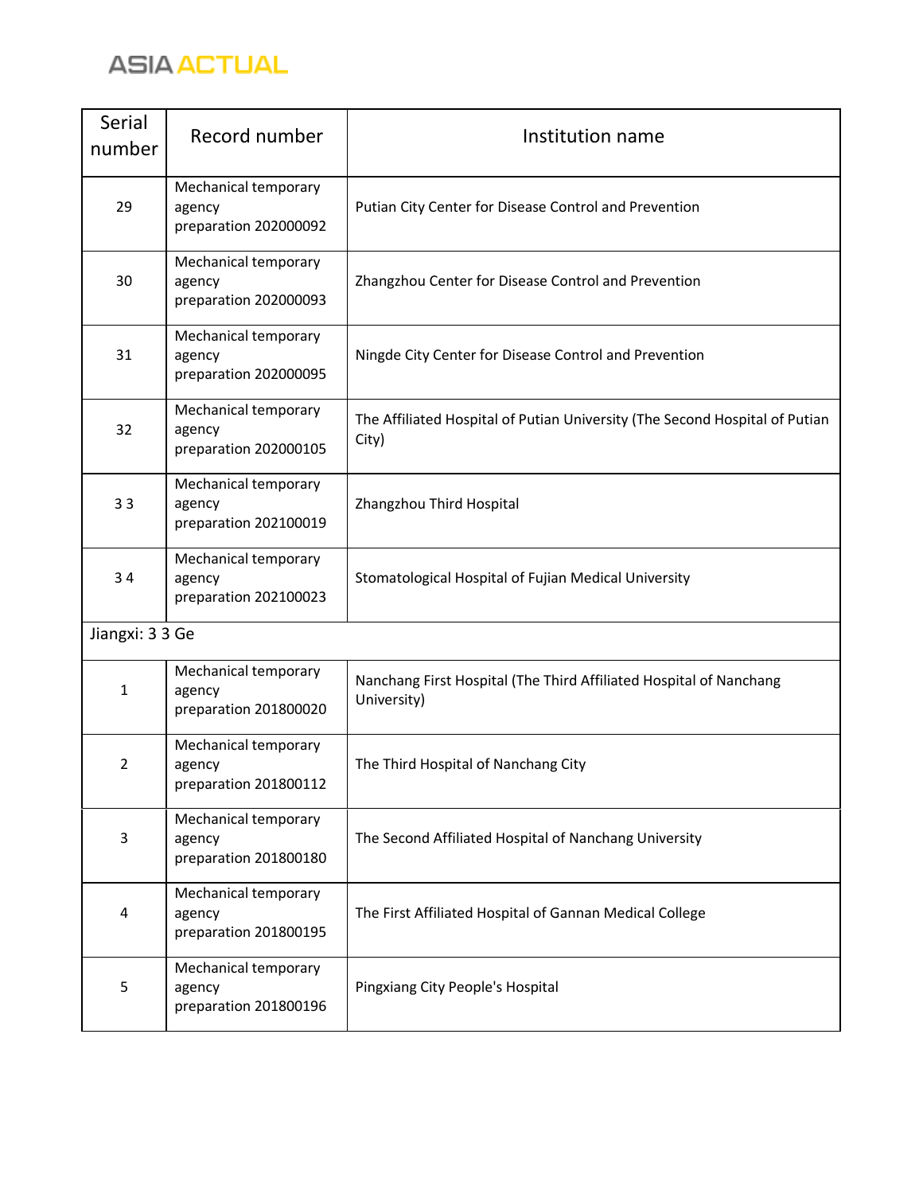| Serial number | Record number | Institution name |
|---|---|---|
| 29 | Mechanical temporary agency preparation 202000092 | Putian City Center for Disease Control and Prevention |
| 30 | Mechanical temporary agency preparation 202000093 | Zhangzhou Center for Disease Control and Prevention |
| 31 | Mechanical temporary agency preparation 202000095 | Ningde City Center for Disease Control and Prevention |
| 32 | Mechanical temporary agency preparation 202000105 | The Affiliated Hospital of Putian University (The Second Hospital of Putian City) |
| 3 3 | Mechanical temporary agency preparation 202100019 | Zhangzhou Third Hospital |
| 3 4 | Mechanical temporary agency preparation 202100023 | Stomatological Hospital of Fujian Medical University |
| Jiangxi: 3 3 Ge | | |
| 1 | Mechanical temporary agency preparation 201800020 | Nanchang First Hospital (The Third Affiliated Hospital of Nanchang University) |
| 2 | Mechanical temporary agency preparation 201800112 | The Third Hospital of Nanchang City |
| 3 | Mechanical temporary agency preparation 201800180 | The Second Affiliated Hospital of Nanchang University |
| 4 | Mechanical temporary agency preparation 201800195 | The First Affiliated Hospital of Gannan Medical College |
| 5 | Mechanical temporary agency preparation 201800196 | Pingxiang City People's Hospital |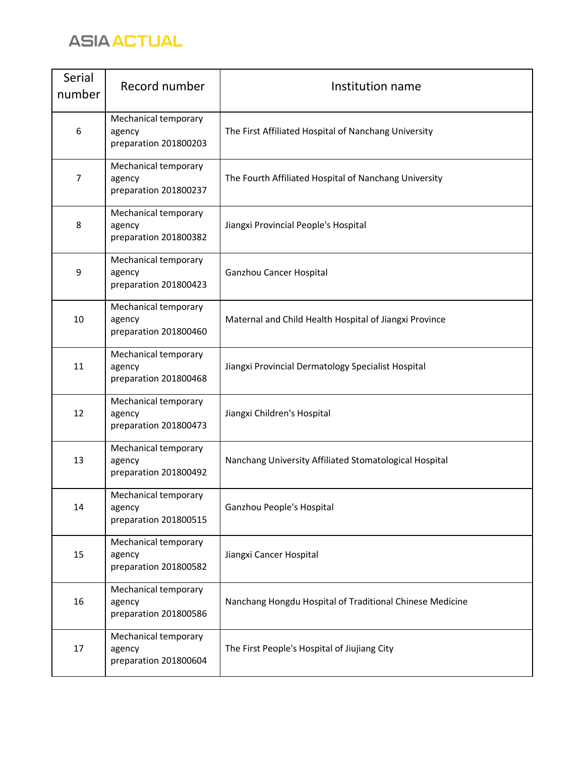| Serial number | Record number | Institution name |
|---|---|---|
| 6 | Mechanical temporary agency preparation 201800203 | The First Affiliated Hospital of Nanchang University |
| 7 | Mechanical temporary agency preparation 201800237 | The Fourth Affiliated Hospital of Nanchang University |
| 8 | Mechanical temporary agency preparation 201800382 | Jiangxi Provincial People's Hospital |
| 9 | Mechanical temporary agency preparation 201800423 | Ganzhou Cancer Hospital |
| 10 | Mechanical temporary agency preparation 201800460 | Maternal and Child Health Hospital of Jiangxi Province |
| 11 | Mechanical temporary agency preparation 201800468 | Jiangxi Provincial Dermatology Specialist Hospital |
| 12 | Mechanical temporary agency preparation 201800473 | Jiangxi Children's Hospital |
| 13 | Mechanical temporary agency preparation 201800492 | Nanchang University Affiliated Stomatological Hospital |
| 14 | Mechanical temporary agency preparation 201800515 | Ganzhou People's Hospital |
| 15 | Mechanical temporary agency preparation 201800582 | Jiangxi Cancer Hospital |
| 16 | Mechanical temporary agency preparation 201800586 | Nanchang Hongdu Hospital of Traditional Chinese Medicine |
| 17 | Mechanical temporary agency preparation 201800604 | The First People's Hospital of Jiujiang City |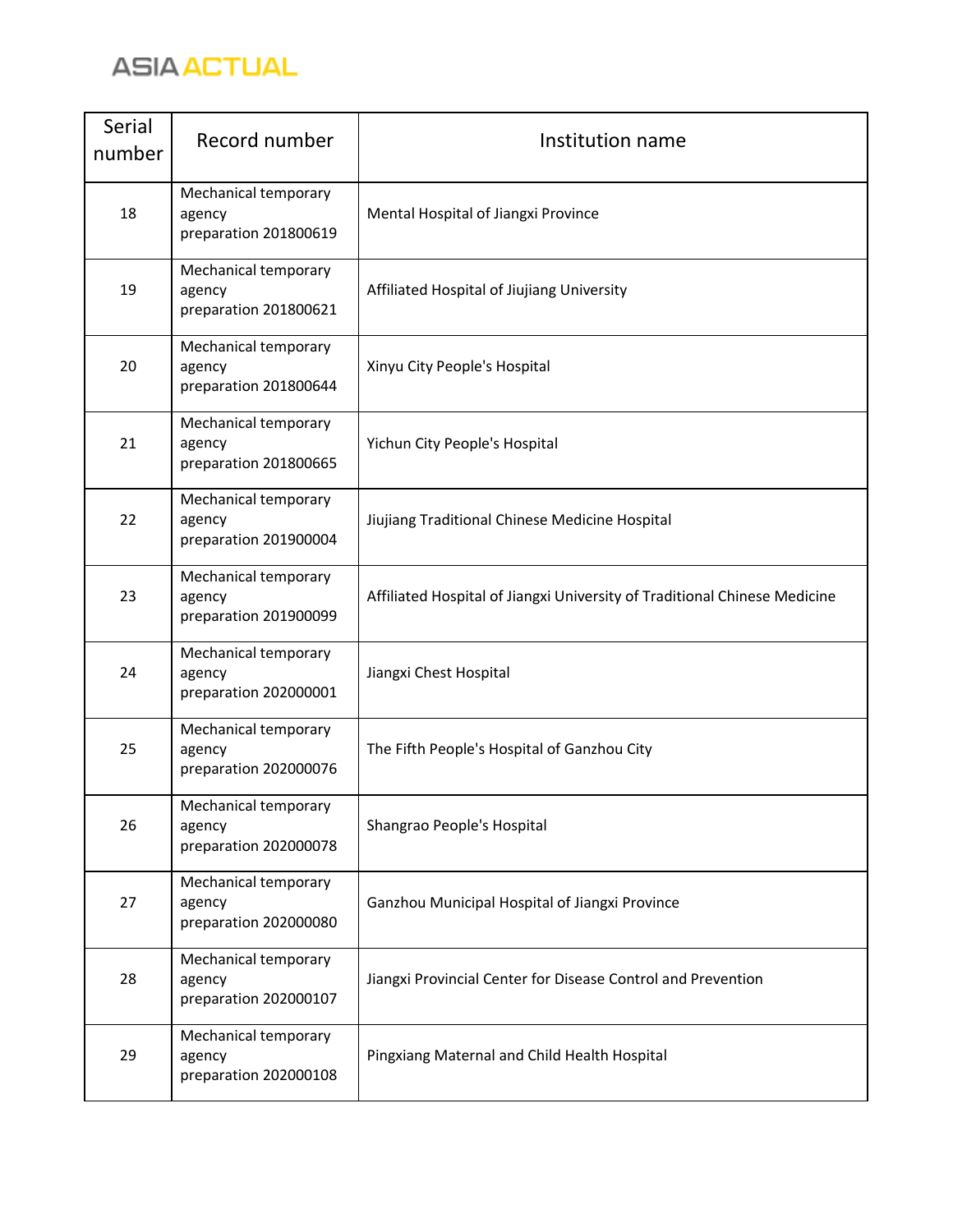| Serial number | Record number | Institution name |
|---|---|---|
| 18 | Mechanical temporary agency preparation 201800619 | Mental Hospital of Jiangxi Province |
| 19 | Mechanical temporary agency preparation 201800621 | Affiliated Hospital of Jiujiang University |
| 20 | Mechanical temporary agency preparation 201800644 | Xinyu City People's Hospital |
| 21 | Mechanical temporary agency preparation 201800665 | Yichun City People's Hospital |
| 22 | Mechanical temporary agency preparation 201900004 | Jiujiang Traditional Chinese Medicine Hospital |
| 23 | Mechanical temporary agency preparation 201900099 | Affiliated Hospital of Jiangxi University of Traditional Chinese Medicine |
| 24 | Mechanical temporary agency preparation 202000001 | Jiangxi Chest Hospital |
| 25 | Mechanical temporary agency preparation 202000076 | The Fifth People's Hospital of Ganzhou City |
| 26 | Mechanical temporary agency preparation 202000078 | Shangrao People's Hospital |
| 27 | Mechanical temporary agency preparation 202000080 | Ganzhou Municipal Hospital of Jiangxi Province |
| 28 | Mechanical temporary agency preparation 202000107 | Jiangxi Provincial Center for Disease Control and Prevention |
| 29 | Mechanical temporary agency preparation 202000108 | Pingxiang Maternal and Child Health Hospital |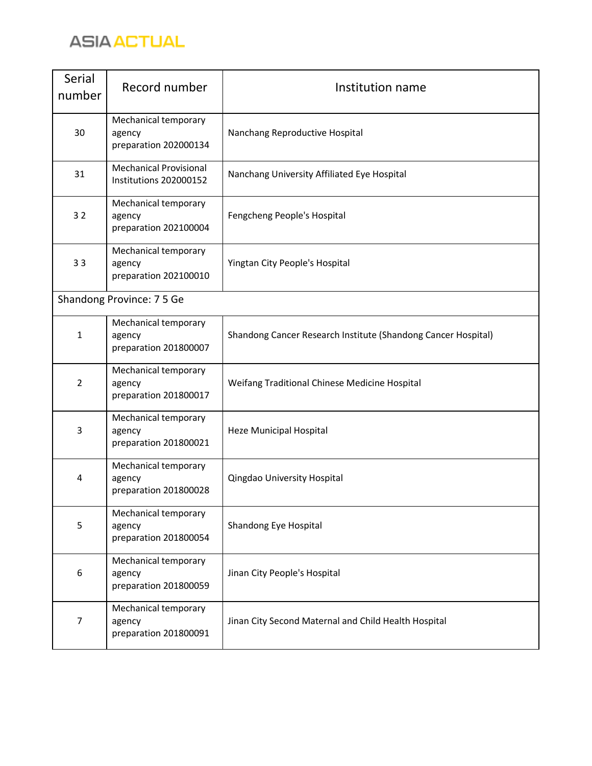| Serial number | Record number | Institution name |
| --- | --- | --- |
| 30 | Mechanical temporary agency preparation 202000134 | Nanchang Reproductive Hospital |
| 31 | Mechanical Provisional Institutions 202000152 | Nanchang University Affiliated Eye Hospital |
| 3 2 | Mechanical temporary agency preparation 202100004 | Fengcheng People's Hospital |
| 3 3 | Mechanical temporary agency preparation 202100010 | Yingtan City People's Hospital |
| Shandong Province: 7 5 Ge | | |
| 1 | Mechanical temporary agency preparation 201800007 | Shandong Cancer Research Institute (Shandong Cancer Hospital) |
| 2 | Mechanical temporary agency preparation 201800017 | Weifang Traditional Chinese Medicine Hospital |
| 3 | Mechanical temporary agency preparation 201800021 | Heze Municipal Hospital |
| 4 | Mechanical temporary agency preparation 201800028 | Qingdao University Hospital |
| 5 | Mechanical temporary agency preparation 201800054 | Shandong Eye Hospital |
| 6 | Mechanical temporary agency preparation 201800059 | Jinan City People's Hospital |
| 7 | Mechanical temporary agency preparation 201800091 | Jinan City Second Maternal and Child Health Hospital |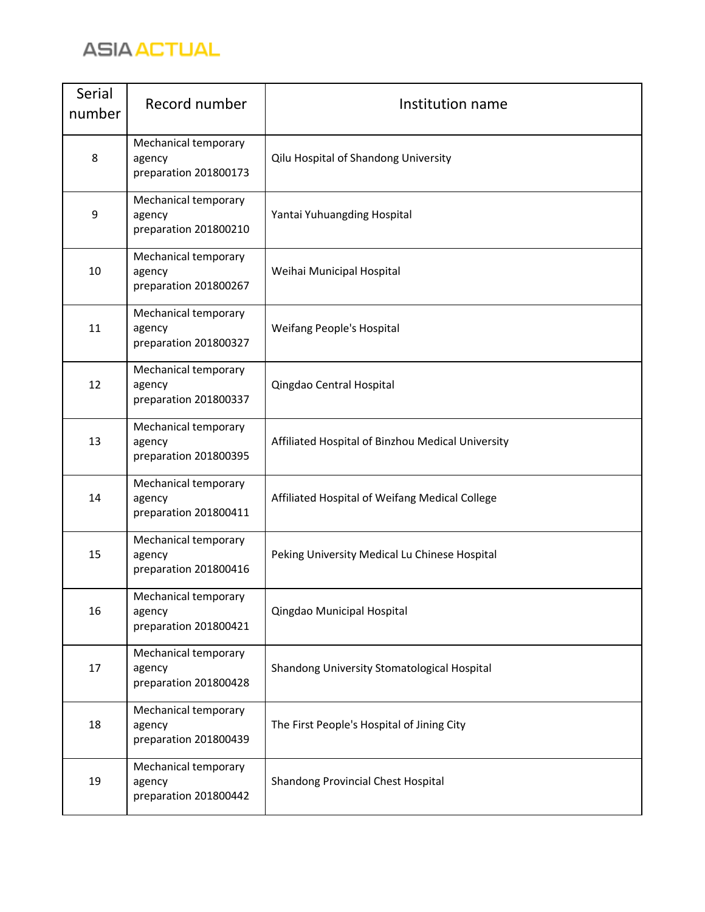| Serial number | Record number | Institution name |
|---|---|---|
| 8 | Mechanical temporary agency preparation 201800173 | Qilu Hospital of Shandong University |
| 9 | Mechanical temporary agency preparation 201800210 | Yantai Yuhuangding Hospital |
| 10 | Mechanical temporary agency preparation 201800267 | Weihai Municipal Hospital |
| 11 | Mechanical temporary agency preparation 201800327 | Weifang People's Hospital |
| 12 | Mechanical temporary agency preparation 201800337 | Qingdao Central Hospital |
| 13 | Mechanical temporary agency preparation 201800395 | Affiliated Hospital of Binzhou Medical University |
| 14 | Mechanical temporary agency preparation 201800411 | Affiliated Hospital of Weifang Medical College |
| 15 | Mechanical temporary agency preparation 201800416 | Peking University Medical Lu Chinese Hospital |
| 16 | Mechanical temporary agency preparation 201800421 | Qingdao Municipal Hospital |
| 17 | Mechanical temporary agency preparation 201800428 | Shandong University Stomatological Hospital |
| 18 | Mechanical temporary agency preparation 201800439 | The First People's Hospital of Jining City |
| 19 | Mechanical temporary agency preparation 201800442 | Shandong Provincial Chest Hospital |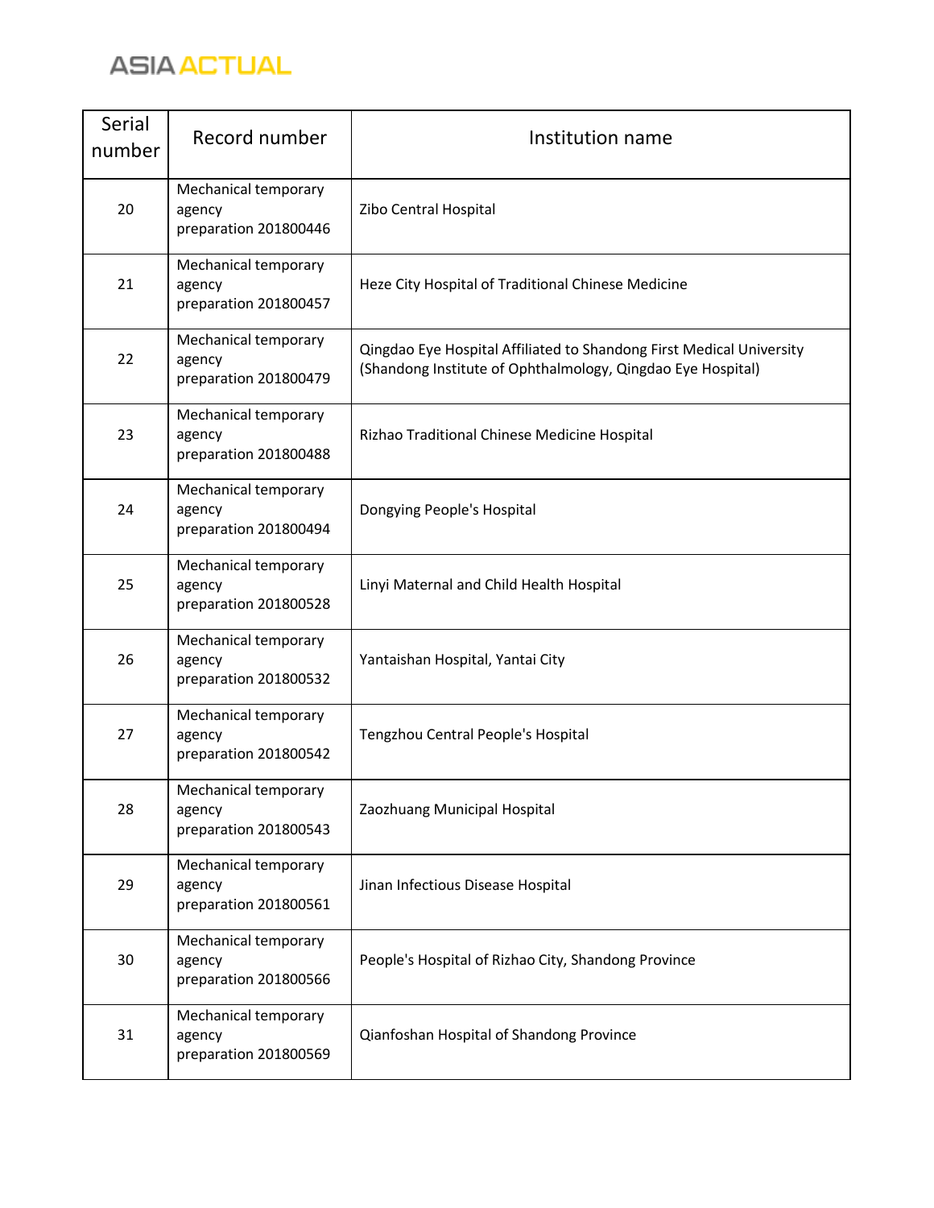| Serial number | Record number | Institution name |
|---|---|---|
| 20 | Mechanical temporary agency preparation 201800446 | Zibo Central Hospital |
| 21 | Mechanical temporary agency preparation 201800457 | Heze City Hospital of Traditional Chinese Medicine |
| 22 | Mechanical temporary agency preparation 201800479 | Qingdao Eye Hospital Affiliated to Shandong First Medical University (Shandong Institute of Ophthalmology, Qingdao Eye Hospital) |
| 23 | Mechanical temporary agency preparation 201800488 | Rizhao Traditional Chinese Medicine Hospital |
| 24 | Mechanical temporary agency preparation 201800494 | Dongying People's Hospital |
| 25 | Mechanical temporary agency preparation 201800528 | Linyi Maternal and Child Health Hospital |
| 26 | Mechanical temporary agency preparation 201800532 | Yantaishan Hospital, Yantai City |
| 27 | Mechanical temporary agency preparation 201800542 | Tengzhou Central People's Hospital |
| 28 | Mechanical temporary agency preparation 201800543 | Zaozhuang Municipal Hospital |
| 29 | Mechanical temporary agency preparation 201800561 | Jinan Infectious Disease Hospital |
| 30 | Mechanical temporary agency preparation 201800566 | People's Hospital of Rizhao City, Shandong Province |
| 31 | Mechanical temporary agency preparation 201800569 | Qianfoshan Hospital of Shandong Province |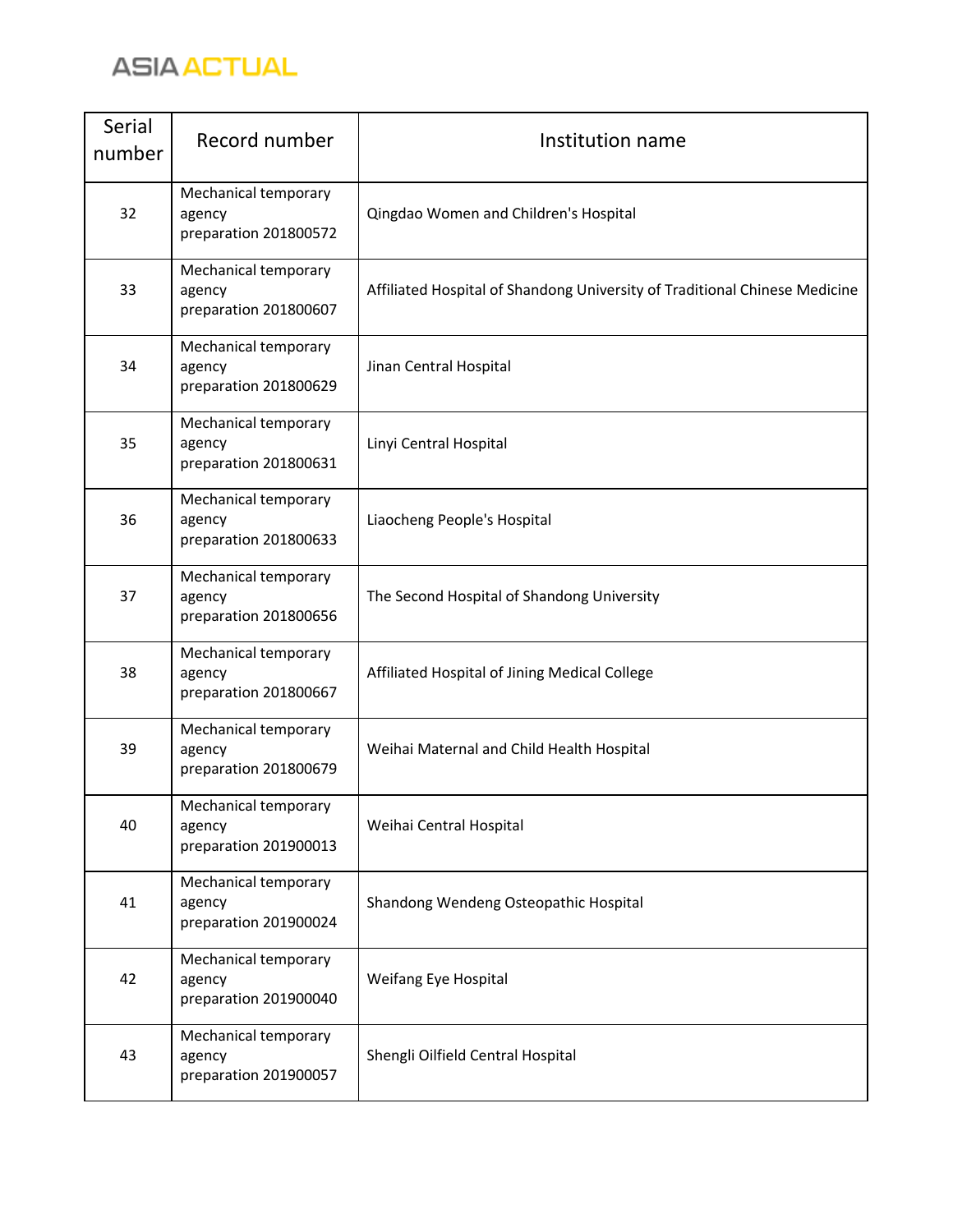| Serial number | Record number | Institution name |
| --- | --- | --- |
| 32 | Mechanical temporary agency preparation 201800572 | Qingdao Women and Children's Hospital |
| 33 | Mechanical temporary agency preparation 201800607 | Affiliated Hospital of Shandong University of Traditional Chinese Medicine |
| 34 | Mechanical temporary agency preparation 201800629 | Jinan Central Hospital |
| 35 | Mechanical temporary agency preparation 201800631 | Linyi Central Hospital |
| 36 | Mechanical temporary agency preparation 201800633 | Liaocheng People's Hospital |
| 37 | Mechanical temporary agency preparation 201800656 | The Second Hospital of Shandong University |
| 38 | Mechanical temporary agency preparation 201800667 | Affiliated Hospital of Jining Medical College |
| 39 | Mechanical temporary agency preparation 201800679 | Weihai Maternal and Child Health Hospital |
| 40 | Mechanical temporary agency preparation 201900013 | Weihai Central Hospital |
| 41 | Mechanical temporary agency preparation 201900024 | Shandong Wendeng Osteopathic Hospital |
| 42 | Mechanical temporary agency preparation 201900040 | Weifang Eye Hospital |
| 43 | Mechanical temporary agency preparation 201900057 | Shengli Oilfield Central Hospital |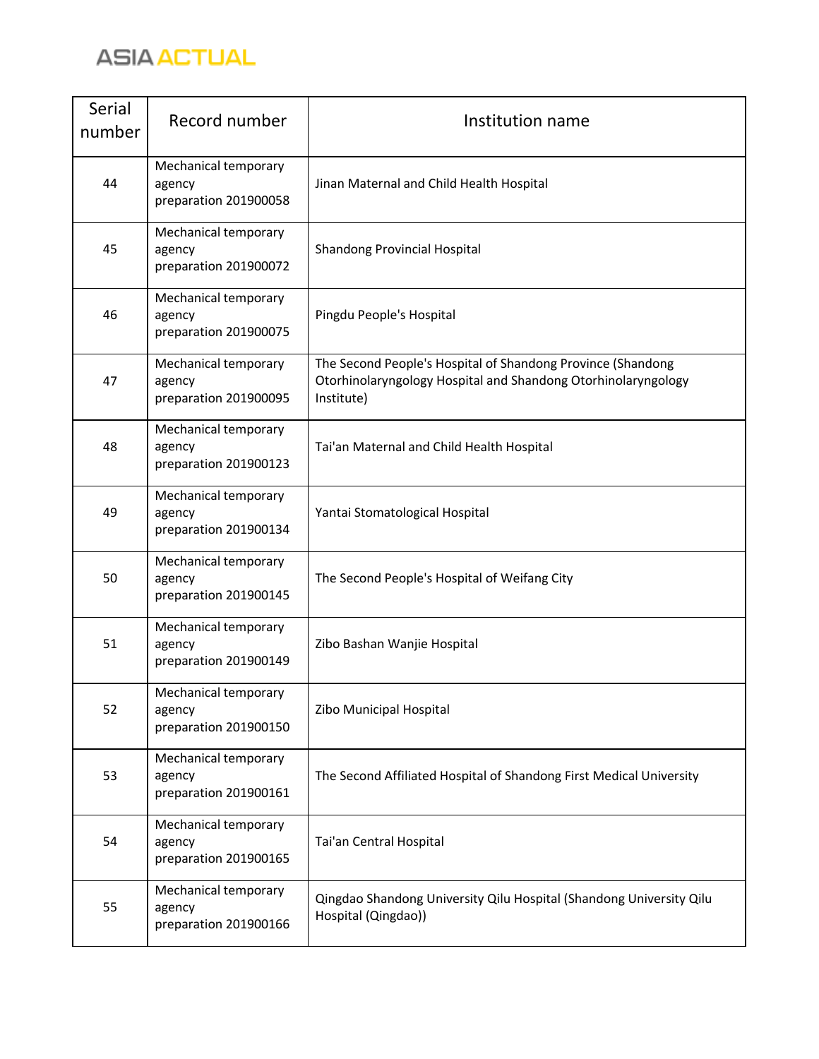| Serial number | Record number | Institution name |
|---|---|---|
| 44 | Mechanical temporary agency preparation 201900058 | Jinan Maternal and Child Health Hospital |
| 45 | Mechanical temporary agency preparation 201900072 | Shandong Provincial Hospital |
| 46 | Mechanical temporary agency preparation 201900075 | Pingdu People's Hospital |
| 47 | Mechanical temporary agency preparation 201900095 | The Second People's Hospital of Shandong Province (Shandong Otorhinolaryngology Hospital and Shandong Otorhinolaryngology Institute) |
| 48 | Mechanical temporary agency preparation 201900123 | Tai'an Maternal and Child Health Hospital |
| 49 | Mechanical temporary agency preparation 201900134 | Yantai Stomatological Hospital |
| 50 | Mechanical temporary agency preparation 201900145 | The Second People's Hospital of Weifang City |
| 51 | Mechanical temporary agency preparation 201900149 | Zibo Bashan Wanjie Hospital |
| 52 | Mechanical temporary agency preparation 201900150 | Zibo Municipal Hospital |
| 53 | Mechanical temporary agency preparation 201900161 | The Second Affiliated Hospital of Shandong First Medical University |
| 54 | Mechanical temporary agency preparation 201900165 | Tai'an Central Hospital |
| 55 | Mechanical temporary agency preparation 201900166 | Qingdao Shandong University Qilu Hospital (Shandong University Qilu Hospital (Qingdao)) |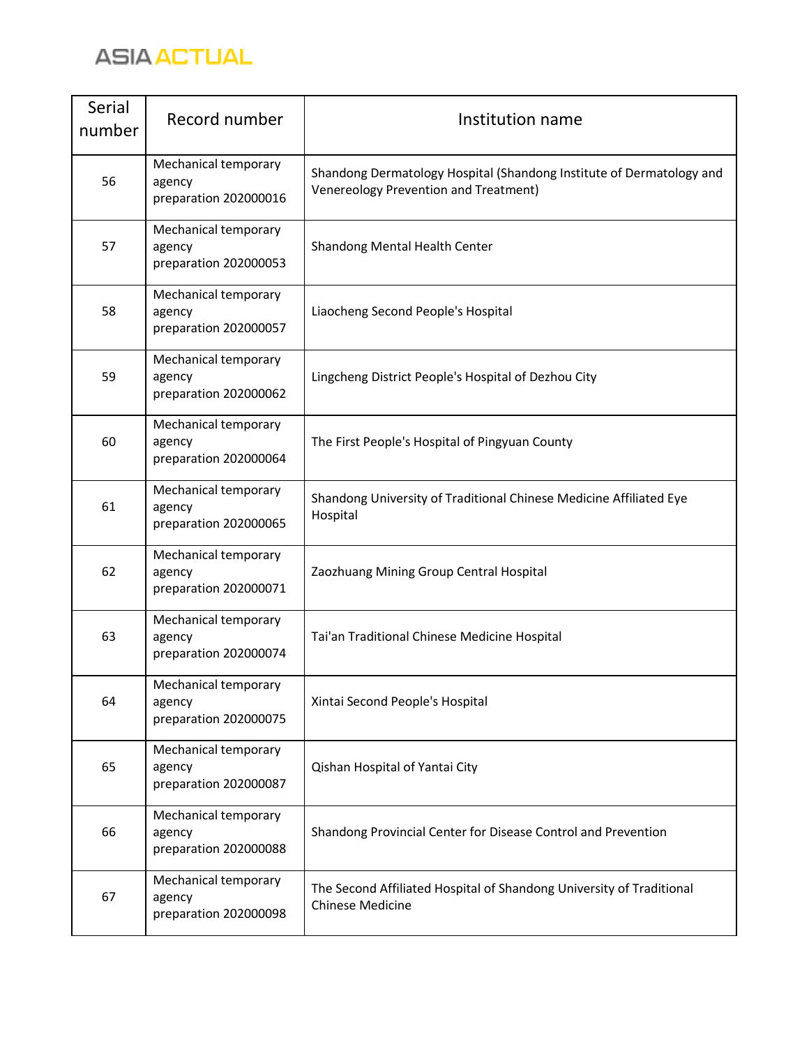| Serial number | Record number | Institution name |
|---|---|---|
| 56 | Mechanical temporary agency preparation 202000016 | Shandong Dermatology Hospital (Shandong Institute of Dermatology and Venereology Prevention and Treatment) |
| 57 | Mechanical temporary agency preparation 202000053 | Shandong Mental Health Center |
| 58 | Mechanical temporary agency preparation 202000057 | Liaocheng Second People's Hospital |
| 59 | Mechanical temporary agency preparation 202000062 | Lingcheng District People's Hospital of Dezhou City |
| 60 | Mechanical temporary agency preparation 202000064 | The First People's Hospital of Pingyuan County |
| 61 | Mechanical temporary agency preparation 202000065 | Shandong University of Traditional Chinese Medicine Affiliated Eye Hospital |
| 62 | Mechanical temporary agency preparation 202000071 | Zaozhuang Mining Group Central Hospital |
| 63 | Mechanical temporary agency preparation 202000074 | Tai'an Traditional Chinese Medicine Hospital |
| 64 | Mechanical temporary agency preparation 202000075 | Xintai Second People's Hospital |
| 65 | Mechanical temporary agency preparation 202000087 | Qishan Hospital of Yantai City |
| 66 | Mechanical temporary agency preparation 202000088 | Shandong Provincial Center for Disease Control and Prevention |
| 67 | Mechanical temporary agency preparation 202000098 | The Second Affiliated Hospital of Shandong University of Traditional Chinese Medicine |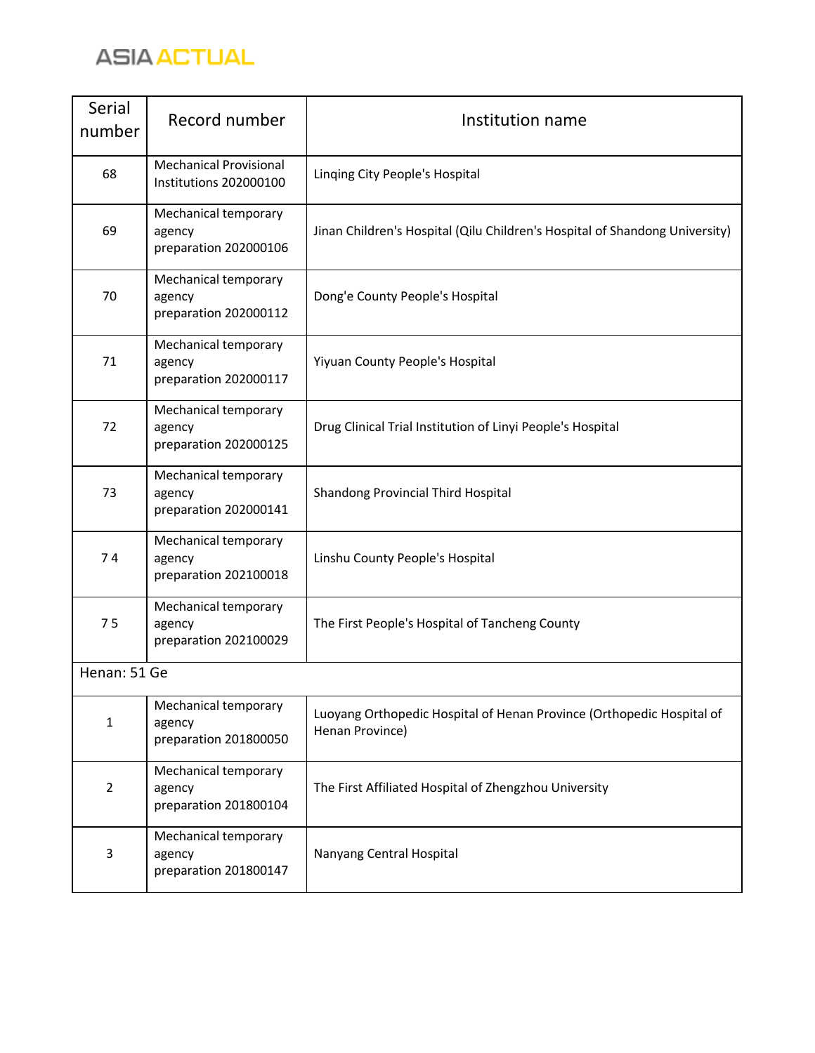| Serial number | Record number | Institution name |
|---|---|---|
| 68 | Mechanical Provisional Institutions 202000100 | Linqing City People's Hospital |
| 69 | Mechanical temporary agency preparation 202000106 | Jinan Children's Hospital (Qilu Children's Hospital of Shandong University) |
| 70 | Mechanical temporary agency preparation 202000112 | Dong'e County People's Hospital |
| 71 | Mechanical temporary agency preparation 202000117 | Yiyuan County People's Hospital |
| 72 | Mechanical temporary agency preparation 202000125 | Drug Clinical Trial Institution of Linyi People's Hospital |
| 73 | Mechanical temporary agency preparation 202000141 | Shandong Provincial Third Hospital |
| 7 4 | Mechanical temporary agency preparation 202100018 | Linshu County People's Hospital |
| 7 5 | Mechanical temporary agency preparation 202100029 | The First People's Hospital of Tancheng County |
| Henan: 51 Ge | | |
| 1 | Mechanical temporary agency preparation 201800050 | Luoyang Orthopedic Hospital of Henan Province (Orthopedic Hospital of Henan Province) |
| 2 | Mechanical temporary agency preparation 201800104 | The First Affiliated Hospital of Zhengzhou University |
| 3 | Mechanical temporary agency preparation 201800147 | Nanyang Central Hospital |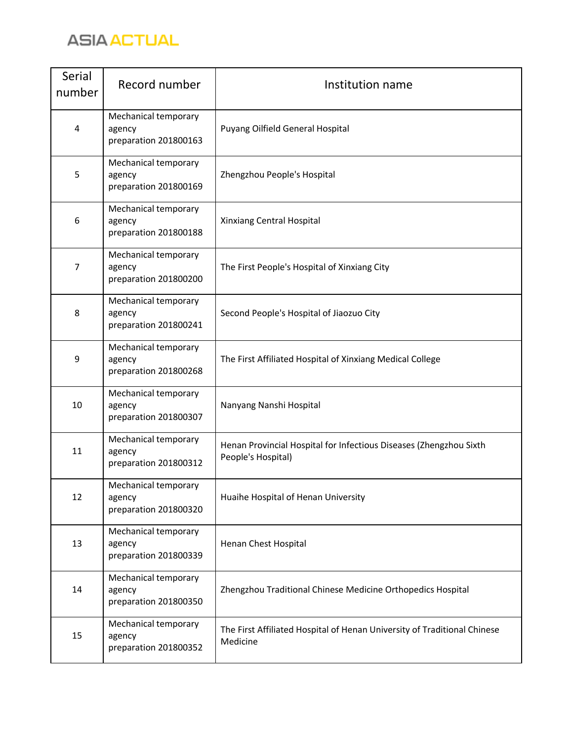| Serial number | Record number | Institution name |
|---|---|---|
| 4 | Mechanical temporary agency preparation 201800163 | Puyang Oilfield General Hospital |
| 5 | Mechanical temporary agency preparation 201800169 | Zhengzhou People's Hospital |
| 6 | Mechanical temporary agency preparation 201800188 | Xinxiang Central Hospital |
| 7 | Mechanical temporary agency preparation 201800200 | The First People's Hospital of Xinxiang City |
| 8 | Mechanical temporary agency preparation 201800241 | Second People's Hospital of Jiaozuo City |
| 9 | Mechanical temporary agency preparation 201800268 | The First Affiliated Hospital of Xinxiang Medical College |
| 10 | Mechanical temporary agency preparation 201800307 | Nanyang Nanshi Hospital |
| 11 | Mechanical temporary agency preparation 201800312 | Henan Provincial Hospital for Infectious Diseases (Zhengzhou Sixth People's Hospital) |
| 12 | Mechanical temporary agency preparation 201800320 | Huaihe Hospital of Henan University |
| 13 | Mechanical temporary agency preparation 201800339 | Henan Chest Hospital |
| 14 | Mechanical temporary agency preparation 201800350 | Zhengzhou Traditional Chinese Medicine Orthopedics Hospital |
| 15 | Mechanical temporary agency preparation 201800352 | The First Affiliated Hospital of Henan University of Traditional Chinese Medicine |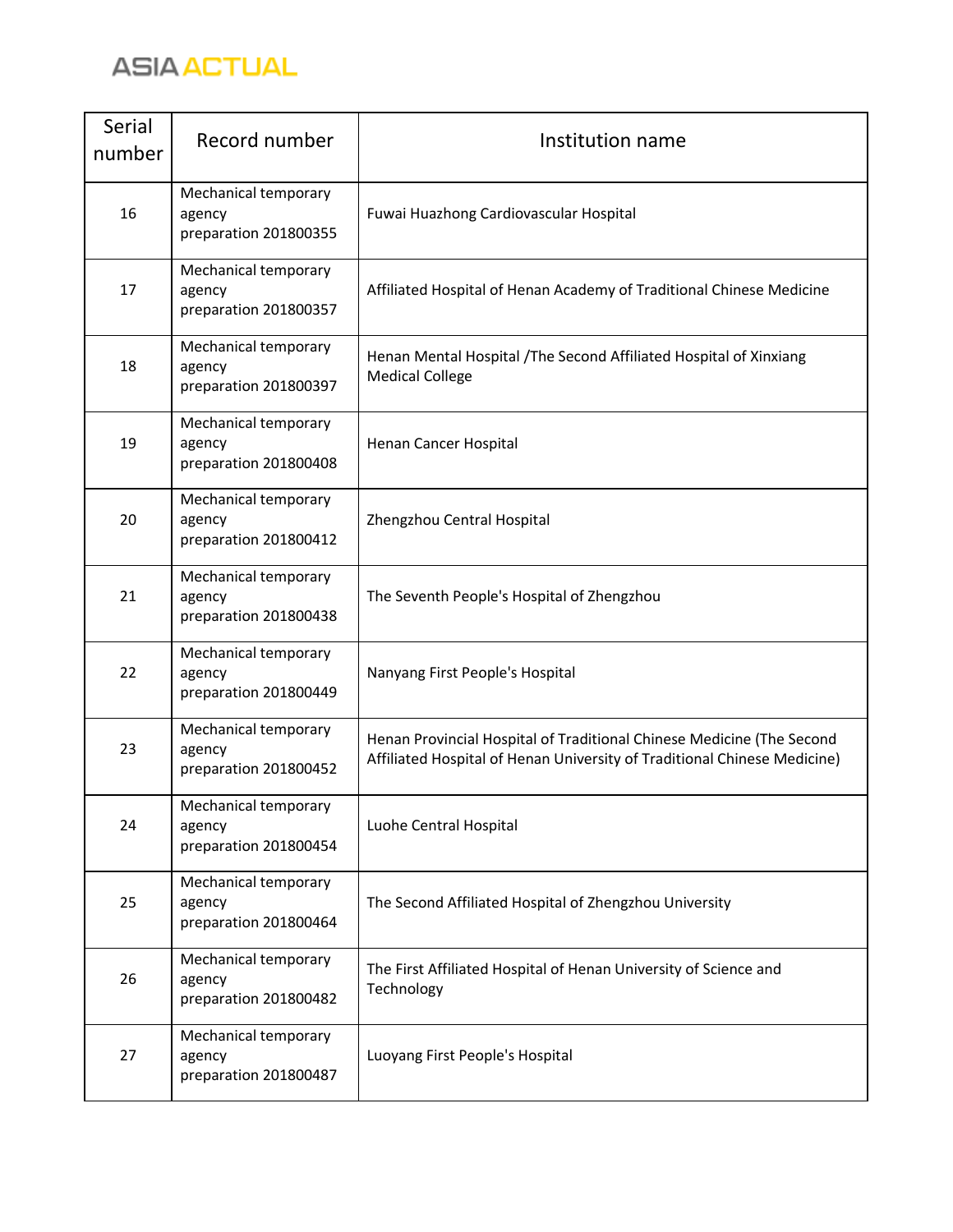| Serial number | Record number | Institution name |
| --- | --- | --- |
| 16 | Mechanical temporary agency preparation 201800355 | Fuwai Huazhong Cardiovascular Hospital |
| 17 | Mechanical temporary agency preparation 201800357 | Affiliated Hospital of Henan Academy of Traditional Chinese Medicine |
| 18 | Mechanical temporary agency preparation 201800397 | Henan Mental Hospital /The Second Affiliated Hospital of Xinxiang Medical College |
| 19 | Mechanical temporary agency preparation 201800408 | Henan Cancer Hospital |
| 20 | Mechanical temporary agency preparation 201800412 | Zhengzhou Central Hospital |
| 21 | Mechanical temporary agency preparation 201800438 | The Seventh People's Hospital of Zhengzhou |
| 22 | Mechanical temporary agency preparation 201800449 | Nanyang First People's Hospital |
| 23 | Mechanical temporary agency preparation 201800452 | Henan Provincial Hospital of Traditional Chinese Medicine (The Second Affiliated Hospital of Henan University of Traditional Chinese Medicine) |
| 24 | Mechanical temporary agency preparation 201800454 | Luohe Central Hospital |
| 25 | Mechanical temporary agency preparation 201800464 | The Second Affiliated Hospital of Zhengzhou University |
| 26 | Mechanical temporary agency preparation 201800482 | The First Affiliated Hospital of Henan University of Science and Technology |
| 27 | Mechanical temporary agency preparation 201800487 | Luoyang First People's Hospital |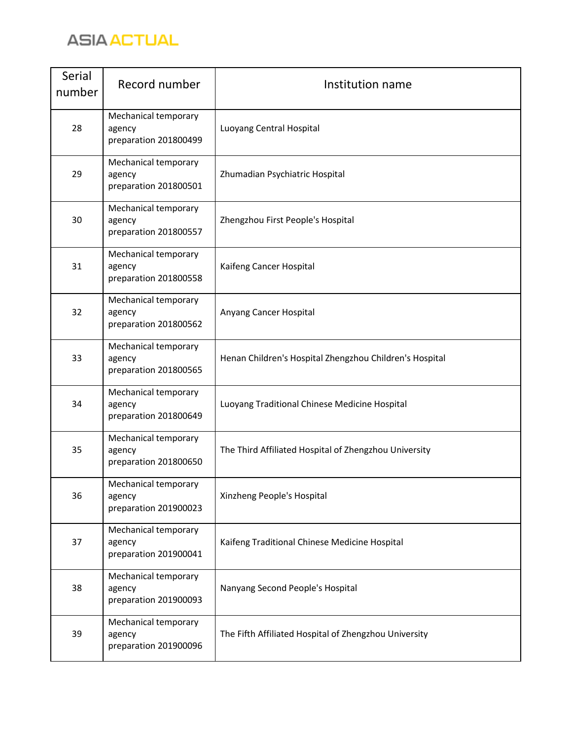| Serial number | Record number | Institution name |
|---|---|---|
| 28 | Mechanical temporary agency preparation 201800499 | Luoyang Central Hospital |
| 29 | Mechanical temporary agency preparation 201800501 | Zhumadian Psychiatric Hospital |
| 30 | Mechanical temporary agency preparation 201800557 | Zhengzhou First People's Hospital |
| 31 | Mechanical temporary agency preparation 201800558 | Kaifeng Cancer Hospital |
| 32 | Mechanical temporary agency preparation 201800562 | Anyang Cancer Hospital |
| 33 | Mechanical temporary agency preparation 201800565 | Henan Children's Hospital Zhengzhou Children's Hospital |
| 34 | Mechanical temporary agency preparation 201800649 | Luoyang Traditional Chinese Medicine Hospital |
| 35 | Mechanical temporary agency preparation 201800650 | The Third Affiliated Hospital of Zhengzhou University |
| 36 | Mechanical temporary agency preparation 201900023 | Xinzheng People's Hospital |
| 37 | Mechanical temporary agency preparation 201900041 | Kaifeng Traditional Chinese Medicine Hospital |
| 38 | Mechanical temporary agency preparation 201900093 | Nanyang Second People's Hospital |
| 39 | Mechanical temporary agency preparation 201900096 | The Fifth Affiliated Hospital of Zhengzhou University |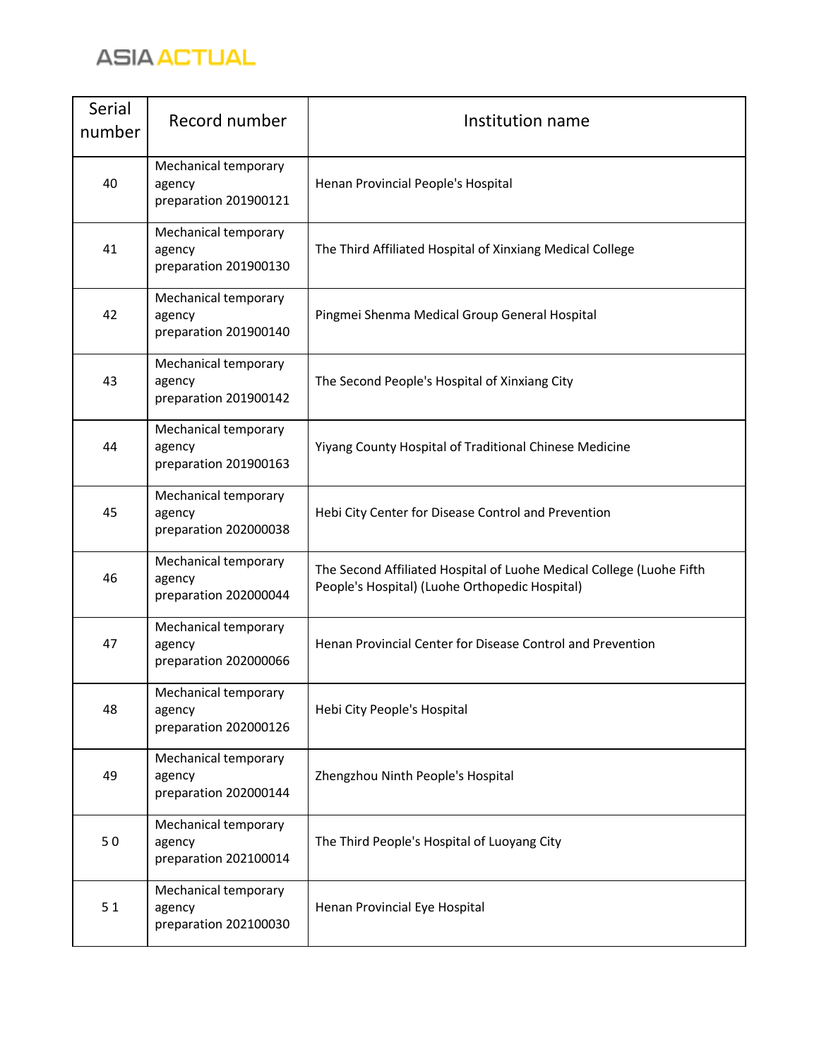| Serial number | Record number | Institution name |
|---|---|---|
| 40 | Mechanical temporary agency preparation 201900121 | Henan Provincial People's Hospital |
| 41 | Mechanical temporary agency preparation 201900130 | The Third Affiliated Hospital of Xinxiang Medical College |
| 42 | Mechanical temporary agency preparation 201900140 | Pingmei Shenma Medical Group General Hospital |
| 43 | Mechanical temporary agency preparation 201900142 | The Second People's Hospital of Xinxiang City |
| 44 | Mechanical temporary agency preparation 201900163 | Yiyang County Hospital of Traditional Chinese Medicine |
| 45 | Mechanical temporary agency preparation 202000038 | Hebi City Center for Disease Control and Prevention |
| 46 | Mechanical temporary agency preparation 202000044 | The Second Affiliated Hospital of Luohe Medical College (Luohe Fifth People's Hospital) (Luohe Orthopedic Hospital) |
| 47 | Mechanical temporary agency preparation 202000066 | Henan Provincial Center for Disease Control and Prevention |
| 48 | Mechanical temporary agency preparation 202000126 | Hebi City People's Hospital |
| 49 | Mechanical temporary agency preparation 202000144 | Zhengzhou Ninth People's Hospital |
| 5 0 | Mechanical temporary agency preparation 202100014 | The Third People's Hospital of Luoyang City |
| 5 1 | Mechanical temporary agency preparation 202100030 | Henan Provincial Eye Hospital |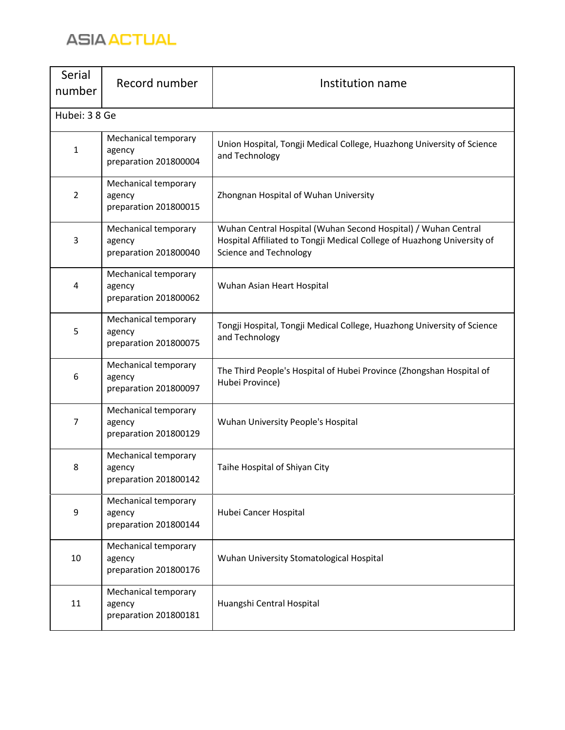| Serial number | Record number | Institution name |
|---|---|---|
| Hubei: 3 8 Ge | | |
| 1 | Mechanical temporary agency preparation 201800004 | Union Hospital, Tongji Medical College, Huazhong University of Science and Technology |
| 2 | Mechanical temporary agency preparation 201800015 | Zhongnan Hospital of Wuhan University |
| 3 | Mechanical temporary agency preparation 201800040 | Wuhan Central Hospital (Wuhan Second Hospital) / Wuhan Central Hospital Affiliated to Tongji Medical College of Huazhong University of Science and Technology |
| 4 | Mechanical temporary agency preparation 201800062 | Wuhan Asian Heart Hospital |
| 5 | Mechanical temporary agency preparation 201800075 | Tongji Hospital, Tongji Medical College, Huazhong University of Science and Technology |
| 6 | Mechanical temporary agency preparation 201800097 | The Third People's Hospital of Hubei Province (Zhongshan Hospital of Hubei Province) |
| 7 | Mechanical temporary agency preparation 201800129 | Wuhan University People's Hospital |
| 8 | Mechanical temporary agency preparation 201800142 | Taihe Hospital of Shiyan City |
| 9 | Mechanical temporary agency preparation 201800144 | Hubei Cancer Hospital |
| 10 | Mechanical temporary agency preparation 201800176 | Wuhan University Stomatological Hospital |
| 11 | Mechanical temporary agency preparation 201800181 | Huangshi Central Hospital |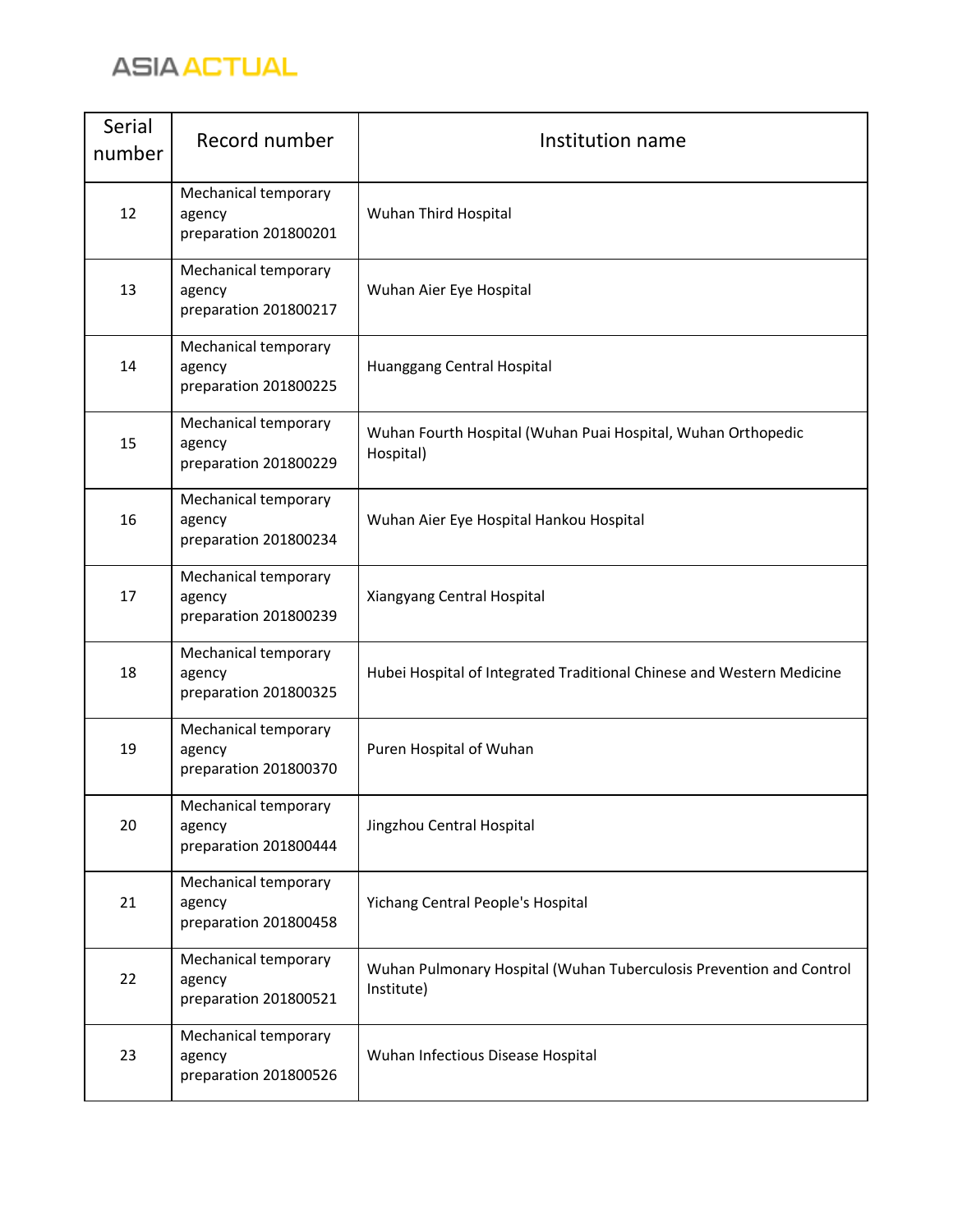| Serial number | Record number | Institution name |
| --- | --- | --- |
| 12 | Mechanical temporary agency preparation 201800201 | Wuhan Third Hospital |
| 13 | Mechanical temporary agency preparation 201800217 | Wuhan Aier Eye Hospital |
| 14 | Mechanical temporary agency preparation 201800225 | Huanggang Central Hospital |
| 15 | Mechanical temporary agency preparation 201800229 | Wuhan Fourth Hospital (Wuhan Puai Hospital, Wuhan Orthopedic Hospital) |
| 16 | Mechanical temporary agency preparation 201800234 | Wuhan Aier Eye Hospital Hankou Hospital |
| 17 | Mechanical temporary agency preparation 201800239 | Xiangyang Central Hospital |
| 18 | Mechanical temporary agency preparation 201800325 | Hubei Hospital of Integrated Traditional Chinese and Western Medicine |
| 19 | Mechanical temporary agency preparation 201800370 | Puren Hospital of Wuhan |
| 20 | Mechanical temporary agency preparation 201800444 | Jingzhou Central Hospital |
| 21 | Mechanical temporary agency preparation 201800458 | Yichang Central People's Hospital |
| 22 | Mechanical temporary agency preparation 201800521 | Wuhan Pulmonary Hospital (Wuhan Tuberculosis Prevention and Control Institute) |
| 23 | Mechanical temporary agency preparation 201800526 | Wuhan Infectious Disease Hospital |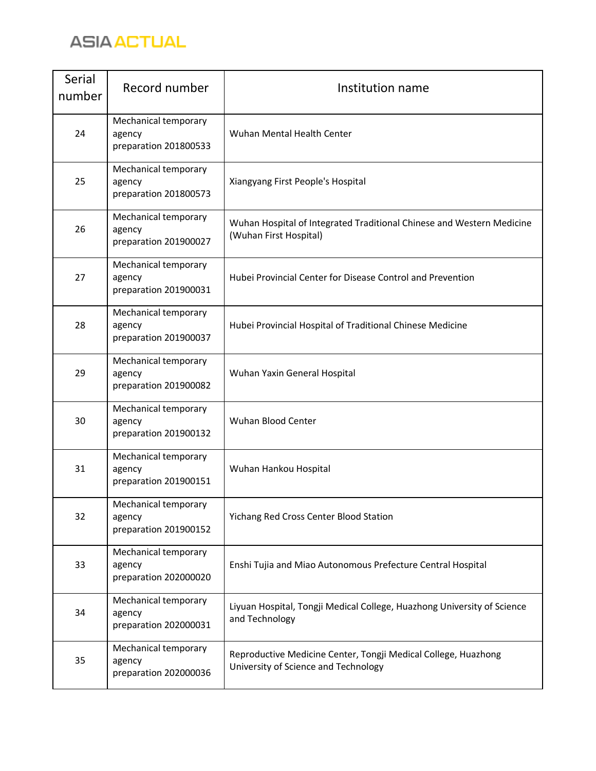| Serial number | Record number | Institution name |
|---|---|---|
| 24 | Mechanical temporary agency preparation 201800533 | Wuhan Mental Health Center |
| 25 | Mechanical temporary agency preparation 201800573 | Xiangyang First People's Hospital |
| 26 | Mechanical temporary agency preparation 201900027 | Wuhan Hospital of Integrated Traditional Chinese and Western Medicine (Wuhan First Hospital) |
| 27 | Mechanical temporary agency preparation 201900031 | Hubei Provincial Center for Disease Control and Prevention |
| 28 | Mechanical temporary agency preparation 201900037 | Hubei Provincial Hospital of Traditional Chinese Medicine |
| 29 | Mechanical temporary agency preparation 201900082 | Wuhan Yaxin General Hospital |
| 30 | Mechanical temporary agency preparation 201900132 | Wuhan Blood Center |
| 31 | Mechanical temporary agency preparation 201900151 | Wuhan Hankou Hospital |
| 32 | Mechanical temporary agency preparation 201900152 | Yichang Red Cross Center Blood Station |
| 33 | Mechanical temporary agency preparation 202000020 | Enshi Tujia and Miao Autonomous Prefecture Central Hospital |
| 34 | Mechanical temporary agency preparation 202000031 | Liyuan Hospital, Tongji Medical College, Huazhong University of Science and Technology |
| 35 | Mechanical temporary agency preparation 202000036 | Reproductive Medicine Center, Tongji Medical College, Huazhong University of Science and Technology |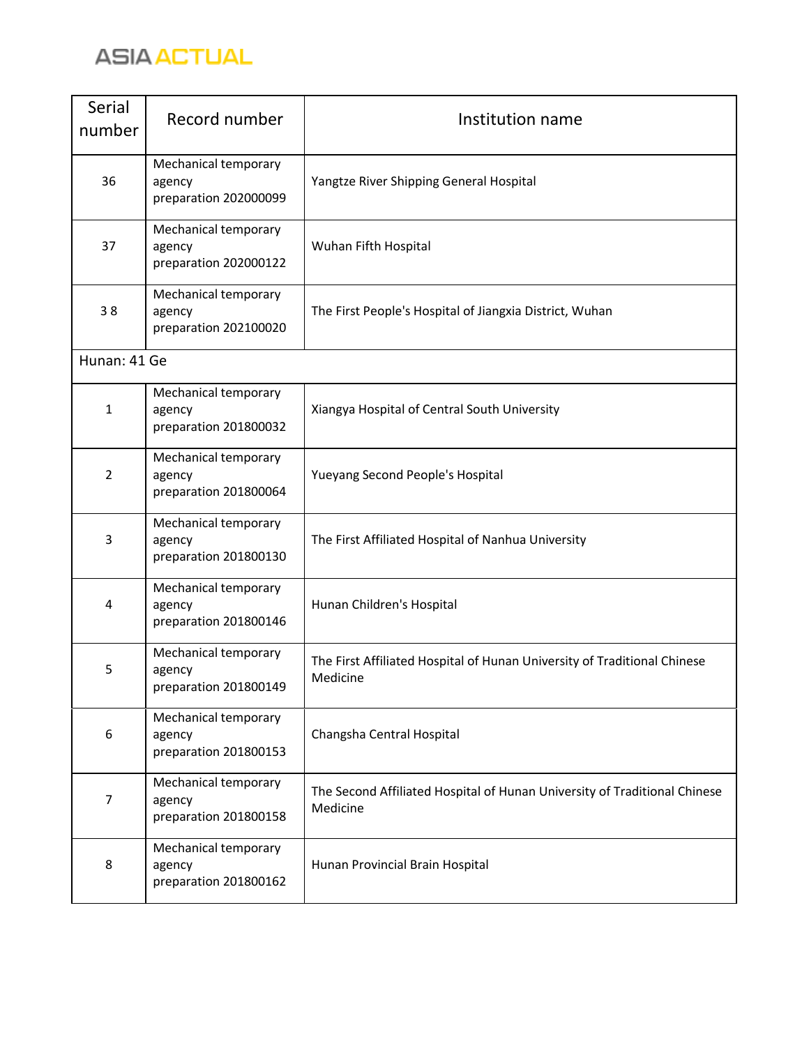| Serial number | Record number | Institution name |
| --- | --- | --- |
| 36 | Mechanical temporary agency preparation 202000099 | Yangtze River Shipping General Hospital |
| 37 | Mechanical temporary agency preparation 202000122 | Wuhan Fifth Hospital |
| 3 8 | Mechanical temporary agency preparation 202100020 | The First People's Hospital of Jiangxia District, Wuhan |
| Hunan: 41 Ge | | |
| 1 | Mechanical temporary agency preparation 201800032 | Xiangya Hospital of Central South University |
| 2 | Mechanical temporary agency preparation 201800064 | Yueyang Second People's Hospital |
| 3 | Mechanical temporary agency preparation 201800130 | The First Affiliated Hospital of Nanhua University |
| 4 | Mechanical temporary agency preparation 201800146 | Hunan Children's Hospital |
| 5 | Mechanical temporary agency preparation 201800149 | The First Affiliated Hospital of Hunan University of Traditional Chinese Medicine |
| 6 | Mechanical temporary agency preparation 201800153 | Changsha Central Hospital |
| 7 | Mechanical temporary agency preparation 201800158 | The Second Affiliated Hospital of Hunan University of Traditional Chinese Medicine |
| 8 | Mechanical temporary agency preparation 201800162 | Hunan Provincial Brain Hospital |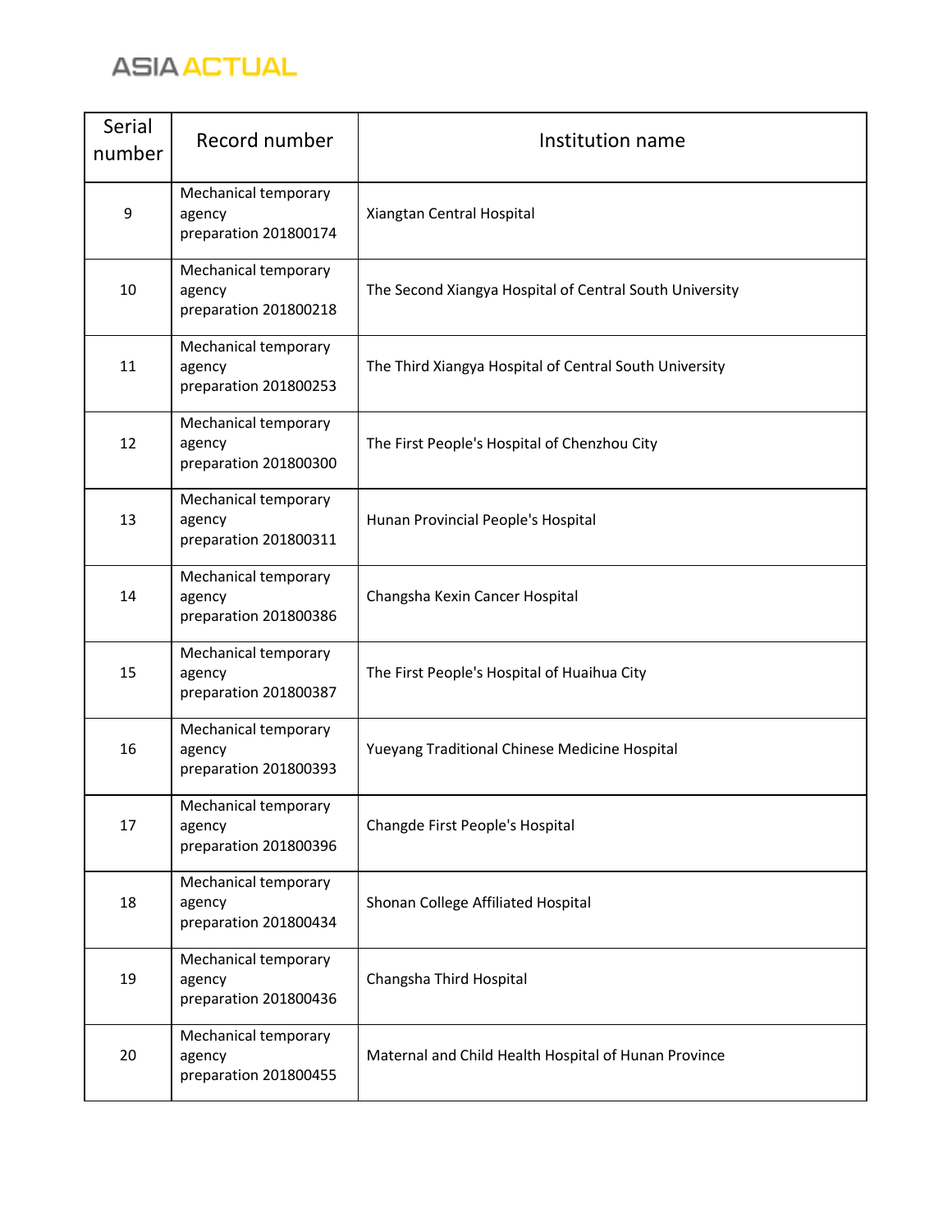| Serial number | Record number | Institution name |
|---|---|---|
| 9 | Mechanical temporary agency preparation 201800174 | Xiangtan Central Hospital |
| 10 | Mechanical temporary agency preparation 201800218 | The Second Xiangya Hospital of Central South University |
| 11 | Mechanical temporary agency preparation 201800253 | The Third Xiangya Hospital of Central South University |
| 12 | Mechanical temporary agency preparation 201800300 | The First People's Hospital of Chenzhou City |
| 13 | Mechanical temporary agency preparation 201800311 | Hunan Provincial People's Hospital |
| 14 | Mechanical temporary agency preparation 201800386 | Changsha Kexin Cancer Hospital |
| 15 | Mechanical temporary agency preparation 201800387 | The First People's Hospital of Huaihua City |
| 16 | Mechanical temporary agency preparation 201800393 | Yueyang Traditional Chinese Medicine Hospital |
| 17 | Mechanical temporary agency preparation 201800396 | Changde First People's Hospital |
| 18 | Mechanical temporary agency preparation 201800434 | Shonan College Affiliated Hospital |
| 19 | Mechanical temporary agency preparation 201800436 | Changsha Third Hospital |
| 20 | Mechanical temporary agency preparation 201800455 | Maternal and Child Health Hospital of Hunan Province |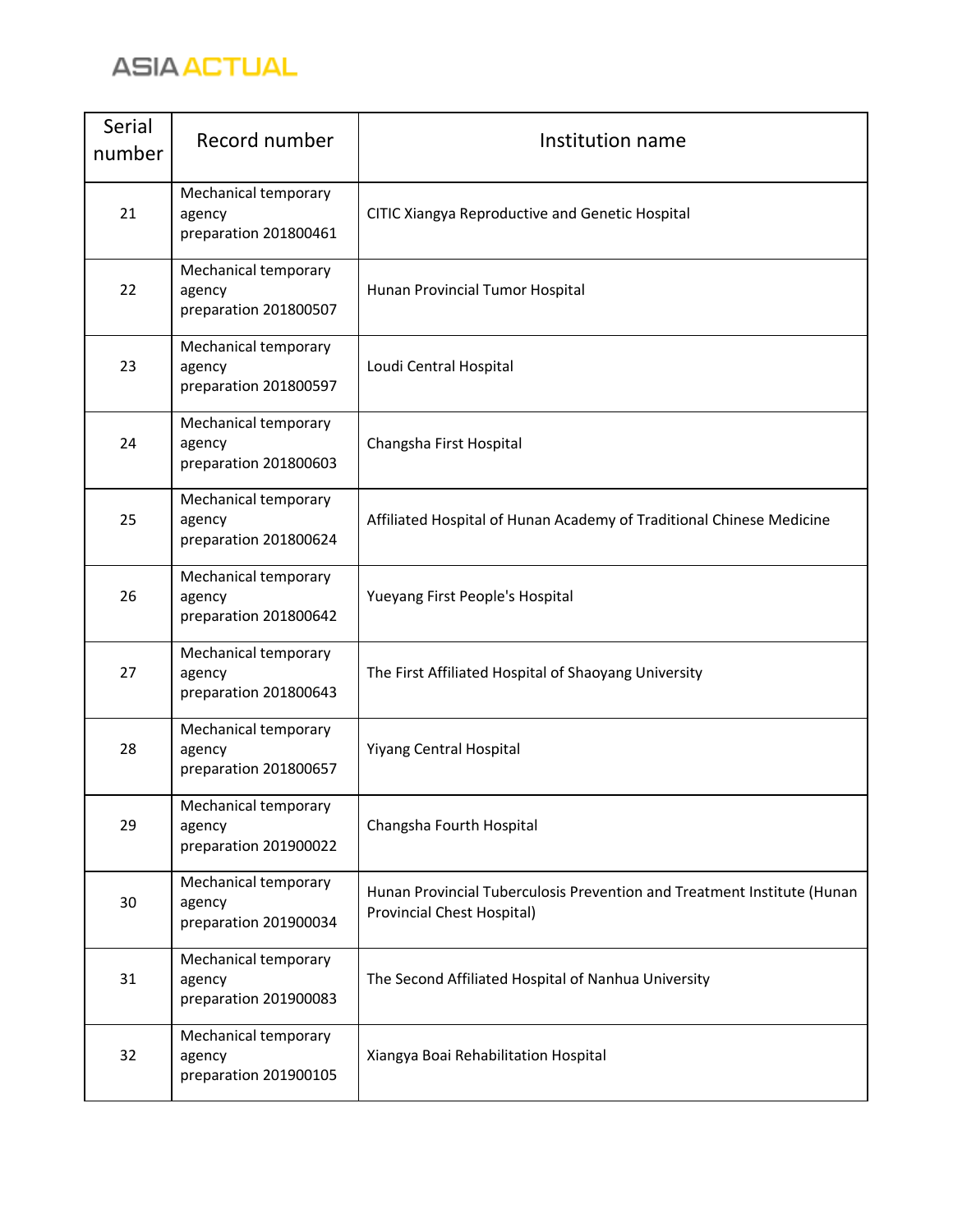| Serial number | Record number | Institution name |
|---|---|---|
| 21 | Mechanical temporary agency preparation 201800461 | CITIC Xiangya Reproductive and Genetic Hospital |
| 22 | Mechanical temporary agency preparation 201800507 | Hunan Provincial Tumor Hospital |
| 23 | Mechanical temporary agency preparation 201800597 | Loudi Central Hospital |
| 24 | Mechanical temporary agency preparation 201800603 | Changsha First Hospital |
| 25 | Mechanical temporary agency preparation 201800624 | Affiliated Hospital of Hunan Academy of Traditional Chinese Medicine |
| 26 | Mechanical temporary agency preparation 201800642 | Yueyang First People's Hospital |
| 27 | Mechanical temporary agency preparation 201800643 | The First Affiliated Hospital of Shaoyang University |
| 28 | Mechanical temporary agency preparation 201800657 | Yiyang Central Hospital |
| 29 | Mechanical temporary agency preparation 201900022 | Changsha Fourth Hospital |
| 30 | Mechanical temporary agency preparation 201900034 | Hunan Provincial Tuberculosis Prevention and Treatment Institute (Hunan Provincial Chest Hospital) |
| 31 | Mechanical temporary agency preparation 201900083 | The Second Affiliated Hospital of Nanhua University |
| 32 | Mechanical temporary agency preparation 201900105 | Xiangya Boai Rehabilitation Hospital |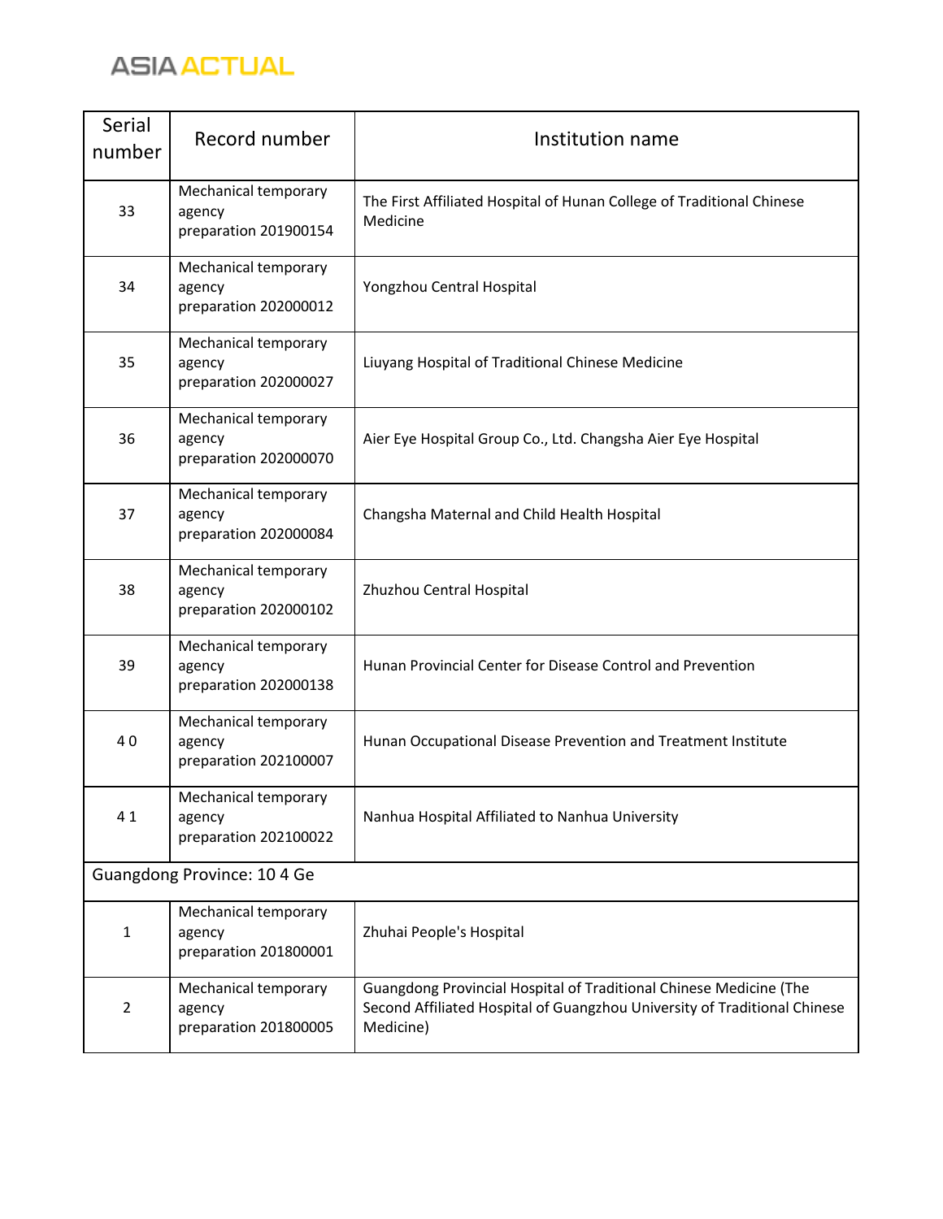| Serial number | Record number | Institution name |
|---|---|---|
| 33 | Mechanical temporary agency preparation 201900154 | The First Affiliated Hospital of Hunan College of Traditional Chinese Medicine |
| 34 | Mechanical temporary agency preparation 202000012 | Yongzhou Central Hospital |
| 35 | Mechanical temporary agency preparation 202000027 | Liuyang Hospital of Traditional Chinese Medicine |
| 36 | Mechanical temporary agency preparation 202000070 | Aier Eye Hospital Group Co., Ltd. Changsha Aier Eye Hospital |
| 37 | Mechanical temporary agency preparation 202000084 | Changsha Maternal and Child Health Hospital |
| 38 | Mechanical temporary agency preparation 202000102 | Zhuzhou Central Hospital |
| 39 | Mechanical temporary agency preparation 202000138 | Hunan Provincial Center for Disease Control and Prevention |
| 4 0 | Mechanical temporary agency preparation 202100007 | Hunan Occupational Disease Prevention and Treatment Institute |
| 4 1 | Mechanical temporary agency preparation 202100022 | Nanhua Hospital Affiliated to Nanhua University |
| Guangdong Province: 10 4 Ge | | |
| 1 | Mechanical temporary agency preparation 201800001 | Zhuhai People's Hospital |
| 2 | Mechanical temporary agency preparation 201800005 | Guangdong Provincial Hospital of Traditional Chinese Medicine (The Second Affiliated Hospital of Guangzhou University of Traditional Chinese Medicine) |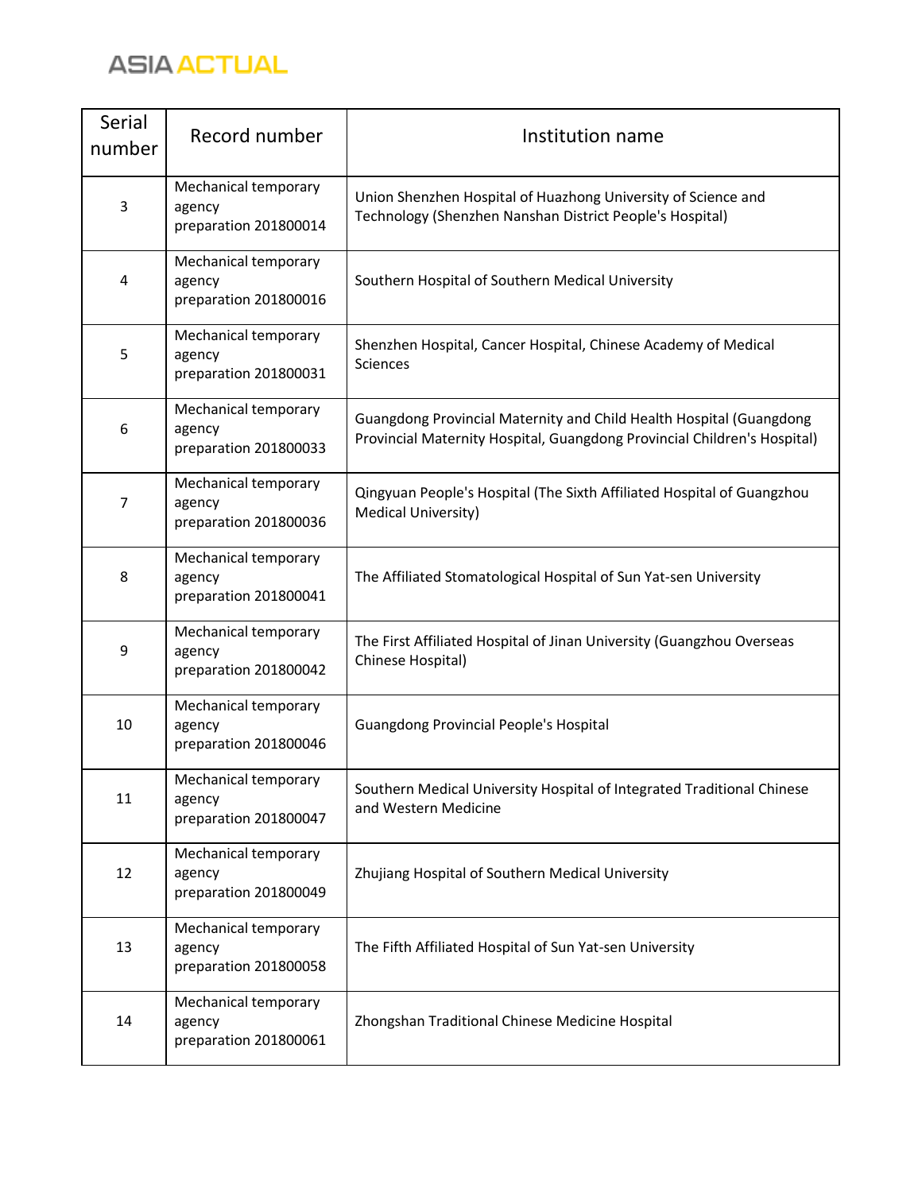| Serial number | Record number | Institution name |
| --- | --- | --- |
| 3 | Mechanical temporary agency preparation 201800014 | Union Shenzhen Hospital of Huazhong University of Science and Technology (Shenzhen Nanshan District People's Hospital) |
| 4 | Mechanical temporary agency preparation 201800016 | Southern Hospital of Southern Medical University |
| 5 | Mechanical temporary agency preparation 201800031 | Shenzhen Hospital, Cancer Hospital, Chinese Academy of Medical Sciences |
| 6 | Mechanical temporary agency preparation 201800033 | Guangdong Provincial Maternity and Child Health Hospital (Guangdong Provincial Maternity Hospital, Guangdong Provincial Children's Hospital) |
| 7 | Mechanical temporary agency preparation 201800036 | Qingyuan People's Hospital (The Sixth Affiliated Hospital of Guangzhou Medical University) |
| 8 | Mechanical temporary agency preparation 201800041 | The Affiliated Stomatological Hospital of Sun Yat-sen University |
| 9 | Mechanical temporary agency preparation 201800042 | The First Affiliated Hospital of Jinan University (Guangzhou Overseas Chinese Hospital) |
| 10 | Mechanical temporary agency preparation 201800046 | Guangdong Provincial People's Hospital |
| 11 | Mechanical temporary agency preparation 201800047 | Southern Medical University Hospital of Integrated Traditional Chinese and Western Medicine |
| 12 | Mechanical temporary agency preparation 201800049 | Zhujiang Hospital of Southern Medical University |
| 13 | Mechanical temporary agency preparation 201800058 | The Fifth Affiliated Hospital of Sun Yat-sen University |
| 14 | Mechanical temporary agency preparation 201800061 | Zhongshan Traditional Chinese Medicine Hospital |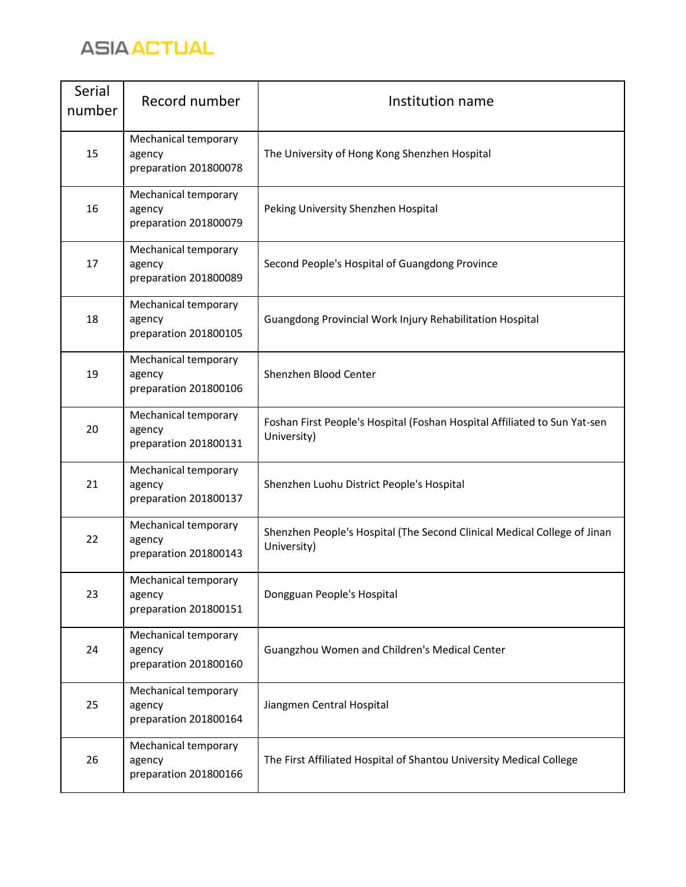| Serial number | Record number | Institution name |
|---|---|---|
| 15 | Mechanical temporary agency preparation 201800078 | The University of Hong Kong Shenzhen Hospital |
| 16 | Mechanical temporary agency preparation 201800079 | Peking University Shenzhen Hospital |
| 17 | Mechanical temporary agency preparation 201800089 | Second People's Hospital of Guangdong Province |
| 18 | Mechanical temporary agency preparation 201800105 | Guangdong Provincial Work Injury Rehabilitation Hospital |
| 19 | Mechanical temporary agency preparation 201800106 | Shenzhen Blood Center |
| 20 | Mechanical temporary agency preparation 201800131 | Foshan First People's Hospital (Foshan Hospital Affiliated to Sun Yat-sen University) |
| 21 | Mechanical temporary agency preparation 201800137 | Shenzhen Luohu District People's Hospital |
| 22 | Mechanical temporary agency preparation 201800143 | Shenzhen People's Hospital (The Second Clinical Medical College of Jinan University) |
| 23 | Mechanical temporary agency preparation 201800151 | Dongguan People's Hospital |
| 24 | Mechanical temporary agency preparation 201800160 | Guangzhou Women and Children's Medical Center |
| 25 | Mechanical temporary agency preparation 201800164 | Jiangmen Central Hospital |
| 26 | Mechanical temporary agency preparation 201800166 | The First Affiliated Hospital of Shantou University Medical College |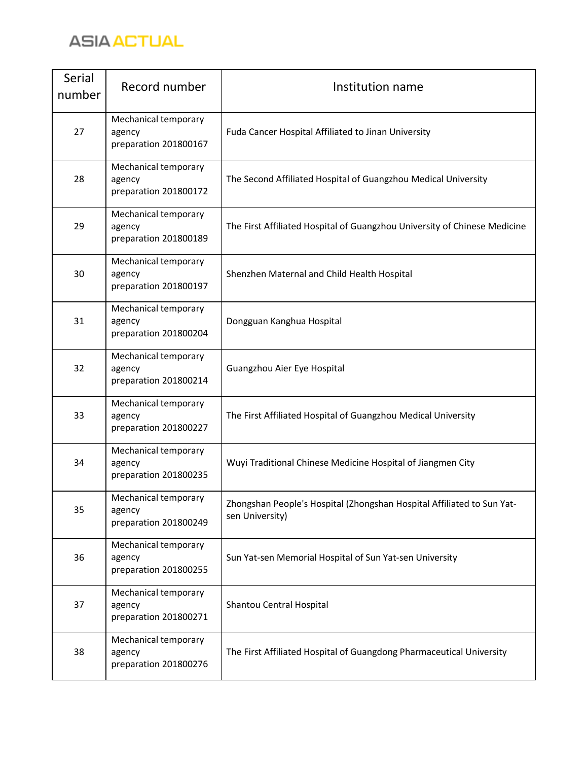| Serial number | Record number | Institution name |
| --- | --- | --- |
| 27 | Mechanical temporary agency preparation 201800167 | Fuda Cancer Hospital Affiliated to Jinan University |
| 28 | Mechanical temporary agency preparation 201800172 | The Second Affiliated Hospital of Guangzhou Medical University |
| 29 | Mechanical temporary agency preparation 201800189 | The First Affiliated Hospital of Guangzhou University of Chinese Medicine |
| 30 | Mechanical temporary agency preparation 201800197 | Shenzhen Maternal and Child Health Hospital |
| 31 | Mechanical temporary agency preparation 201800204 | Dongguan Kanghua Hospital |
| 32 | Mechanical temporary agency preparation 201800214 | Guangzhou Aier Eye Hospital |
| 33 | Mechanical temporary agency preparation 201800227 | The First Affiliated Hospital of Guangzhou Medical University |
| 34 | Mechanical temporary agency preparation 201800235 | Wuyi Traditional Chinese Medicine Hospital of Jiangmen City |
| 35 | Mechanical temporary agency preparation 201800249 | Zhongshan People's Hospital (Zhongshan Hospital Affiliated to Sun Yat-sen University) |
| 36 | Mechanical temporary agency preparation 201800255 | Sun Yat-sen Memorial Hospital of Sun Yat-sen University |
| 37 | Mechanical temporary agency preparation 201800271 | Shantou Central Hospital |
| 38 | Mechanical temporary agency preparation 201800276 | The First Affiliated Hospital of Guangdong Pharmaceutical University |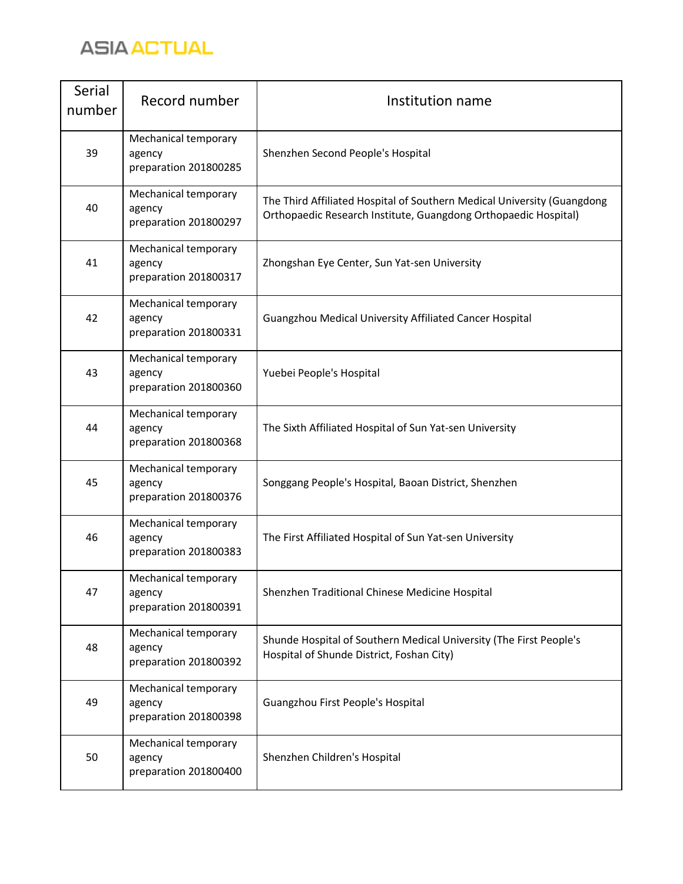| Serial number | Record number | Institution name |
| --- | --- | --- |
| 39 | Mechanical temporary agency preparation 201800285 | Shenzhen Second People's Hospital |
| 40 | Mechanical temporary agency preparation 201800297 | The Third Affiliated Hospital of Southern Medical University (Guangdong Orthopaedic Research Institute, Guangdong Orthopaedic Hospital) |
| 41 | Mechanical temporary agency preparation 201800317 | Zhongshan Eye Center, Sun Yat-sen University |
| 42 | Mechanical temporary agency preparation 201800331 | Guangzhou Medical University Affiliated Cancer Hospital |
| 43 | Mechanical temporary agency preparation 201800360 | Yuebei People's Hospital |
| 44 | Mechanical temporary agency preparation 201800368 | The Sixth Affiliated Hospital of Sun Yat-sen University |
| 45 | Mechanical temporary agency preparation 201800376 | Songgang People's Hospital, Baoan District, Shenzhen |
| 46 | Mechanical temporary agency preparation 201800383 | The First Affiliated Hospital of Sun Yat-sen University |
| 47 | Mechanical temporary agency preparation 201800391 | Shenzhen Traditional Chinese Medicine Hospital |
| 48 | Mechanical temporary agency preparation 201800392 | Shunde Hospital of Southern Medical University (The First People's Hospital of Shunde District, Foshan City) |
| 49 | Mechanical temporary agency preparation 201800398 | Guangzhou First People's Hospital |
| 50 | Mechanical temporary agency preparation 201800400 | Shenzhen Children's Hospital |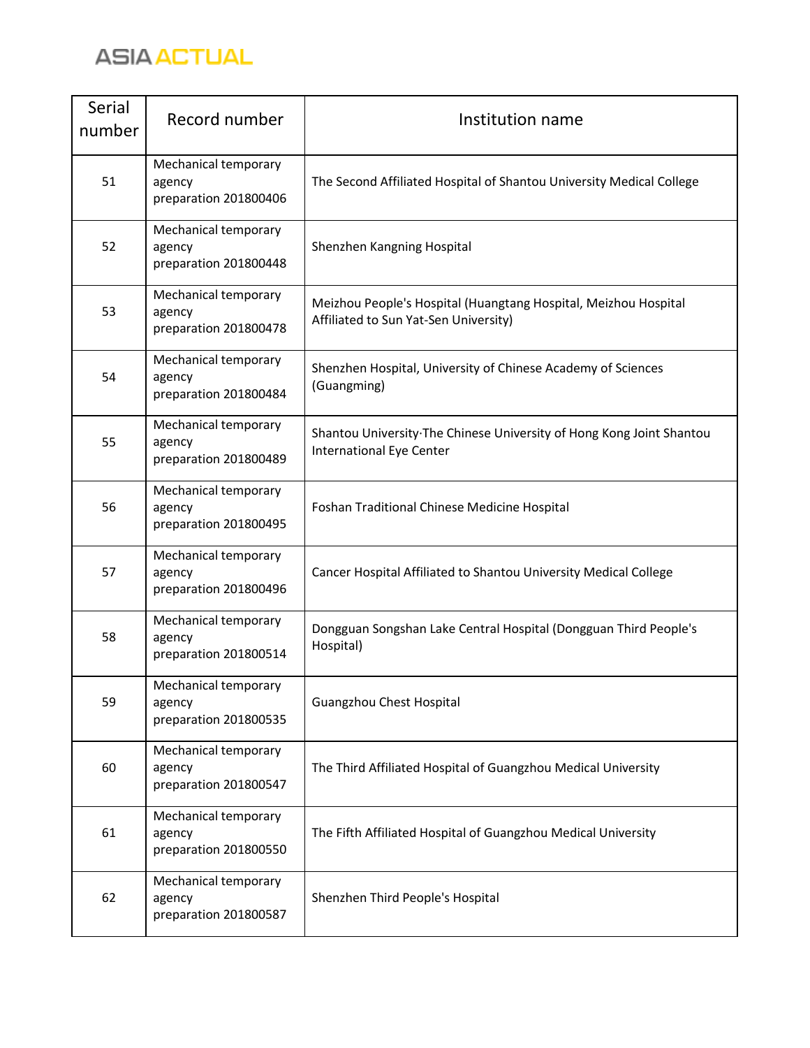| Serial number | Record number | Institution name |
| --- | --- | --- |
| 51 | Mechanical temporary agency preparation 201800406 | The Second Affiliated Hospital of Shantou University Medical College |
| 52 | Mechanical temporary agency preparation 201800448 | Shenzhen Kangning Hospital |
| 53 | Mechanical temporary agency preparation 201800478 | Meizhou People's Hospital (Huangtang Hospital, Meizhou Hospital Affiliated to Sun Yat-Sen University) |
| 54 | Mechanical temporary agency preparation 201800484 | Shenzhen Hospital, University of Chinese Academy of Sciences (Guangming) |
| 55 | Mechanical temporary agency preparation 201800489 | Shantou University·The Chinese University of Hong Kong Joint Shantou International Eye Center |
| 56 | Mechanical temporary agency preparation 201800495 | Foshan Traditional Chinese Medicine Hospital |
| 57 | Mechanical temporary agency preparation 201800496 | Cancer Hospital Affiliated to Shantou University Medical College |
| 58 | Mechanical temporary agency preparation 201800514 | Dongguan Songshan Lake Central Hospital (Dongguan Third People's Hospital) |
| 59 | Mechanical temporary agency preparation 201800535 | Guangzhou Chest Hospital |
| 60 | Mechanical temporary agency preparation 201800547 | The Third Affiliated Hospital of Guangzhou Medical University |
| 61 | Mechanical temporary agency preparation 201800550 | The Fifth Affiliated Hospital of Guangzhou Medical University |
| 62 | Mechanical temporary agency preparation 201800587 | Shenzhen Third People's Hospital |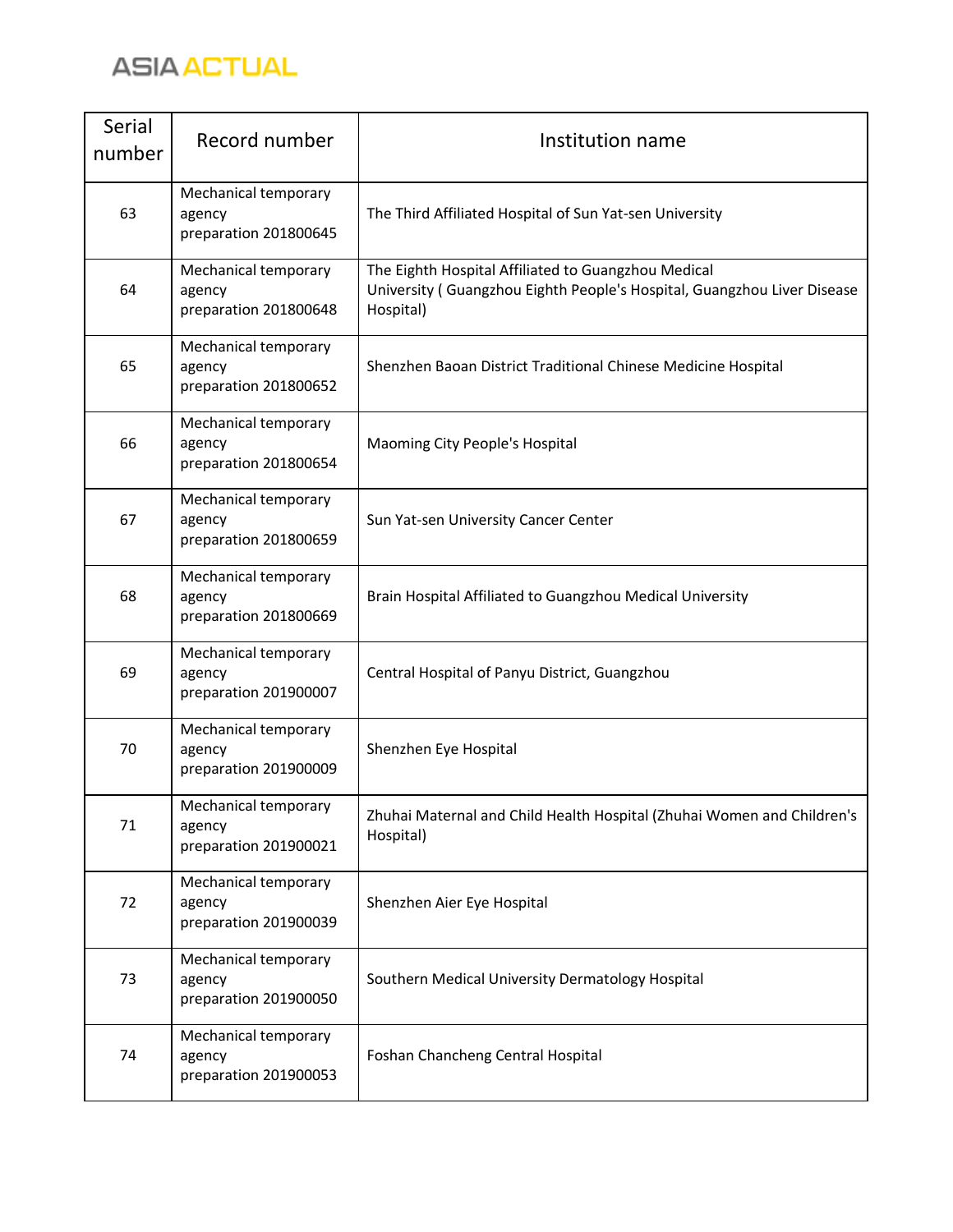| Serial number | Record number | Institution name |
|---|---|---|
| 63 | Mechanical temporary agency preparation 201800645 | The Third Affiliated Hospital of Sun Yat-sen University |
| 64 | Mechanical temporary agency preparation 201800648 | The Eighth Hospital Affiliated to Guangzhou Medical University ( Guangzhou Eighth People's Hospital, Guangzhou Liver Disease Hospital) |
| 65 | Mechanical temporary agency preparation 201800652 | Shenzhen Baoan District Traditional Chinese Medicine Hospital |
| 66 | Mechanical temporary agency preparation 201800654 | Maoming City People's Hospital |
| 67 | Mechanical temporary agency preparation 201800659 | Sun Yat-sen University Cancer Center |
| 68 | Mechanical temporary agency preparation 201800669 | Brain Hospital Affiliated to Guangzhou Medical University |
| 69 | Mechanical temporary agency preparation 201900007 | Central Hospital of Panyu District, Guangzhou |
| 70 | Mechanical temporary agency preparation 201900009 | Shenzhen Eye Hospital |
| 71 | Mechanical temporary agency preparation 201900021 | Zhuhai Maternal and Child Health Hospital (Zhuhai Women and Children's Hospital) |
| 72 | Mechanical temporary agency preparation 201900039 | Shenzhen Aier Eye Hospital |
| 73 | Mechanical temporary agency preparation 201900050 | Southern Medical University Dermatology Hospital |
| 74 | Mechanical temporary agency preparation 201900053 | Foshan Chancheng Central Hospital |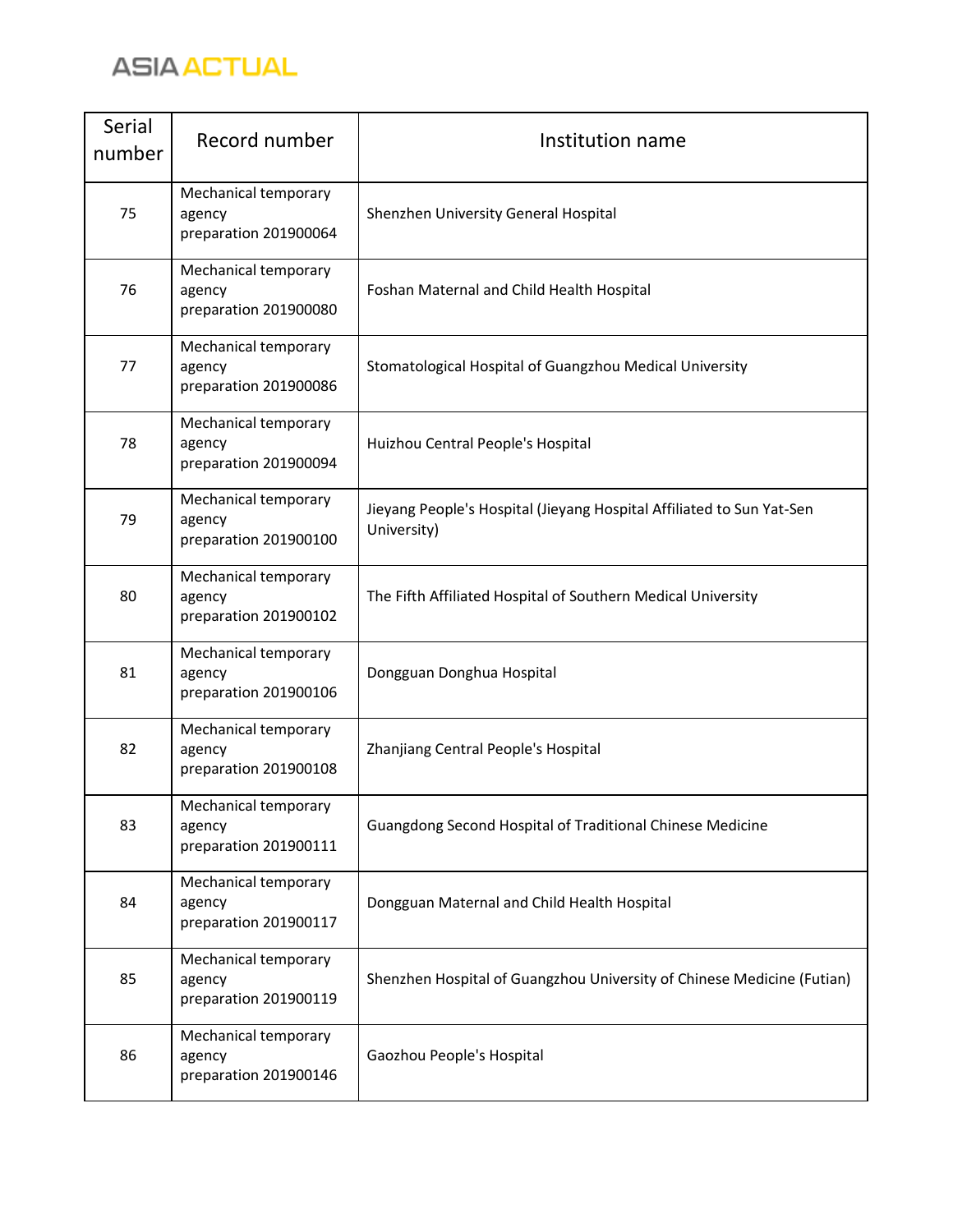| Serial number | Record number | Institution name |
| --- | --- | --- |
| 75 | Mechanical temporary agency preparation 201900064 | Shenzhen University General Hospital |
| 76 | Mechanical temporary agency preparation 201900080 | Foshan Maternal and Child Health Hospital |
| 77 | Mechanical temporary agency preparation 201900086 | Stomatological Hospital of Guangzhou Medical University |
| 78 | Mechanical temporary agency preparation 201900094 | Huizhou Central People's Hospital |
| 79 | Mechanical temporary agency preparation 201900100 | Jieyang People's Hospital (Jieyang Hospital Affiliated to Sun Yat-Sen University) |
| 80 | Mechanical temporary agency preparation 201900102 | The Fifth Affiliated Hospital of Southern Medical University |
| 81 | Mechanical temporary agency preparation 201900106 | Dongguan Donghua Hospital |
| 82 | Mechanical temporary agency preparation 201900108 | Zhanjiang Central People's Hospital |
| 83 | Mechanical temporary agency preparation 201900111 | Guangdong Second Hospital of Traditional Chinese Medicine |
| 84 | Mechanical temporary agency preparation 201900117 | Dongguan Maternal and Child Health Hospital |
| 85 | Mechanical temporary agency preparation 201900119 | Shenzhen Hospital of Guangzhou University of Chinese Medicine (Futian) |
| 86 | Mechanical temporary agency preparation 201900146 | Gaozhou People's Hospital |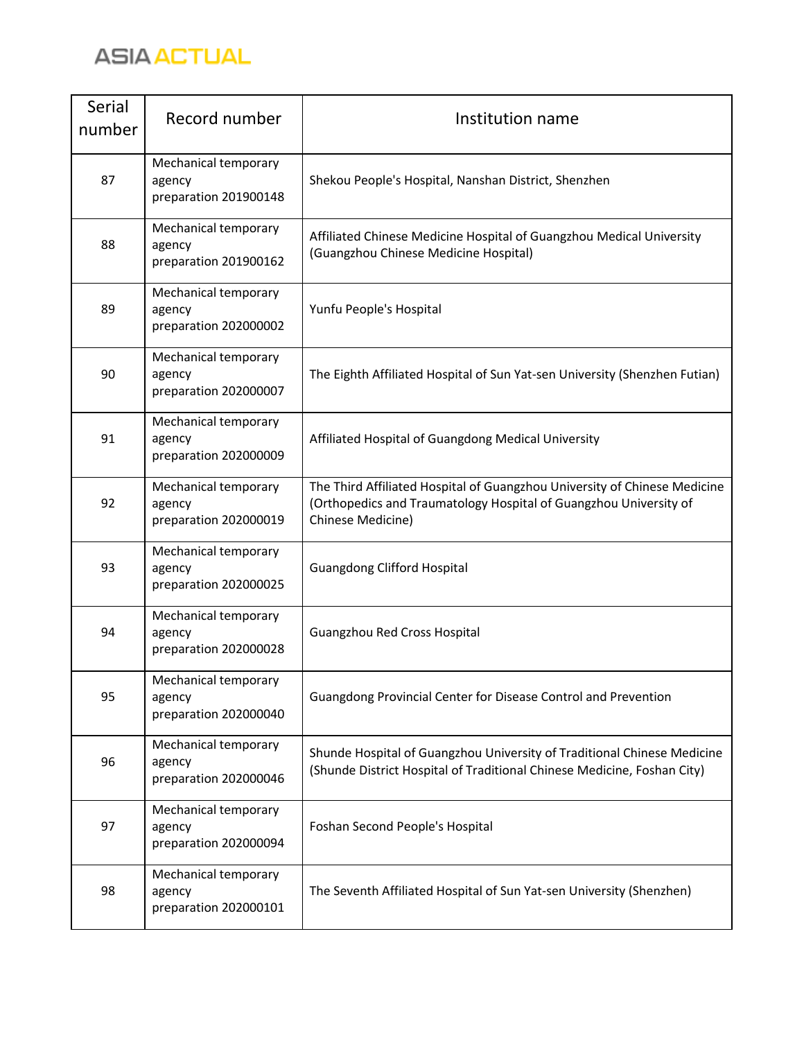| Serial number | Record number | Institution name |
|---|---|---|
| 87 | Mechanical temporary agency preparation 201900148 | Shekou People's Hospital, Nanshan District, Shenzhen |
| 88 | Mechanical temporary agency preparation 201900162 | Affiliated Chinese Medicine Hospital of Guangzhou Medical University (Guangzhou Chinese Medicine Hospital) |
| 89 | Mechanical temporary agency preparation 202000002 | Yunfu People's Hospital |
| 90 | Mechanical temporary agency preparation 202000007 | The Eighth Affiliated Hospital of Sun Yat-sen University (Shenzhen Futian) |
| 91 | Mechanical temporary agency preparation 202000009 | Affiliated Hospital of Guangdong Medical University |
| 92 | Mechanical temporary agency preparation 202000019 | The Third Affiliated Hospital of Guangzhou University of Chinese Medicine (Orthopedics and Traumatology Hospital of Guangzhou University of Chinese Medicine) |
| 93 | Mechanical temporary agency preparation 202000025 | Guangdong Clifford Hospital |
| 94 | Mechanical temporary agency preparation 202000028 | Guangzhou Red Cross Hospital |
| 95 | Mechanical temporary agency preparation 202000040 | Guangdong Provincial Center for Disease Control and Prevention |
| 96 | Mechanical temporary agency preparation 202000046 | Shunde Hospital of Guangzhou University of Traditional Chinese Medicine (Shunde District Hospital of Traditional Chinese Medicine, Foshan City) |
| 97 | Mechanical temporary agency preparation 202000094 | Foshan Second People's Hospital |
| 98 | Mechanical temporary agency preparation 202000101 | The Seventh Affiliated Hospital of Sun Yat-sen University (Shenzhen) |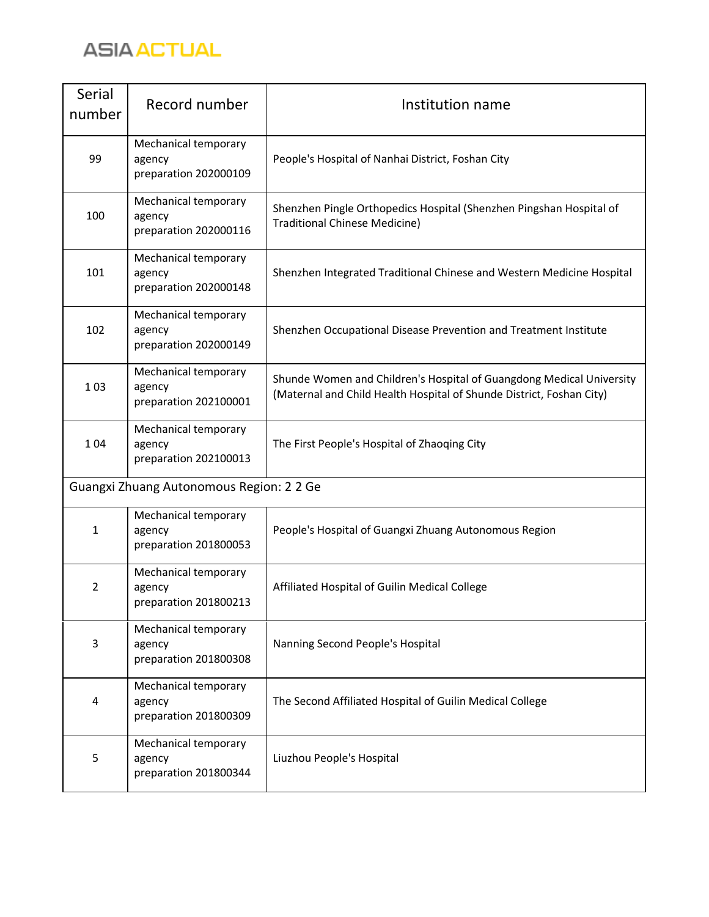| Serial number | Record number | Institution name |
| --- | --- | --- |
| 99 | Mechanical temporary agency preparation 202000109 | People's Hospital of Nanhai District, Foshan City |
| 100 | Mechanical temporary agency preparation 202000116 | Shenzhen Pingle Orthopedics Hospital (Shenzhen Pingshan Hospital of Traditional Chinese Medicine) |
| 101 | Mechanical temporary agency preparation 202000148 | Shenzhen Integrated Traditional Chinese and Western Medicine Hospital |
| 102 | Mechanical temporary agency preparation 202000149 | Shenzhen Occupational Disease Prevention and Treatment Institute |
| 1 03 | Mechanical temporary agency preparation 202100001 | Shunde Women and Children's Hospital of Guangdong Medical University (Maternal and Child Health Hospital of Shunde District, Foshan City) |
| 1 04 | Mechanical temporary agency preparation 202100013 | The First People's Hospital of Zhaoqing City |
| Guangxi Zhuang Autonomous Region: 2 2 Ge | | |
| 1 | Mechanical temporary agency preparation 201800053 | People's Hospital of Guangxi Zhuang Autonomous Region |
| 2 | Mechanical temporary agency preparation 201800213 | Affiliated Hospital of Guilin Medical College |
| 3 | Mechanical temporary agency preparation 201800308 | Nanning Second People's Hospital |
| 4 | Mechanical temporary agency preparation 201800309 | The Second Affiliated Hospital of Guilin Medical College |
| 5 | Mechanical temporary agency preparation 201800344 | Liuzhou People's Hospital |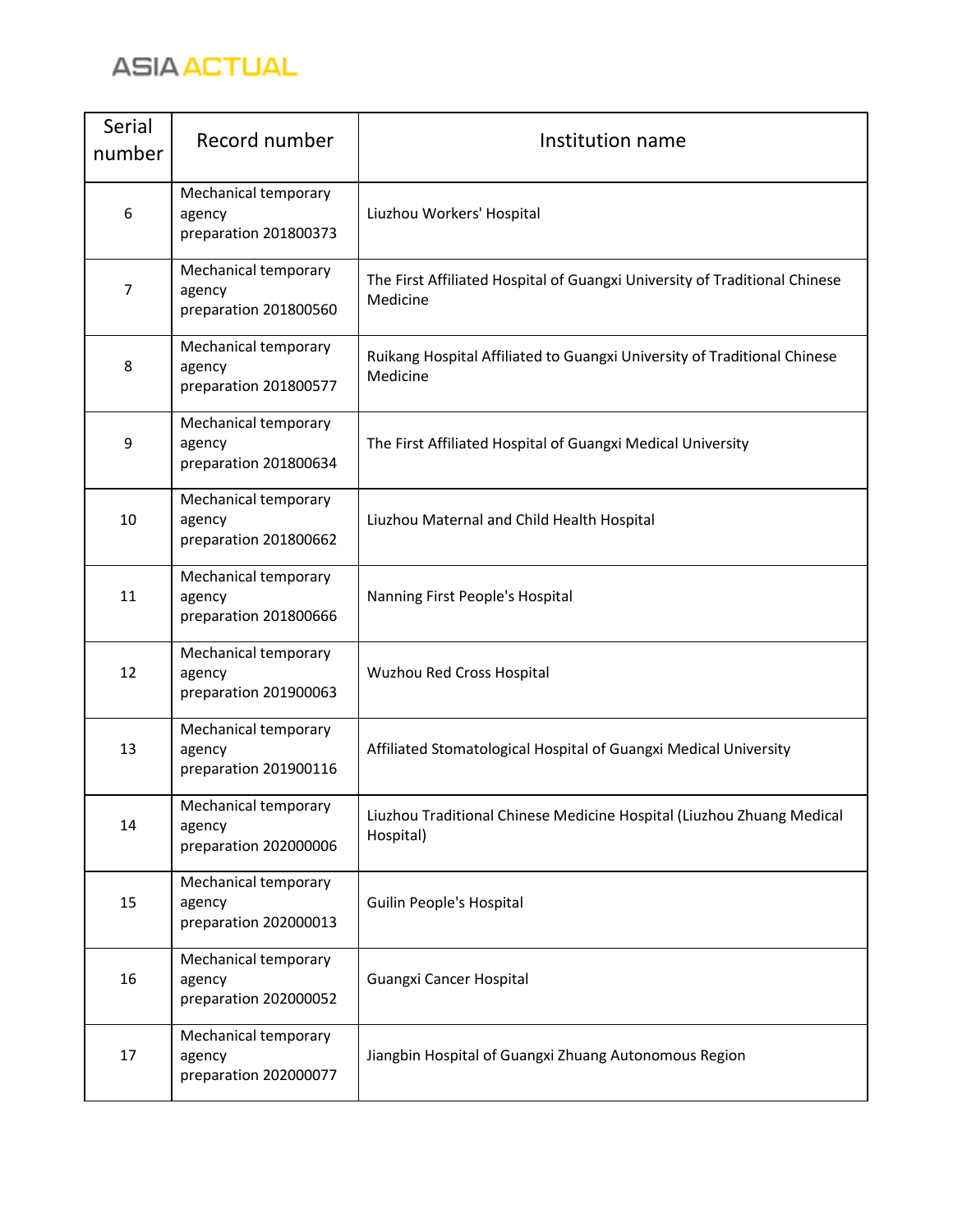| Serial number | Record number | Institution name |
|---|---|---|
| 6 | Mechanical temporary agency preparation 201800373 | Liuzhou Workers' Hospital |
| 7 | Mechanical temporary agency preparation 201800560 | The First Affiliated Hospital of Guangxi University of Traditional Chinese Medicine |
| 8 | Mechanical temporary agency preparation 201800577 | Ruikang Hospital Affiliated to Guangxi University of Traditional Chinese Medicine |
| 9 | Mechanical temporary agency preparation 201800634 | The First Affiliated Hospital of Guangxi Medical University |
| 10 | Mechanical temporary agency preparation 201800662 | Liuzhou Maternal and Child Health Hospital |
| 11 | Mechanical temporary agency preparation 201800666 | Nanning First People's Hospital |
| 12 | Mechanical temporary agency preparation 201900063 | Wuzhou Red Cross Hospital |
| 13 | Mechanical temporary agency preparation 201900116 | Affiliated Stomatological Hospital of Guangxi Medical University |
| 14 | Mechanical temporary agency preparation 202000006 | Liuzhou Traditional Chinese Medicine Hospital (Liuzhou Zhuang Medical Hospital) |
| 15 | Mechanical temporary agency preparation 202000013 | Guilin People's Hospital |
| 16 | Mechanical temporary agency preparation 202000052 | Guangxi Cancer Hospital |
| 17 | Mechanical temporary agency preparation 202000077 | Jiangbin Hospital of Guangxi Zhuang Autonomous Region |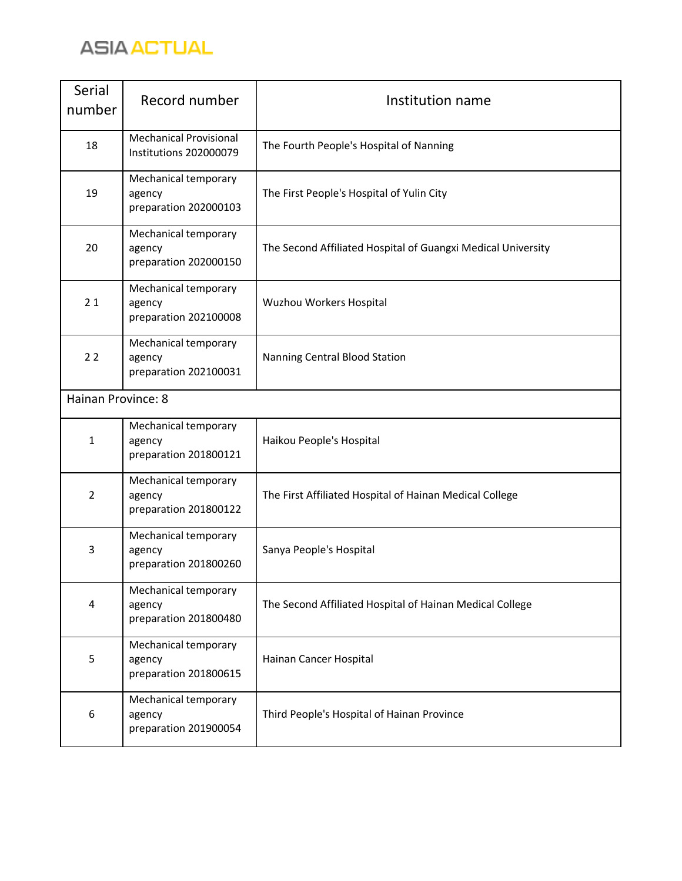| Serial number | Record number | Institution name |
|---|---|---|
| 18 | Mechanical Provisional Institutions 202000079 | The Fourth People's Hospital of Nanning |
| 19 | Mechanical temporary agency preparation 202000103 | The First People's Hospital of Yulin City |
| 20 | Mechanical temporary agency preparation 202000150 | The Second Affiliated Hospital of Guangxi Medical University |
| 2 1 | Mechanical temporary agency preparation 202100008 | Wuzhou Workers Hospital |
| 2 2 | Mechanical temporary agency preparation 202100031 | Nanning Central Blood Station |
| Hainan Province: 8 | | |
| 1 | Mechanical temporary agency preparation 201800121 | Haikou People's Hospital |
| 2 | Mechanical temporary agency preparation 201800122 | The First Affiliated Hospital of Hainan Medical College |
| 3 | Mechanical temporary agency preparation 201800260 | Sanya People's Hospital |
| 4 | Mechanical temporary agency preparation 201800480 | The Second Affiliated Hospital of Hainan Medical College |
| 5 | Mechanical temporary agency preparation 201800615 | Hainan Cancer Hospital |
| 6 | Mechanical temporary agency preparation 201900054 | Third People's Hospital of Hainan Province |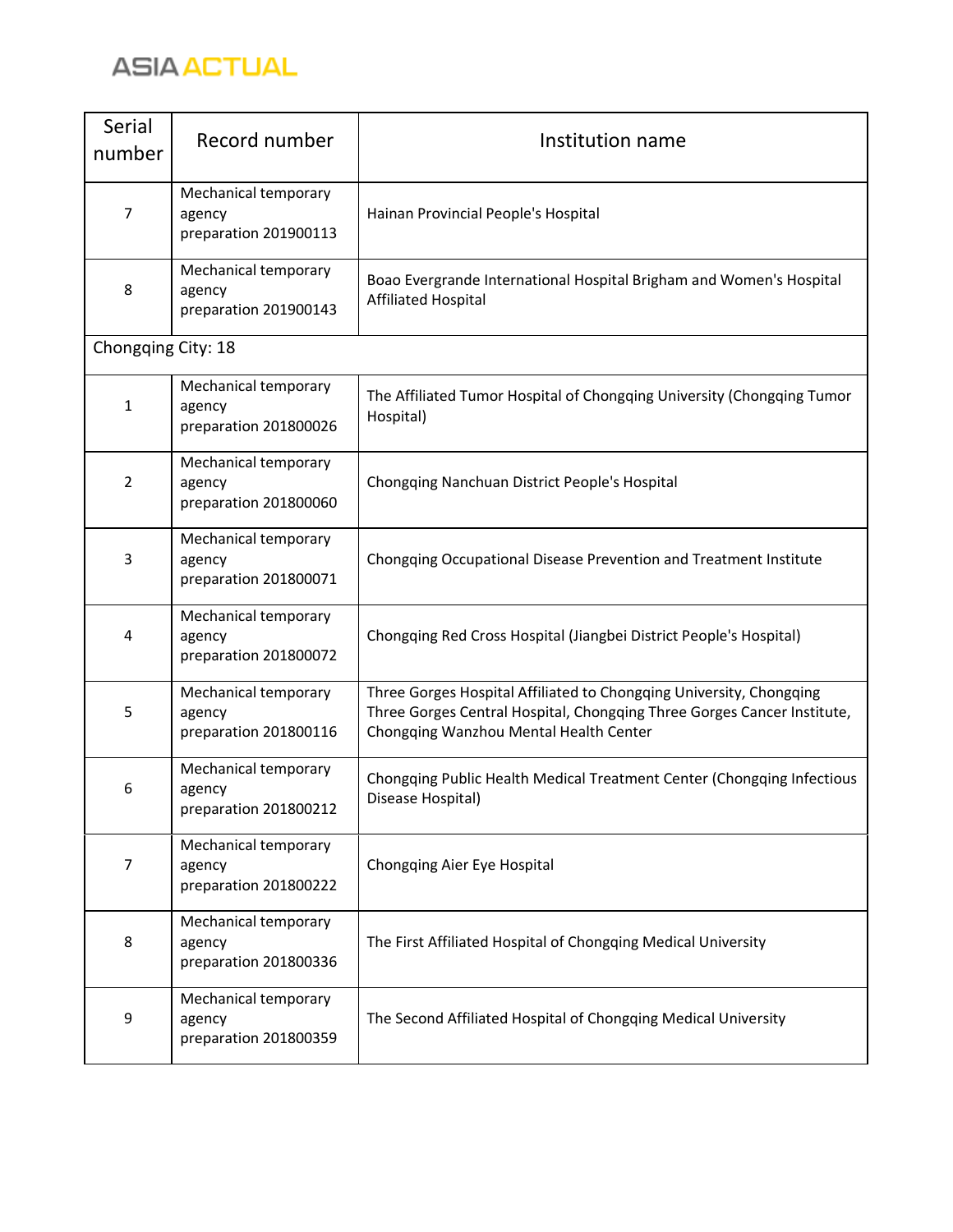| Serial number | Record number | Institution name |
|---|---|---|
| 7 | Mechanical temporary agency preparation 201900113 | Hainan Provincial People's Hospital |
| 8 | Mechanical temporary agency preparation 201900143 | Boao Evergrande International Hospital Brigham and Women's Hospital Affiliated Hospital |
| Chongqing City: 18 | | |
| 1 | Mechanical temporary agency preparation 201800026 | The Affiliated Tumor Hospital of Chongqing University (Chongqing Tumor Hospital) |
| 2 | Mechanical temporary agency preparation 201800060 | Chongqing Nanchuan District People's Hospital |
| 3 | Mechanical temporary agency preparation 201800071 | Chongqing Occupational Disease Prevention and Treatment Institute |
| 4 | Mechanical temporary agency preparation 201800072 | Chongqing Red Cross Hospital (Jiangbei District People's Hospital) |
| 5 | Mechanical temporary agency preparation 201800116 | Three Gorges Hospital Affiliated to Chongqing University, Chongqing Three Gorges Central Hospital, Chongqing Three Gorges Cancer Institute, Chongqing Wanzhou Mental Health Center |
| 6 | Mechanical temporary agency preparation 201800212 | Chongqing Public Health Medical Treatment Center (Chongqing Infectious Disease Hospital) |
| 7 | Mechanical temporary agency preparation 201800222 | Chongqing Aier Eye Hospital |
| 8 | Mechanical temporary agency preparation 201800336 | The First Affiliated Hospital of Chongqing Medical University |
| 9 | Mechanical temporary agency preparation 201800359 | The Second Affiliated Hospital of Chongqing Medical University |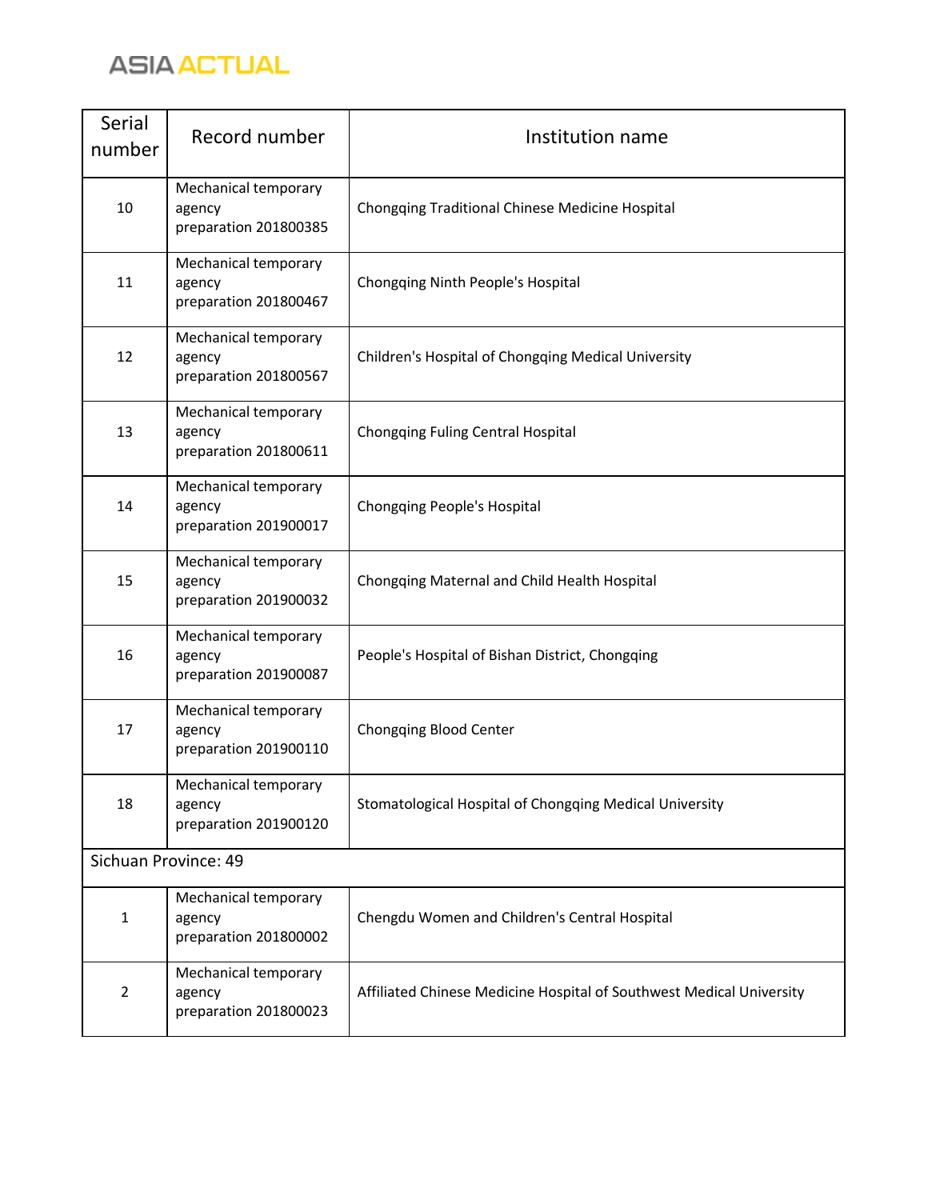| Serial number | Record number | Institution name |
| --- | --- | --- |
| 10 | Mechanical temporary agency preparation 201800385 | Chongqing Traditional Chinese Medicine Hospital |
| 11 | Mechanical temporary agency preparation 201800467 | Chongqing Ninth People's Hospital |
| 12 | Mechanical temporary agency preparation 201800567 | Children's Hospital of Chongqing Medical University |
| 13 | Mechanical temporary agency preparation 201800611 | Chongqing Fuling Central Hospital |
| 14 | Mechanical temporary agency preparation 201900017 | Chongqing People's Hospital |
| 15 | Mechanical temporary agency preparation 201900032 | Chongqing Maternal and Child Health Hospital |
| 16 | Mechanical temporary agency preparation 201900087 | People's Hospital of Bishan District, Chongqing |
| 17 | Mechanical temporary agency preparation 201900110 | Chongqing Blood Center |
| 18 | Mechanical temporary agency preparation 201900120 | Stomatological Hospital of Chongqing Medical University |
| Sichuan Province: 49 | | |
| 1 | Mechanical temporary agency preparation 201800002 | Chengdu Women and Children's Central Hospital |
| 2 | Mechanical temporary agency preparation 201800023 | Affiliated Chinese Medicine Hospital of Southwest Medical University |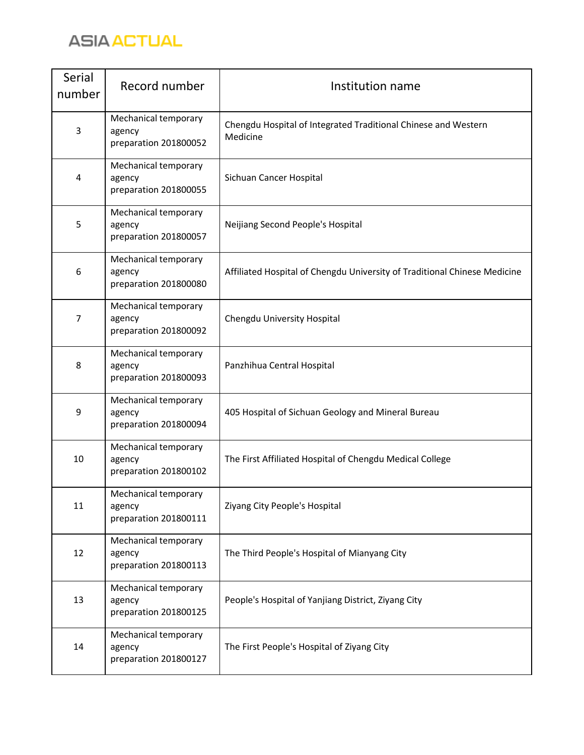| Serial number | Record number | Institution name |
|---|---|---|
| 3 | Mechanical temporary agency preparation 201800052 | Chengdu Hospital of Integrated Traditional Chinese and Western Medicine |
| 4 | Mechanical temporary agency preparation 201800055 | Sichuan Cancer Hospital |
| 5 | Mechanical temporary agency preparation 201800057 | Neijiang Second People's Hospital |
| 6 | Mechanical temporary agency preparation 201800080 | Affiliated Hospital of Chengdu University of Traditional Chinese Medicine |
| 7 | Mechanical temporary agency preparation 201800092 | Chengdu University Hospital |
| 8 | Mechanical temporary agency preparation 201800093 | Panzhihua Central Hospital |
| 9 | Mechanical temporary agency preparation 201800094 | 405 Hospital of Sichuan Geology and Mineral Bureau |
| 10 | Mechanical temporary agency preparation 201800102 | The First Affiliated Hospital of Chengdu Medical College |
| 11 | Mechanical temporary agency preparation 201800111 | Ziyang City People's Hospital |
| 12 | Mechanical temporary agency preparation 201800113 | The Third People's Hospital of Mianyang City |
| 13 | Mechanical temporary agency preparation 201800125 | People's Hospital of Yanjiang District, Ziyang City |
| 14 | Mechanical temporary agency preparation 201800127 | The First People's Hospital of Ziyang City |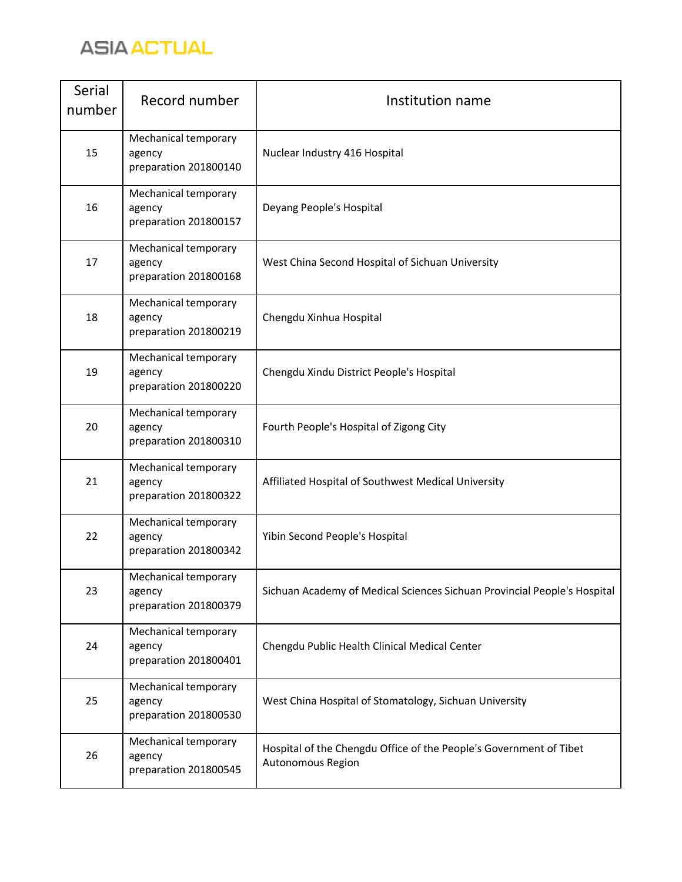| Serial number | Record number | Institution name |
| --- | --- | --- |
| 15 | Mechanical temporary agency preparation 201800140 | Nuclear Industry 416 Hospital |
| 16 | Mechanical temporary agency preparation 201800157 | Deyang People's Hospital |
| 17 | Mechanical temporary agency preparation 201800168 | West China Second Hospital of Sichuan University |
| 18 | Mechanical temporary agency preparation 201800219 | Chengdu Xinhua Hospital |
| 19 | Mechanical temporary agency preparation 201800220 | Chengdu Xindu District People's Hospital |
| 20 | Mechanical temporary agency preparation 201800310 | Fourth People's Hospital of Zigong City |
| 21 | Mechanical temporary agency preparation 201800322 | Affiliated Hospital of Southwest Medical University |
| 22 | Mechanical temporary agency preparation 201800342 | Yibin Second People's Hospital |
| 23 | Mechanical temporary agency preparation 201800379 | Sichuan Academy of Medical Sciences Sichuan Provincial People's Hospital |
| 24 | Mechanical temporary agency preparation 201800401 | Chengdu Public Health Clinical Medical Center |
| 25 | Mechanical temporary agency preparation 201800530 | West China Hospital of Stomatology, Sichuan University |
| 26 | Mechanical temporary agency preparation 201800545 | Hospital of the Chengdu Office of the People's Government of Tibet Autonomous Region |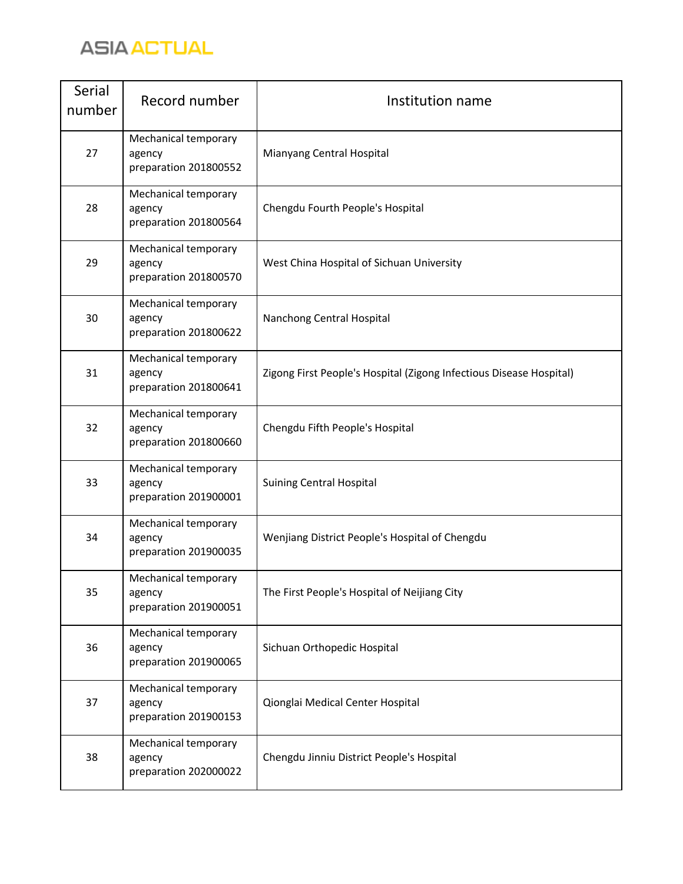| Serial number | Record number | Institution name |
| --- | --- | --- |
| 27 | Mechanical temporary agency preparation 201800552 | Mianyang Central Hospital |
| 28 | Mechanical temporary agency preparation 201800564 | Chengdu Fourth People's Hospital |
| 29 | Mechanical temporary agency preparation 201800570 | West China Hospital of Sichuan University |
| 30 | Mechanical temporary agency preparation 201800622 | Nanchong Central Hospital |
| 31 | Mechanical temporary agency preparation 201800641 | Zigong First People's Hospital (Zigong Infectious Disease Hospital) |
| 32 | Mechanical temporary agency preparation 201800660 | Chengdu Fifth People's Hospital |
| 33 | Mechanical temporary agency preparation 201900001 | Suining Central Hospital |
| 34 | Mechanical temporary agency preparation 201900035 | Wenjiang District People's Hospital of Chengdu |
| 35 | Mechanical temporary agency preparation 201900051 | The First People's Hospital of Neijiang City |
| 36 | Mechanical temporary agency preparation 201900065 | Sichuan Orthopedic Hospital |
| 37 | Mechanical temporary agency preparation 201900153 | Qionglai Medical Center Hospital |
| 38 | Mechanical temporary agency preparation 202000022 | Chengdu Jinniu District People's Hospital |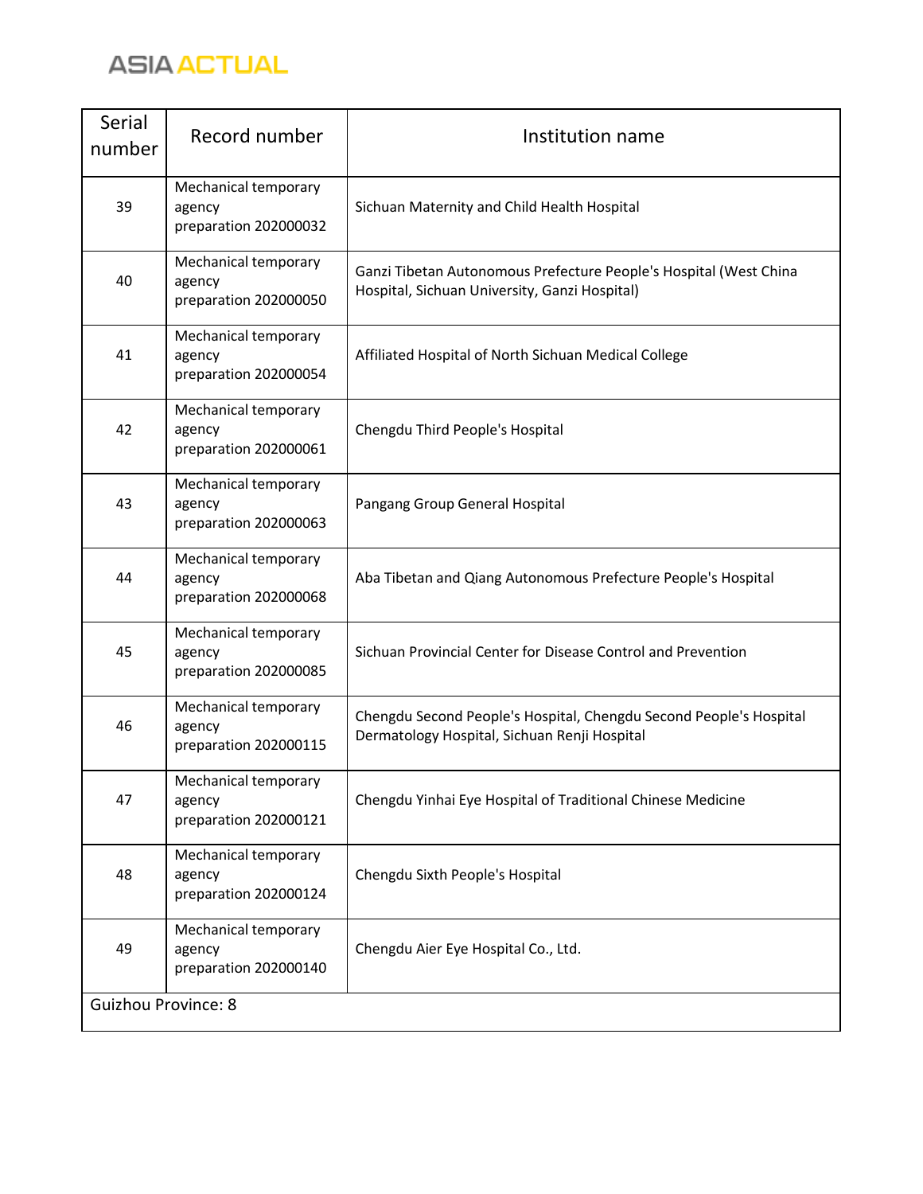| Serial number | Record number | Institution name |
|---|---|---|
| 39 | Mechanical temporary agency preparation 202000032 | Sichuan Maternity and Child Health Hospital |
| 40 | Mechanical temporary agency preparation 202000050 | Ganzi Tibetan Autonomous Prefecture People's Hospital (West China Hospital, Sichuan University, Ganzi Hospital) |
| 41 | Mechanical temporary agency preparation 202000054 | Affiliated Hospital of North Sichuan Medical College |
| 42 | Mechanical temporary agency preparation 202000061 | Chengdu Third People's Hospital |
| 43 | Mechanical temporary agency preparation 202000063 | Pangang Group General Hospital |
| 44 | Mechanical temporary agency preparation 202000068 | Aba Tibetan and Qiang Autonomous Prefecture People's Hospital |
| 45 | Mechanical temporary agency preparation 202000085 | Sichuan Provincial Center for Disease Control and Prevention |
| 46 | Mechanical temporary agency preparation 202000115 | Chengdu Second People's Hospital, Chengdu Second People's Hospital Dermatology Hospital, Sichuan Renji Hospital |
| 47 | Mechanical temporary agency preparation 202000121 | Chengdu Yinhai Eye Hospital of Traditional Chinese Medicine |
| 48 | Mechanical temporary agency preparation 202000124 | Chengdu Sixth People's Hospital |
| 49 | Mechanical temporary agency preparation 202000140 | Chengdu Aier Eye Hospital Co., Ltd. |
| Guizhou Province: 8 | | |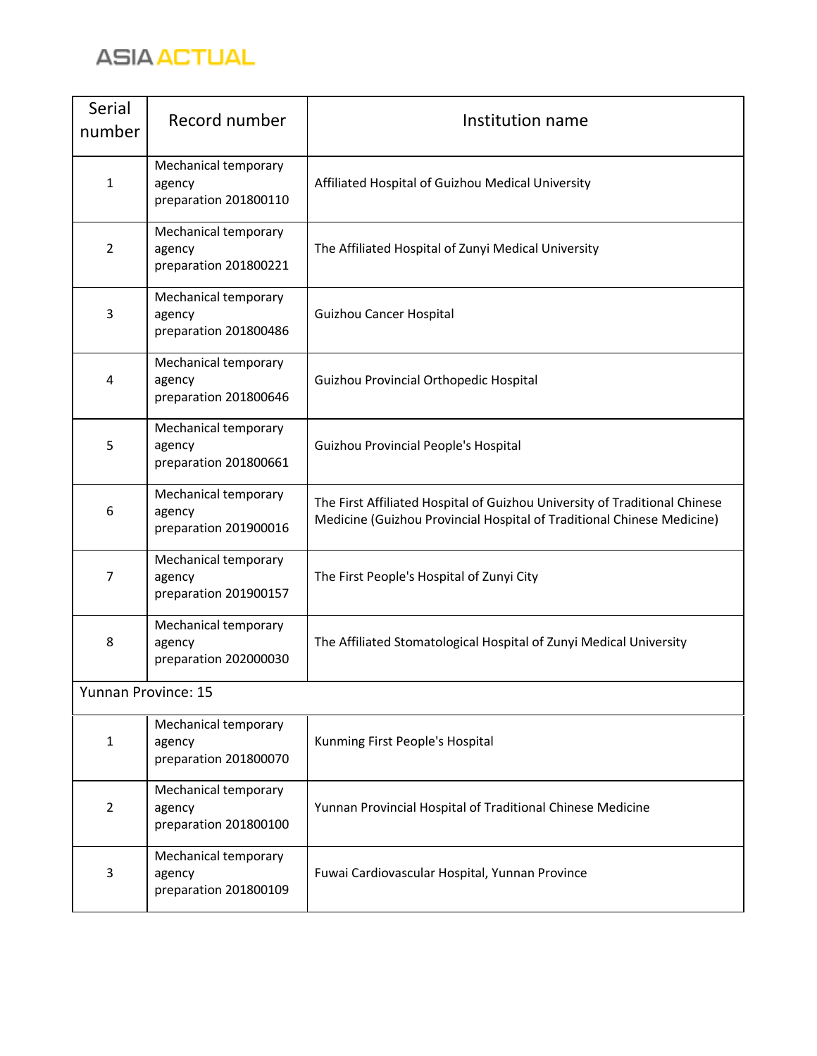| Serial number | Record number | Institution name |
| --- | --- | --- |
| 1 | Mechanical temporary agency preparation 201800110 | Affiliated Hospital of Guizhou Medical University |
| 2 | Mechanical temporary agency preparation 201800221 | The Affiliated Hospital of Zunyi Medical University |
| 3 | Mechanical temporary agency preparation 201800486 | Guizhou Cancer Hospital |
| 4 | Mechanical temporary agency preparation 201800646 | Guizhou Provincial Orthopedic Hospital |
| 5 | Mechanical temporary agency preparation 201800661 | Guizhou Provincial People's Hospital |
| 6 | Mechanical temporary agency preparation 201900016 | The First Affiliated Hospital of Guizhou University of Traditional Chinese Medicine (Guizhou Provincial Hospital of Traditional Chinese Medicine) |
| 7 | Mechanical temporary agency preparation 201900157 | The First People's Hospital of Zunyi City |
| 8 | Mechanical temporary agency preparation 202000030 | The Affiliated Stomatological Hospital of Zunyi Medical University |
| Yunnan Province: 15 | | |
| 1 | Mechanical temporary agency preparation 201800070 | Kunming First People's Hospital |
| 2 | Mechanical temporary agency preparation 201800100 | Yunnan Provincial Hospital of Traditional Chinese Medicine |
| 3 | Mechanical temporary agency preparation 201800109 | Fuwai Cardiovascular Hospital, Yunnan Province |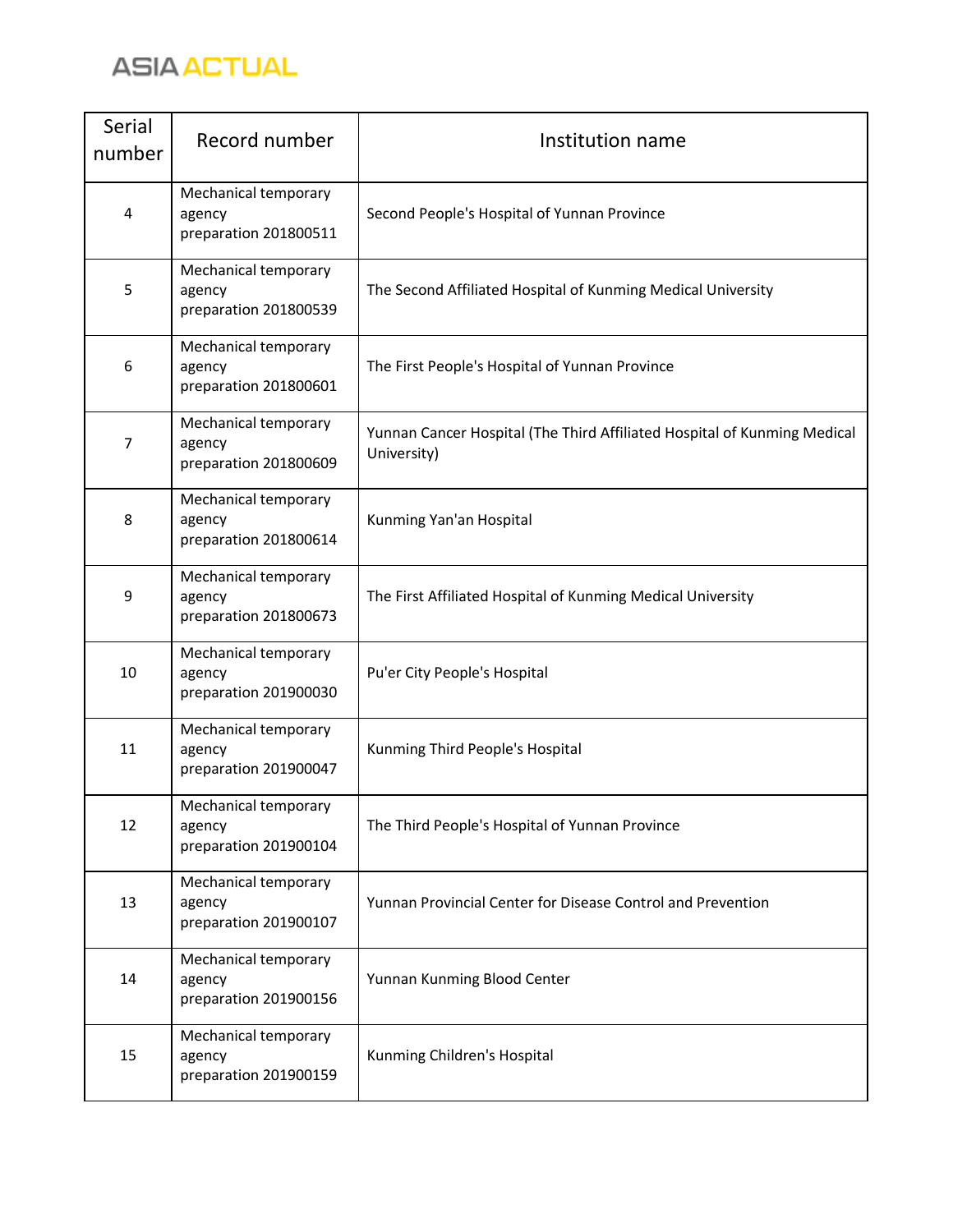| Serial number | Record number | Institution name |
|---|---|---|
| 4 | Mechanical temporary agency preparation 201800511 | Second People's Hospital of Yunnan Province |
| 5 | Mechanical temporary agency preparation 201800539 | The Second Affiliated Hospital of Kunming Medical University |
| 6 | Mechanical temporary agency preparation 201800601 | The First People's Hospital of Yunnan Province |
| 7 | Mechanical temporary agency preparation 201800609 | Yunnan Cancer Hospital (The Third Affiliated Hospital of Kunming Medical University) |
| 8 | Mechanical temporary agency preparation 201800614 | Kunming Yan'an Hospital |
| 9 | Mechanical temporary agency preparation 201800673 | The First Affiliated Hospital of Kunming Medical University |
| 10 | Mechanical temporary agency preparation 201900030 | Pu'er City People's Hospital |
| 11 | Mechanical temporary agency preparation 201900047 | Kunming Third People's Hospital |
| 12 | Mechanical temporary agency preparation 201900104 | The Third People's Hospital of Yunnan Province |
| 13 | Mechanical temporary agency preparation 201900107 | Yunnan Provincial Center for Disease Control and Prevention |
| 14 | Mechanical temporary agency preparation 201900156 | Yunnan Kunming Blood Center |
| 15 | Mechanical temporary agency preparation 201900159 | Kunming Children's Hospital |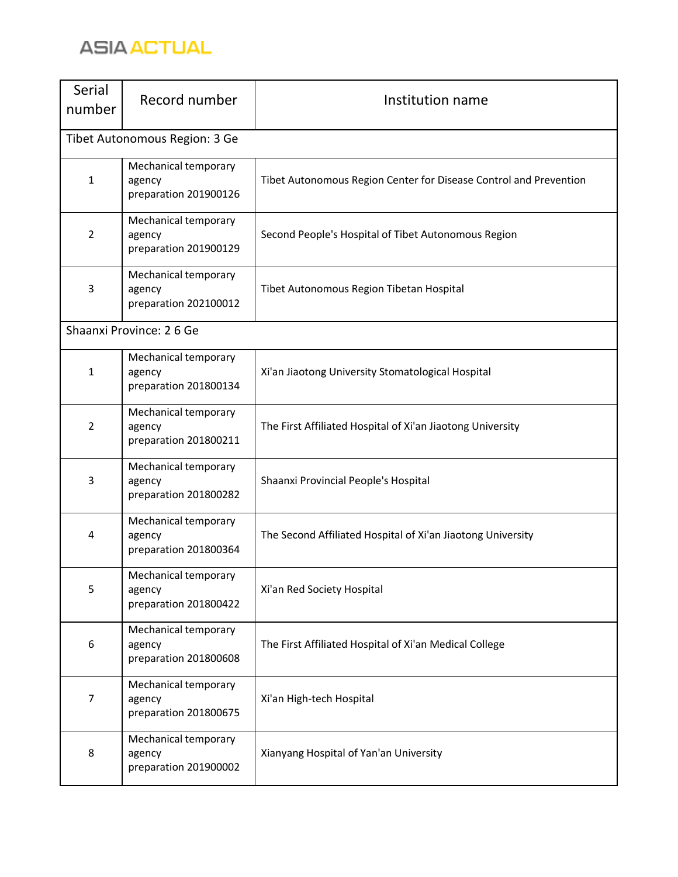| Serial number | Record number | Institution name |
|---|---|---|
| Tibet Autonomous Region: 3 Ge | | |
| 1 | Mechanical temporary agency preparation 201900126 | Tibet Autonomous Region Center for Disease Control and Prevention |
| 2 | Mechanical temporary agency preparation 201900129 | Second People's Hospital of Tibet Autonomous Region |
| 3 | Mechanical temporary agency preparation 202100012 | Tibet Autonomous Region Tibetan Hospital |
| Shaanxi Province: 2 6 Ge | | |
| 1 | Mechanical temporary agency preparation 201800134 | Xi'an Jiaotong University Stomatological Hospital |
| 2 | Mechanical temporary agency preparation 201800211 | The First Affiliated Hospital of Xi'an Jiaotong University |
| 3 | Mechanical temporary agency preparation 201800282 | Shaanxi Provincial People's Hospital |
| 4 | Mechanical temporary agency preparation 201800364 | The Second Affiliated Hospital of Xi'an Jiaotong University |
| 5 | Mechanical temporary agency preparation 201800422 | Xi'an Red Society Hospital |
| 6 | Mechanical temporary agency preparation 201800608 | The First Affiliated Hospital of Xi'an Medical College |
| 7 | Mechanical temporary agency preparation 201800675 | Xi'an High-tech Hospital |
| 8 | Mechanical temporary agency preparation 201900002 | Xianyang Hospital of Yan'an University |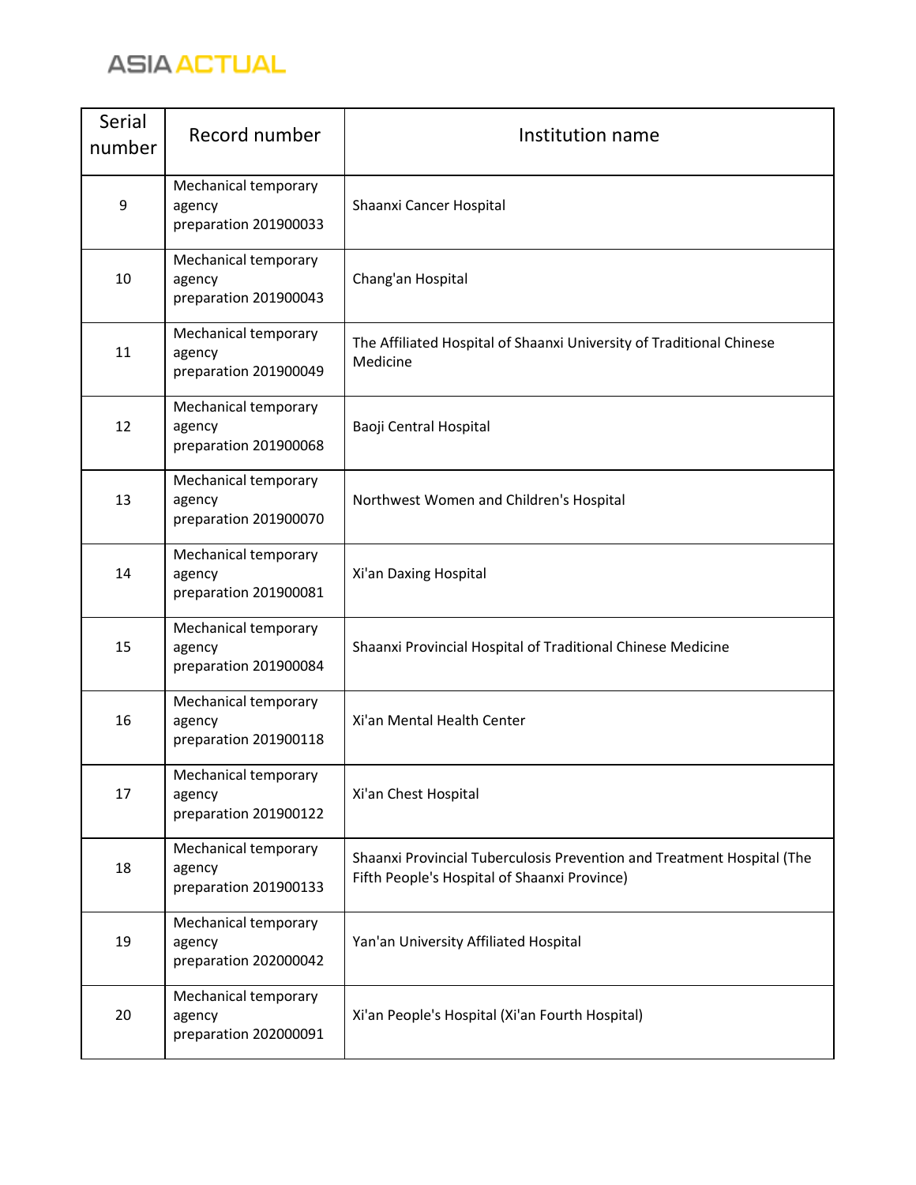| Serial number | Record number | Institution name |
|---|---|---|
| 9 | Mechanical temporary agency preparation 201900033 | Shaanxi Cancer Hospital |
| 10 | Mechanical temporary agency preparation 201900043 | Chang'an Hospital |
| 11 | Mechanical temporary agency preparation 201900049 | The Affiliated Hospital of Shaanxi University of Traditional Chinese Medicine |
| 12 | Mechanical temporary agency preparation 201900068 | Baoji Central Hospital |
| 13 | Mechanical temporary agency preparation 201900070 | Northwest Women and Children's Hospital |
| 14 | Mechanical temporary agency preparation 201900081 | Xi'an Daxing Hospital |
| 15 | Mechanical temporary agency preparation 201900084 | Shaanxi Provincial Hospital of Traditional Chinese Medicine |
| 16 | Mechanical temporary agency preparation 201900118 | Xi'an Mental Health Center |
| 17 | Mechanical temporary agency preparation 201900122 | Xi'an Chest Hospital |
| 18 | Mechanical temporary agency preparation 201900133 | Shaanxi Provincial Tuberculosis Prevention and Treatment Hospital (The Fifth People's Hospital of Shaanxi Province) |
| 19 | Mechanical temporary agency preparation 202000042 | Yan'an University Affiliated Hospital |
| 20 | Mechanical temporary agency preparation 202000091 | Xi'an People's Hospital (Xi'an Fourth Hospital) |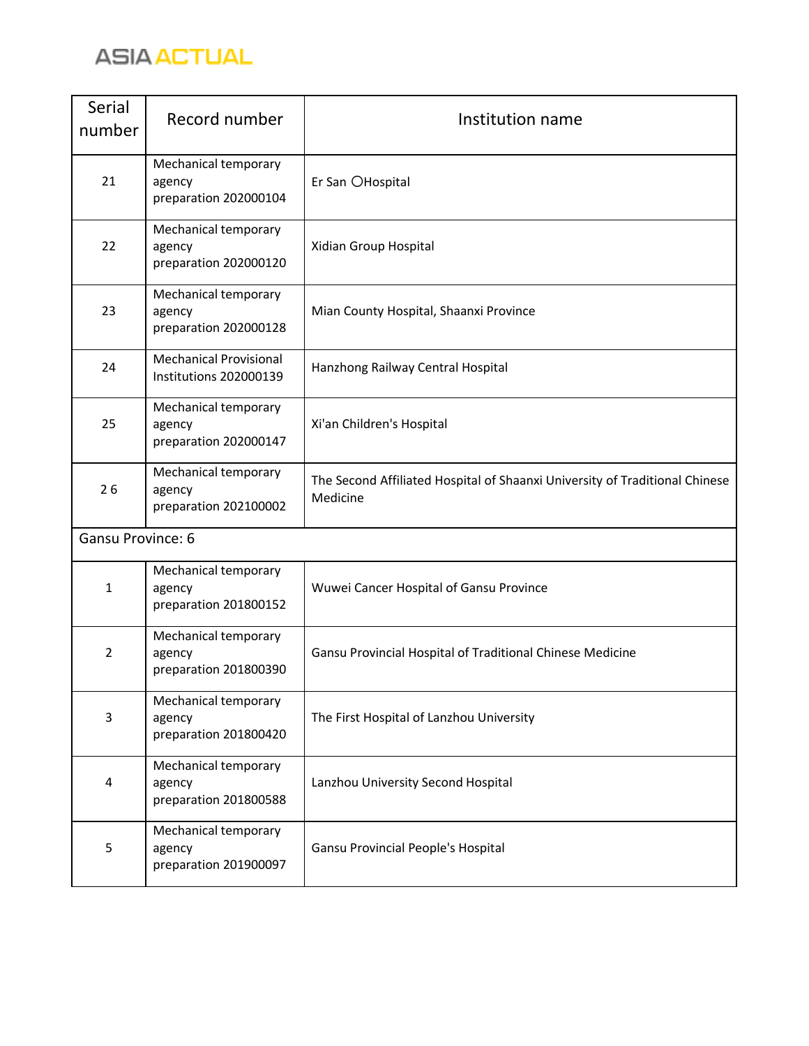| Serial number | Record number | Institution name |
| --- | --- | --- |
| 21 | Mechanical temporary agency preparation 202000104 | Er San 〇Hospital |
| 22 | Mechanical temporary agency preparation 202000120 | Xidian Group Hospital |
| 23 | Mechanical temporary agency preparation 202000128 | Mian County Hospital, Shaanxi Province |
| 24 | Mechanical Provisional Institutions 202000139 | Hanzhong Railway Central Hospital |
| 25 | Mechanical temporary agency preparation 202000147 | Xi'an Children's Hospital |
| 2 6 | Mechanical temporary agency preparation 202100002 | The Second Affiliated Hospital of Shaanxi University of Traditional Chinese Medicine |
| Gansu Province: 6 | | |
| 1 | Mechanical temporary agency preparation 201800152 | Wuwei Cancer Hospital of Gansu Province |
| 2 | Mechanical temporary agency preparation 201800390 | Gansu Provincial Hospital of Traditional Chinese Medicine |
| 3 | Mechanical temporary agency preparation 201800420 | The First Hospital of Lanzhou University |
| 4 | Mechanical temporary agency preparation 201800588 | Lanzhou University Second Hospital |
| 5 | Mechanical temporary agency preparation 201900097 | Gansu Provincial People's Hospital |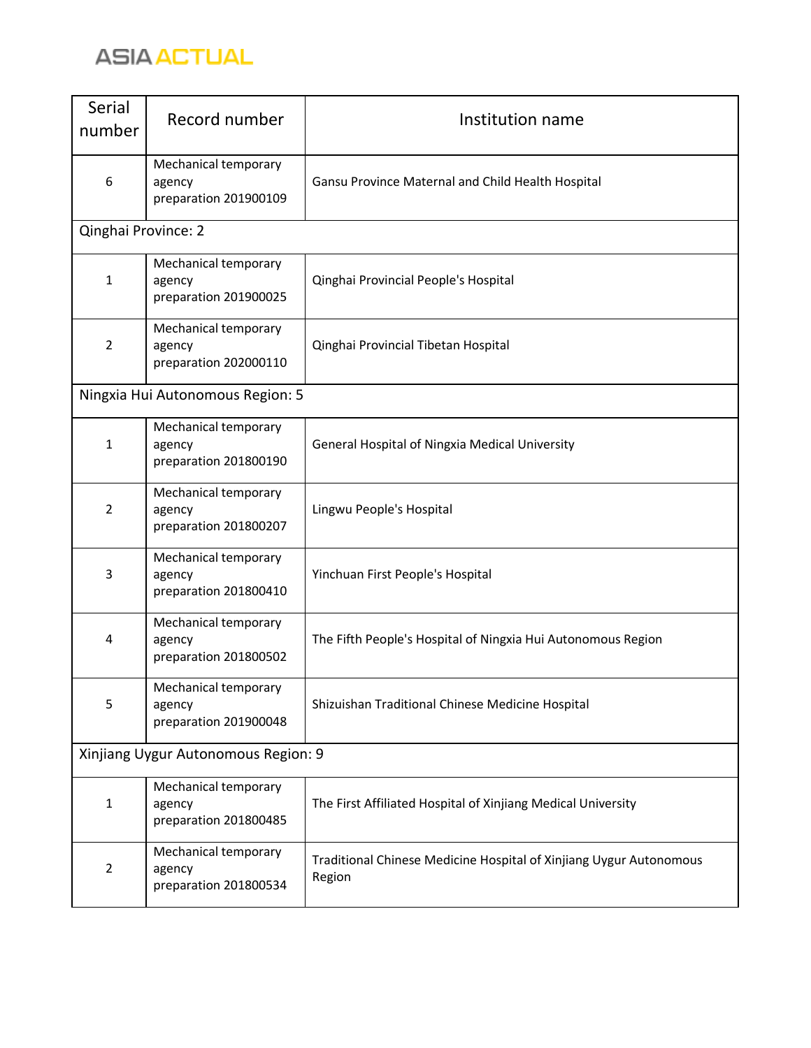| Serial number | Record number | Institution name |
|---|---|---|
| 6 | Mechanical temporary agency preparation 201900109 | Gansu Province Maternal and Child Health Hospital |
| Qinghai Province: 2 | | |
| 1 | Mechanical temporary agency preparation 201900025 | Qinghai Provincial People's Hospital |
| 2 | Mechanical temporary agency preparation 202000110 | Qinghai Provincial Tibetan Hospital |
| Ningxia Hui Autonomous Region: 5 | | |
| 1 | Mechanical temporary agency preparation 201800190 | General Hospital of Ningxia Medical University |
| 2 | Mechanical temporary agency preparation 201800207 | Lingwu People's Hospital |
| 3 | Mechanical temporary agency preparation 201800410 | Yinchuan First People's Hospital |
| 4 | Mechanical temporary agency preparation 201800502 | The Fifth People's Hospital of Ningxia Hui Autonomous Region |
| 5 | Mechanical temporary agency preparation 201900048 | Shizuishan Traditional Chinese Medicine Hospital |
| Xinjiang Uygur Autonomous Region: 9 | | |
| 1 | Mechanical temporary agency preparation 201800485 | The First Affiliated Hospital of Xinjiang Medical University |
| 2 | Mechanical temporary agency preparation 201800534 | Traditional Chinese Medicine Hospital of Xinjiang Uygur Autonomous Region |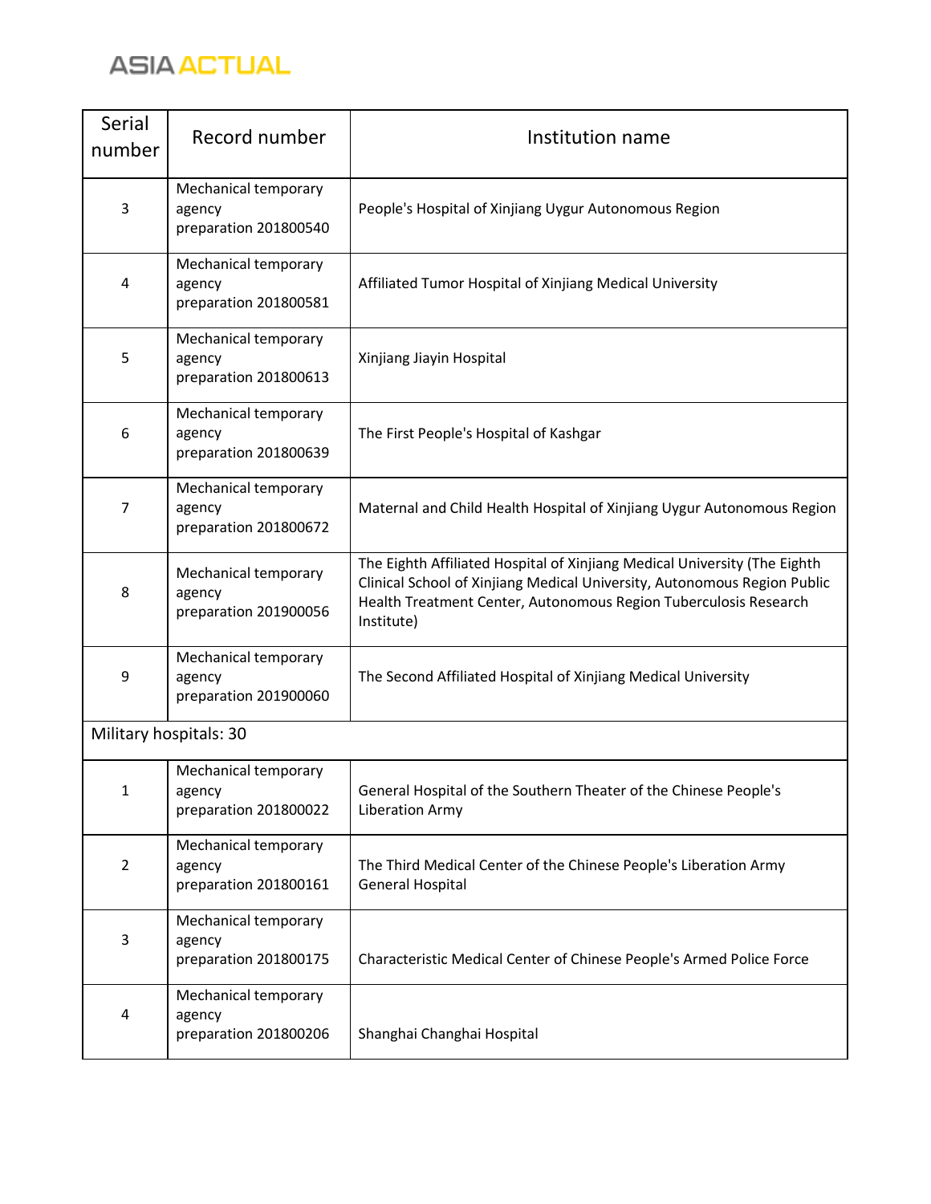| Serial number | Record number | Institution name |
|---|---|---|
| 3 | Mechanical temporary agency preparation 201800540 | People's Hospital of Xinjiang Uygur Autonomous Region |
| 4 | Mechanical temporary agency preparation 201800581 | Affiliated Tumor Hospital of Xinjiang Medical University |
| 5 | Mechanical temporary agency preparation 201800613 | Xinjiang Jiayin Hospital |
| 6 | Mechanical temporary agency preparation 201800639 | The First People's Hospital of Kashgar |
| 7 | Mechanical temporary agency preparation 201800672 | Maternal and Child Health Hospital of Xinjiang Uygur Autonomous Region |
| 8 | Mechanical temporary agency preparation 201900056 | The Eighth Affiliated Hospital of Xinjiang Medical University (The Eighth Clinical School of Xinjiang Medical University, Autonomous Region Public Health Treatment Center, Autonomous Region Tuberculosis Research Institute) |
| 9 | Mechanical temporary agency preparation 201900060 | The Second Affiliated Hospital of Xinjiang Medical University |
| Military hospitals: 30 | | |
| 1 | Mechanical temporary agency preparation 201800022 | General Hospital of the Southern Theater of the Chinese People's Liberation Army |
| 2 | Mechanical temporary agency preparation 201800161 | The Third Medical Center of the Chinese People's Liberation Army General Hospital |
| 3 | Mechanical temporary agency preparation 201800175 | Characteristic Medical Center of Chinese People's Armed Police Force |
| 4 | Mechanical temporary agency preparation 201800206 | Shanghai Changhai Hospital |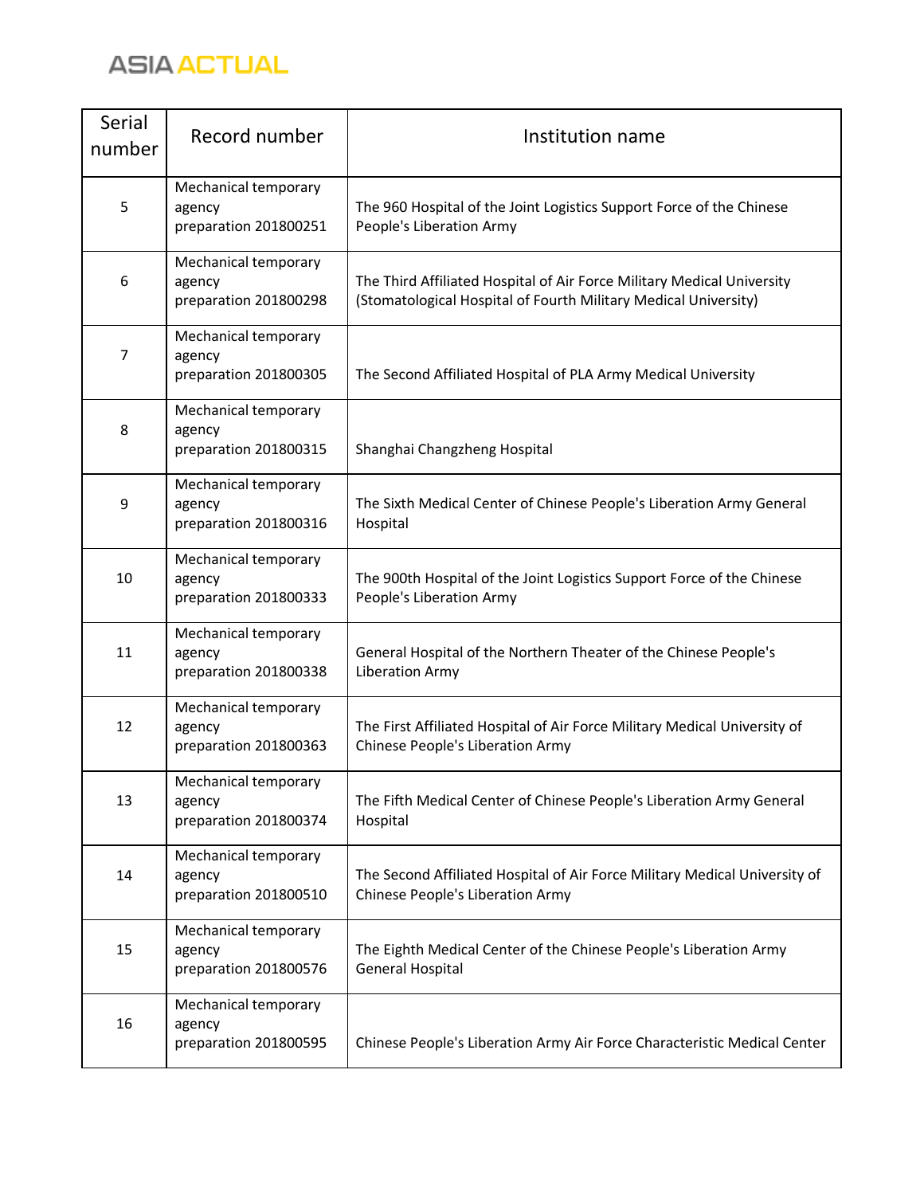| Serial number | Record number | Institution name |
|---|---|---|
| 5 | Mechanical temporary agency preparation 201800251 | The 960 Hospital of the Joint Logistics Support Force of the Chinese People's Liberation Army |
| 6 | Mechanical temporary agency preparation 201800298 | The Third Affiliated Hospital of Air Force Military Medical University (Stomatological Hospital of Fourth Military Medical University) |
| 7 | Mechanical temporary agency preparation 201800305 | The Second Affiliated Hospital of PLA Army Medical University |
| 8 | Mechanical temporary agency preparation 201800315 | Shanghai Changzheng Hospital |
| 9 | Mechanical temporary agency preparation 201800316 | The Sixth Medical Center of Chinese People's Liberation Army General Hospital |
| 10 | Mechanical temporary agency preparation 201800333 | The 900th Hospital of the Joint Logistics Support Force of the Chinese People's Liberation Army |
| 11 | Mechanical temporary agency preparation 201800338 | General Hospital of the Northern Theater of the Chinese People's Liberation Army |
| 12 | Mechanical temporary agency preparation 201800363 | The First Affiliated Hospital of Air Force Military Medical University of Chinese People's Liberation Army |
| 13 | Mechanical temporary agency preparation 201800374 | The Fifth Medical Center of Chinese People's Liberation Army General Hospital |
| 14 | Mechanical temporary agency preparation 201800510 | The Second Affiliated Hospital of Air Force Military Medical University of Chinese People's Liberation Army |
| 15 | Mechanical temporary agency preparation 201800576 | The Eighth Medical Center of the Chinese People's Liberation Army General Hospital |
| 16 | Mechanical temporary agency preparation 201800595 | Chinese People's Liberation Army Air Force Characteristic Medical Center |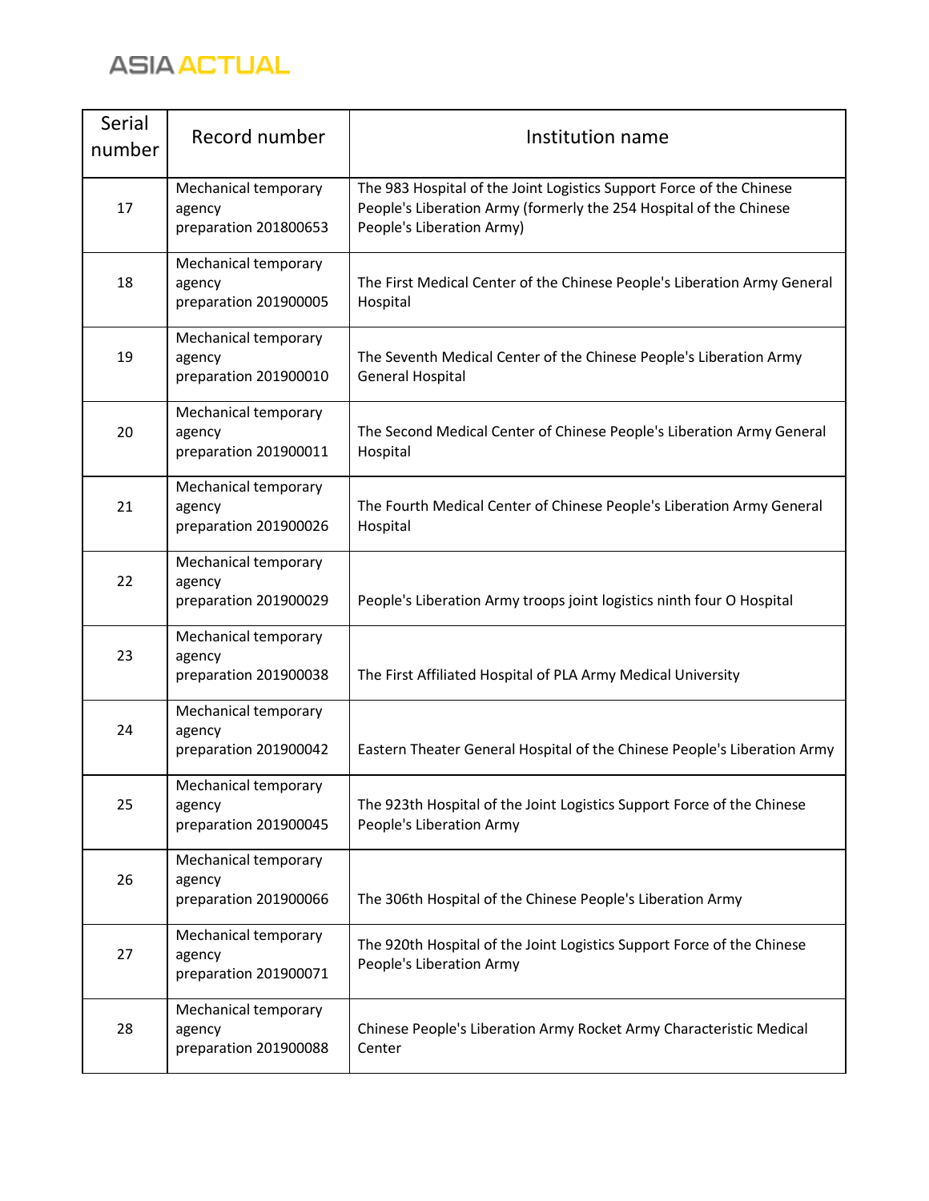| Serial number | Record number | Institution name |
| --- | --- | --- |
| 17 | Mechanical temporary agency preparation 201800653 | The 983 Hospital of the Joint Logistics Support Force of the Chinese People's Liberation Army (formerly the 254 Hospital of the Chinese People's Liberation Army) |
| 18 | Mechanical temporary agency preparation 201900005 | The First Medical Center of the Chinese People's Liberation Army General Hospital |
| 19 | Mechanical temporary agency preparation 201900010 | The Seventh Medical Center of the Chinese People's Liberation Army General Hospital |
| 20 | Mechanical temporary agency preparation 201900011 | The Second Medical Center of Chinese People's Liberation Army General Hospital |
| 21 | Mechanical temporary agency preparation 201900026 | The Fourth Medical Center of Chinese People's Liberation Army General Hospital |
| 22 | Mechanical temporary agency preparation 201900029 | People's Liberation Army troops joint logistics ninth four O Hospital |
| 23 | Mechanical temporary agency preparation 201900038 | The First Affiliated Hospital of PLA Army Medical University |
| 24 | Mechanical temporary agency preparation 201900042 | Eastern Theater General Hospital of the Chinese People's Liberation Army |
| 25 | Mechanical temporary agency preparation 201900045 | The 923th Hospital of the Joint Logistics Support Force of the Chinese People's Liberation Army |
| 26 | Mechanical temporary agency preparation 201900066 | The 306th Hospital of the Chinese People's Liberation Army |
| 27 | Mechanical temporary agency preparation 201900071 | The 920th Hospital of the Joint Logistics Support Force of the Chinese People's Liberation Army |
| 28 | Mechanical temporary agency preparation 201900088 | Chinese People's Liberation Army Rocket Army Characteristic Medical Center |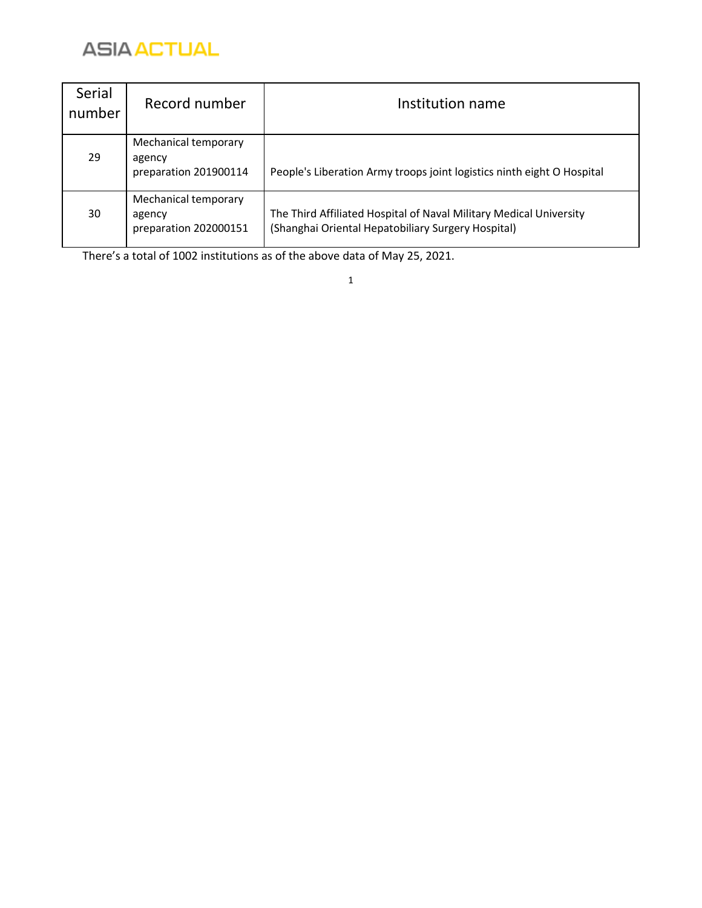| Serial number | Record number | Institution name |
| --- | --- | --- |
| 29 | Mechanical temporary agency preparation 201900114 | People's Liberation Army troops joint logistics ninth eight O Hospital |
| 30 | Mechanical temporary agency preparation 202000151 | The Third Affiliated Hospital of Naval Military Medical University (Shanghai Oriental Hepatobiliary Surgery Hospital) |

There's a total of 1002 institutions as of the above data of May 25, 2021.